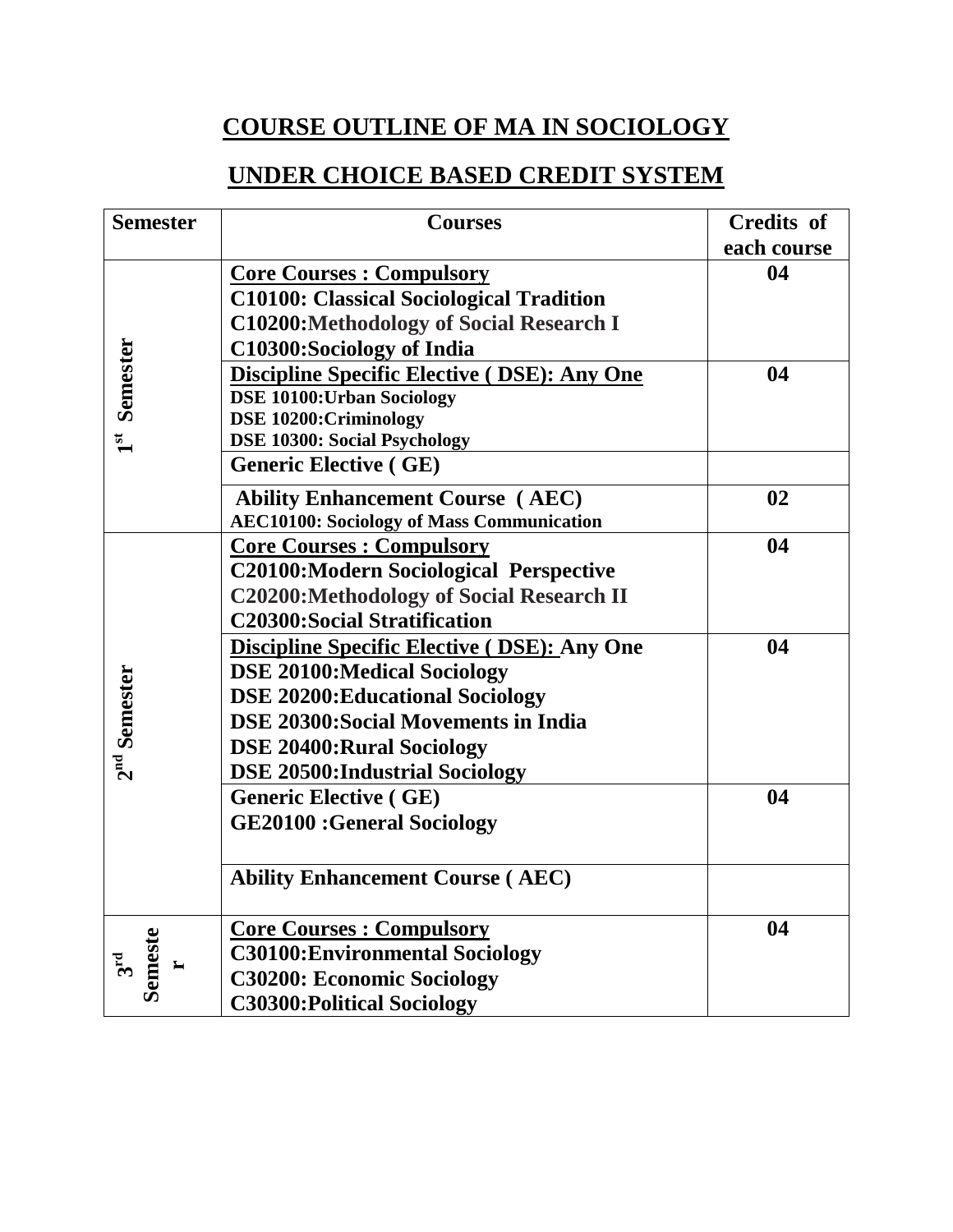# COURSE OUTLINE OF MA IN SOCIOLOGY

## UNDER CHOICE BASED CREDIT SYSTEM

| Semester | Courses | Credits of each course |
|---|---|---|
| 1st Semester | **Core Courses : Compulsory**<br>C10100: Classical Sociological Tradition<br>C10200:Methodology of Social Research I<br>C10300:Sociology of India | 04 |
| | **Discipline Specific Elective ( DSE): Any One**<br>DSE 10100:Urban Sociology<br>DSE 10200:Criminology<br>DSE 10300: Social Psychology | 04 |
| | **Generic Elective ( GE)** | |
| | **Ability Enhancement Course ( AEC)**<br>AEC10100: Sociology of Mass Communication | 02 |
| 2nd Semester | **Core Courses : Compulsory**<br>C20100:Modern Sociological Perspective<br>C20200:Methodology of Social Research II<br>C20300:Social Stratification | 04 |
| | **Discipline Specific Elective ( DSE): Any One**<br>DSE 20100:Medical Sociology<br>DSE 20200:Educational Sociology<br>DSE 20300:Social Movements in India<br>DSE 20400:Rural Sociology<br>DSE 20500:Industrial Sociology | 04 |
| | **Generic Elective ( GE)**<br>GE20100 :General Sociology | 04 |
| | **Ability Enhancement Course ( AEC)** | |
| 3rd Semester | **Core Courses : Compulsory**<br>C30100:Environmental Sociology<br>C30200: Economic Sociology<br>C30300:Political Sociology | 04 |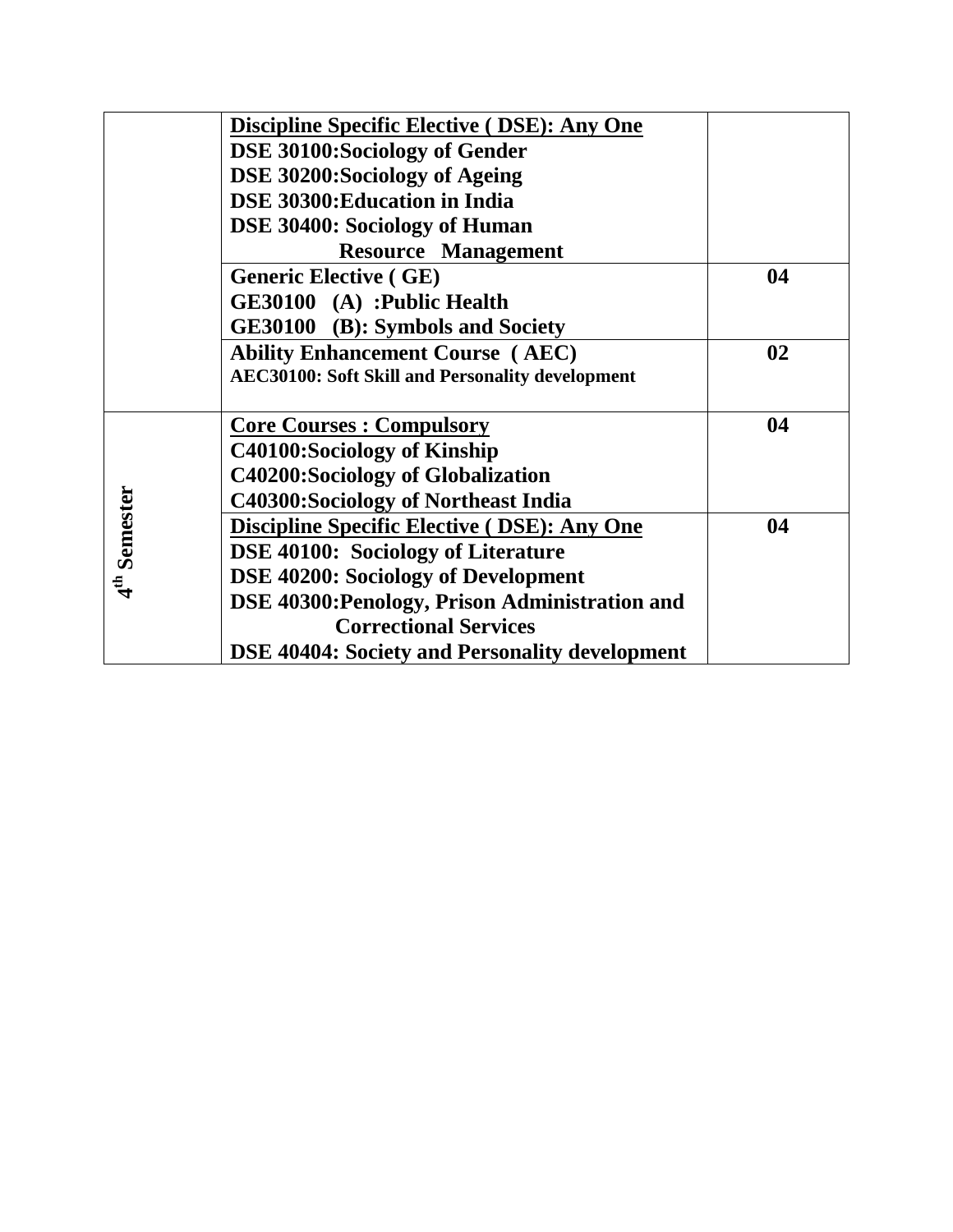| | | |
|---|---|---|
| | **Discipline Specific Elective ( DSE): Any One**<br>**DSE 30100:Sociology of Gender**<br>**DSE 30200:Sociology of Ageing**<br>**DSE 30300:Education in India**<br>**DSE 30400: Sociology of Human Resource Management** | |
| | **Generic Elective ( GE)**<br>**GE30100 (A) :Public Health**<br>**GE30100 (B): Symbols and Society** | **04** |
| | **Ability Enhancement Course ( AEC)**<br>**AEC30100: Soft Skill and Personality development** | **02** |
| **4th Semester** | **Core Courses : Compulsory**<br>**C40100:Sociology of Kinship**<br>**C40200:Sociology of Globalization**<br>**C40300:Sociology of Northeast India** | **04** |
| | **Discipline Specific Elective ( DSE): Any One**<br>**DSE 40100: Sociology of Literature**<br>**DSE 40200: Sociology of Development**<br>**DSE 40300:Penology, Prison Administration and Correctional Services**<br>**DSE 40404: Society and Personality development** | **04** |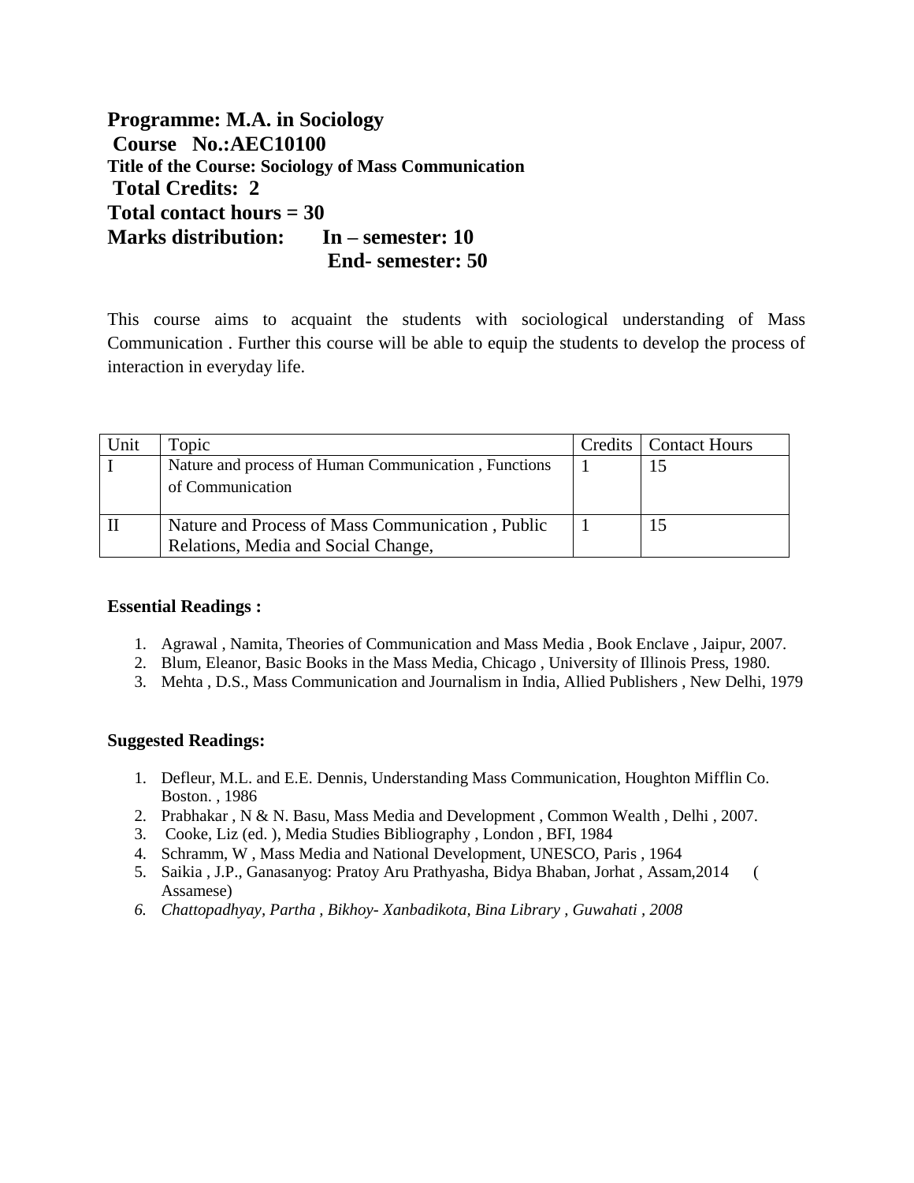**Programme: M.A. in Sociology**
**Course No.:AEC10100**
**Title of the Course: Sociology of Mass Communication**
**Total Credits: 2**
**Total contact hours = 30**
**Marks distribution: In – semester: 10**
**End- semester: 50**

This course aims to acquaint the students with sociological understanding of Mass Communication . Further this course will be able to equip the students to develop the process of interaction in everyday life.

| Unit | Topic | Credits | Contact Hours |
|---|---|---|---|
| I | Nature and process of Human Communication , Functions of Communication | 1 | 15 |
| II | Nature and Process of Mass Communication , Public Relations, Media and Social Change, | 1 | 15 |

**Essential Readings :**

1. Agrawal , Namita, Theories of Communication and Mass Media , Book Enclave , Jaipur, 2007.
2. Blum, Eleanor, Basic Books in the Mass Media, Chicago , University of Illinois Press, 1980.
3. Mehta , D.S., Mass Communication and Journalism in India, Allied Publishers , New Delhi, 1979

**Suggested Readings:**

1. Defleur, M.L. and E.E. Dennis, Understanding Mass Communication, Houghton Mifflin Co. Boston. , 1986
2. Prabhakar , N & N. Basu, Mass Media and Development , Common Wealth , Delhi , 2007.
3. Cooke, Liz (ed. ), Media Studies Bibliography , London , BFI, 1984
4. Schramm, W , Mass Media and National Development, UNESCO, Paris , 1964
5. Saikia , J.P., Ganasanyog: Pratoy Aru Prathyasha, Bidya Bhaban, Jorhat , Assam,2014 ( Assamese)
6. *Chattopadhyay, Partha , Bikhoy- Xanbadikota, Bina Library , Guwahati , 2008*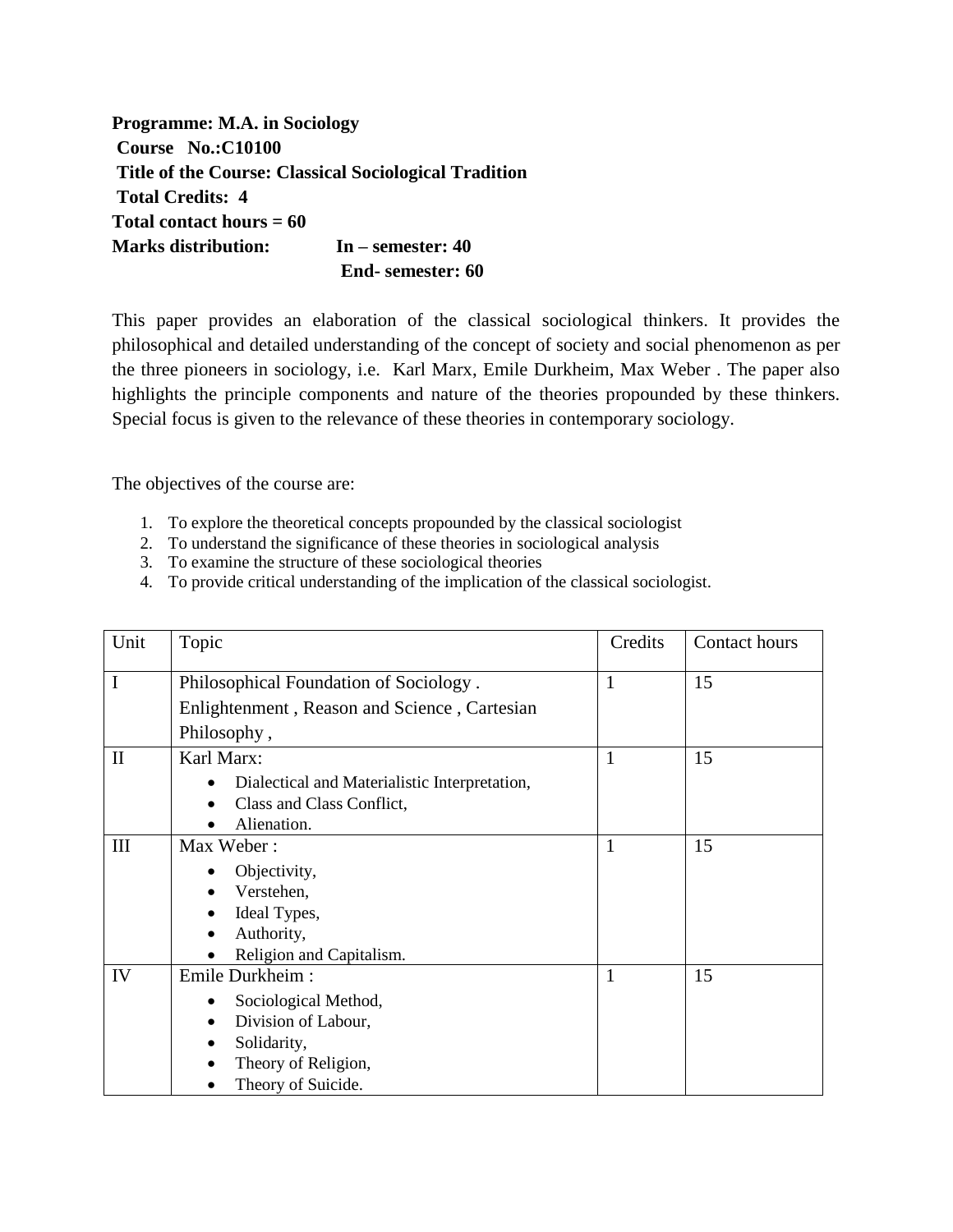**Programme: M.A. in Sociology**
**Course No.:C10100**
**Title of the Course: Classical Sociological Tradition**
**Total Credits: 4**
**Total contact hours = 60**
**Marks distribution: In – semester: 40**
**End- semester: 60**

This paper provides an elaboration of the classical sociological thinkers. It provides the philosophical and detailed understanding of the concept of society and social phenomenon as per the three pioneers in sociology, i.e. Karl Marx, Emile Durkheim, Max Weber . The paper also highlights the principle components and nature of the theories propounded by these thinkers. Special focus is given to the relevance of these theories in contemporary sociology.

The objectives of the course are:

1. To explore the theoretical concepts propounded by the classical sociologist
2. To understand the significance of these theories in sociological analysis
3. To examine the structure of these sociological theories
4. To provide critical understanding of the implication of the classical sociologist.

| Unit | Topic | Credits | Contact hours |
|---|---|---|---|
| I | Philosophical Foundation of Sociology . Enlightenment , Reason and Science , Cartesian Philosophy , | 1 | 15 |
| II | Karl Marx:<br>• Dialectical and Materialistic Interpretation,<br>• Class and Class Conflict,<br>• Alienation. | 1 | 15 |
| III | Max Weber :<br>• Objectivity,<br>• Verstehen,<br>• Ideal Types,<br>• Authority,<br>• Religion and Capitalism. | 1 | 15 |
| IV | Emile Durkheim :<br>• Sociological Method,<br>• Division of Labour,<br>• Solidarity,<br>• Theory of Religion,<br>• Theory of Suicide. | 1 | 15 |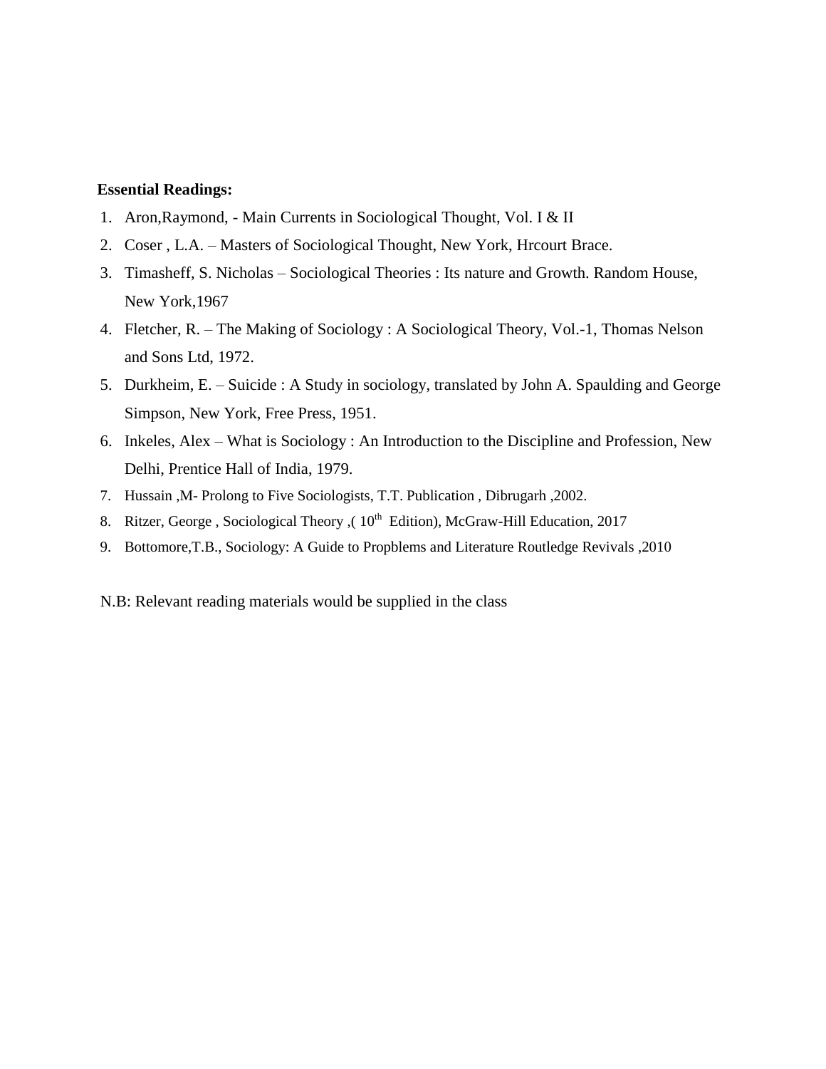**Essential Readings:**

1. Aron,Raymond, - Main Currents in Sociological Thought, Vol. I & II
2. Coser , L.A. – Masters of Sociological Thought, New York, Hrcourt Brace.
3. Timasheff, S. Nicholas – Sociological Theories : Its nature and Growth. Random House, New York,1967
4. Fletcher, R. – The Making of Sociology : A Sociological Theory, Vol.-1, Thomas Nelson and Sons Ltd, 1972.
5. Durkheim, E. – Suicide : A Study in sociology, translated by John A. Spaulding and George Simpson, New York, Free Press, 1951.
6. Inkeles, Alex – What is Sociology : An Introduction to the Discipline and Profession, New Delhi, Prentice Hall of India, 1979.
7. Hussain ,M- Prolong to Five Sociologists, T.T. Publication , Dibrugarh ,2002.
8. Ritzer, George , Sociological Theory ,( 10th Edition), McGraw-Hill Education, 2017
9. Bottomore,T.B., Sociology: A Guide to Propblems and Literature Routledge Revivals ,2010

N.B: Relevant reading materials would be supplied in the class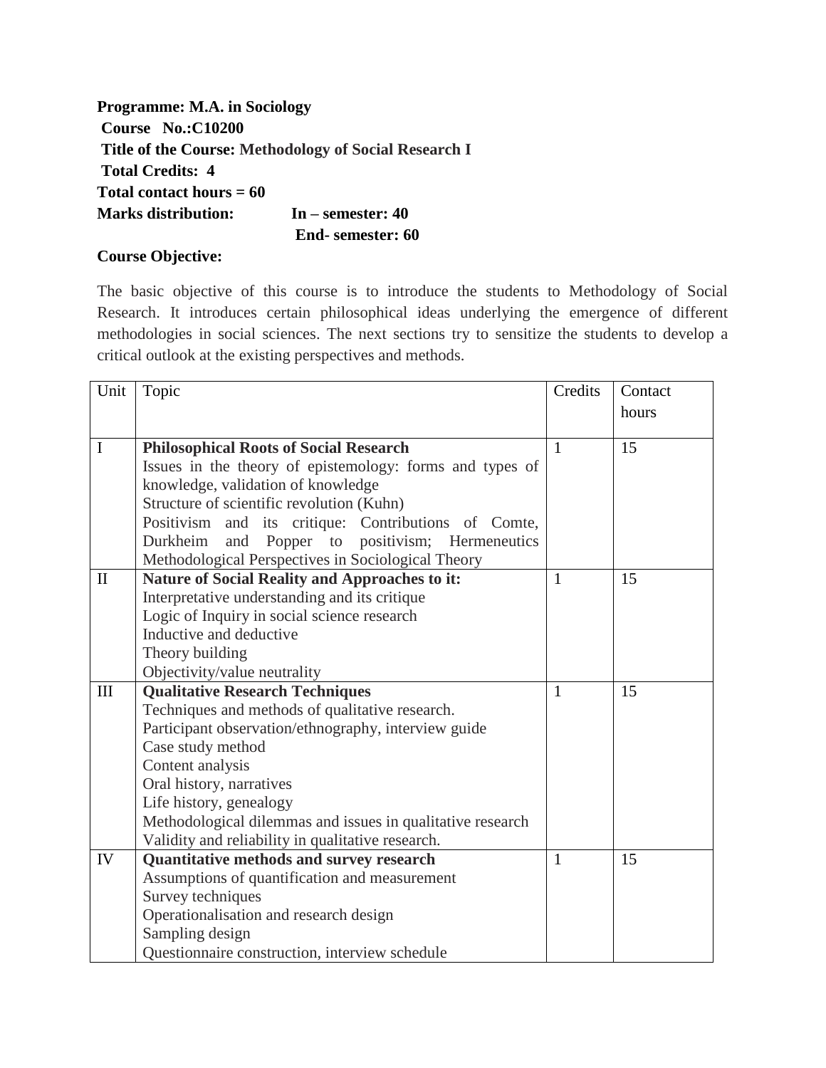**Programme: M.A. in Sociology**
**Course No.:C10200**
**Title of the Course: Methodology of Social Research I**
**Total Credits: 4**
**Total contact hours = 60**
**Marks distribution: In – semester: 40**
**End- semester: 60**

**Course Objective:**

The basic objective of this course is to introduce the students to Methodology of Social Research. It introduces certain philosophical ideas underlying the emergence of different methodologies in social sciences. The next sections try to sensitize the students to develop a critical outlook at the existing perspectives and methods.

| Unit | Topic | Credits | Contact hours |
|---|---|---|---|
| I | **Philosophical Roots of Social Research**<br>Issues in the theory of epistemology: forms and types of knowledge, validation of knowledge<br>Structure of scientific revolution (Kuhn)<br>Positivism and its critique: Contributions of Comte, Durkheim and Popper to positivism; Hermeneutics<br>Methodological Perspectives in Sociological Theory | 1 | 15 |
| II | **Nature of Social Reality and Approaches to it:**<br>Interpretative understanding and its critique<br>Logic of Inquiry in social science research<br>Inductive and deductive<br>Theory building<br>Objectivity/value neutrality | 1 | 15 |
| III | **Qualitative Research Techniques**<br>Techniques and methods of qualitative research.<br>Participant observation/ethnography, interview guide<br>Case study method<br>Content analysis<br>Oral history, narratives<br>Life history, genealogy<br>Methodological dilemmas and issues in qualitative research<br>Validity and reliability in qualitative research. | 1 | 15 |
| IV | **Quantitative methods and survey research**<br>Assumptions of quantification and measurement<br>Survey techniques<br>Operationalisation and research design<br>Sampling design<br>Questionnaire construction, interview schedule | 1 | 15 |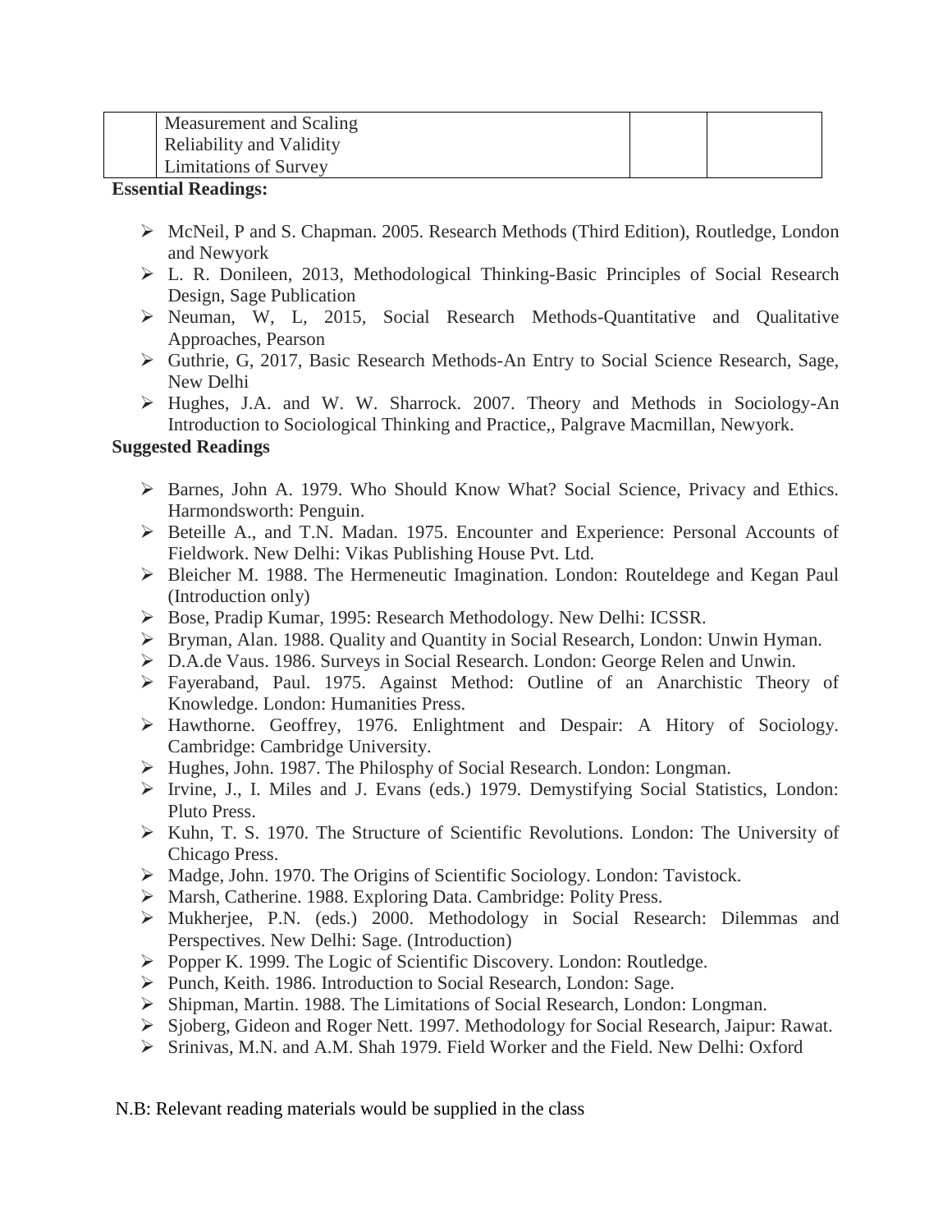| | Measurement and Scaling<br>Reliability and Validity<br>Limitations of Survey | | |
|---|---|---|---|

**Essential Readings:**

- McNeil, P and S. Chapman. 2005. Research Methods (Third Edition), Routledge, London and Newyork
- L. R. Donileen, 2013, Methodological Thinking-Basic Principles of Social Research Design, Sage Publication
- Neuman, W, L, 2015, Social Research Methods-Quantitative and Qualitative Approaches, Pearson
- Guthrie, G, 2017, Basic Research Methods-An Entry to Social Science Research, Sage, New Delhi
- Hughes, J.A. and W. W. Sharrock. 2007. Theory and Methods in Sociology-An Introduction to Sociological Thinking and Practice,, Palgrave Macmillan, Newyork.

**Suggested Readings**

- Barnes, John A. 1979. Who Should Know What? Social Science, Privacy and Ethics. Harmondsworth: Penguin.
- Beteille A., and T.N. Madan. 1975. Encounter and Experience: Personal Accounts of Fieldwork. New Delhi: Vikas Publishing House Pvt. Ltd.
- Bleicher M. 1988. The Hermeneutic Imagination. London: Routeldege and Kegan Paul (Introduction only)
- Bose, Pradip Kumar, 1995: Research Methodology. New Delhi: ICSSR.
- Bryman, Alan. 1988. Quality and Quantity in Social Research, London: Unwin Hyman.
- D.A.de Vaus. 1986. Surveys in Social Research. London: George Relen and Unwin.
- Fayeraband, Paul. 1975. Against Method: Outline of an Anarchistic Theory of Knowledge. London: Humanities Press.
- Hawthorne. Geoffrey, 1976. Enlightment and Despair: A Hitory of Sociology. Cambridge: Cambridge University.
- Hughes, John. 1987. The Philosphy of Social Research. London: Longman.
- Irvine, J., I. Miles and J. Evans (eds.) 1979. Demystifying Social Statistics, London: Pluto Press.
- Kuhn, T. S. 1970. The Structure of Scientific Revolutions. London: The University of Chicago Press.
- Madge, John. 1970. The Origins of Scientific Sociology. London: Tavistock.
- Marsh, Catherine. 1988. Exploring Data. Cambridge: Polity Press.
- Mukherjee, P.N. (eds.) 2000. Methodology in Social Research: Dilemmas and Perspectives. New Delhi: Sage. (Introduction)
- Popper K. 1999. The Logic of Scientific Discovery. London: Routledge.
- Punch, Keith. 1986. Introduction to Social Research, London: Sage.
- Shipman, Martin. 1988. The Limitations of Social Research, London: Longman.
- Sjoberg, Gideon and Roger Nett. 1997. Methodology for Social Research, Jaipur: Rawat.
- Srinivas, M.N. and A.M. Shah 1979. Field Worker and the Field. New Delhi: Oxford

N.B: Relevant reading materials would be supplied in the class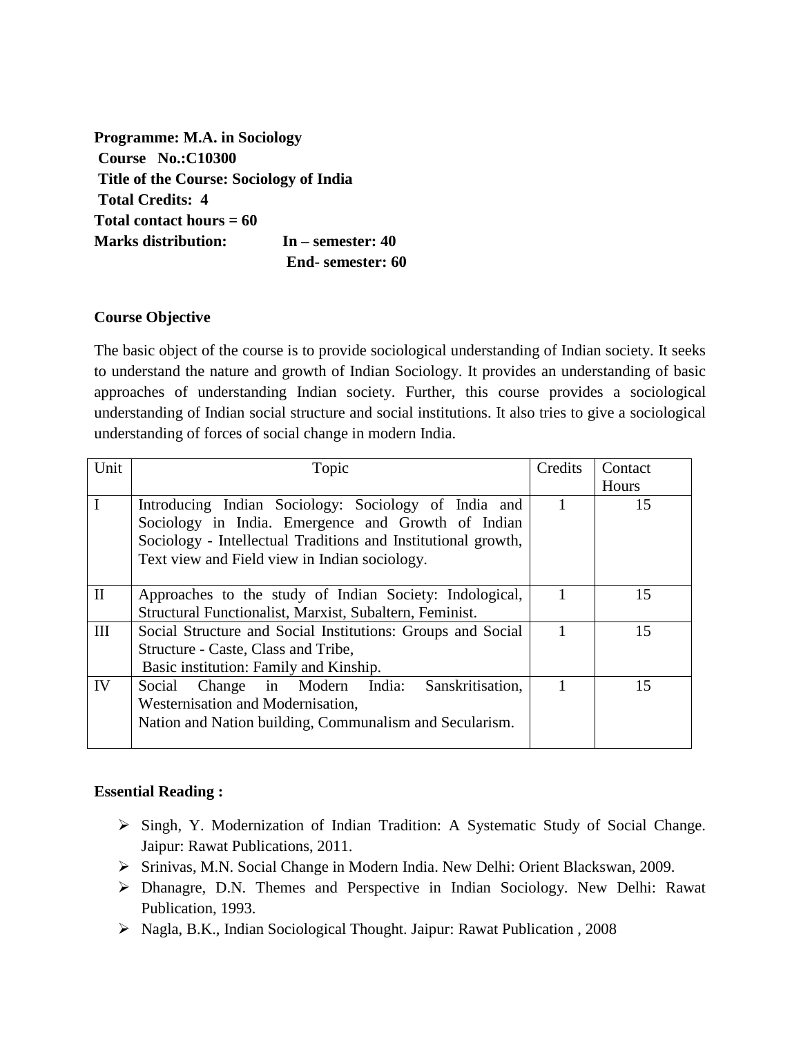**Programme: M.A. in Sociology**
**Course No.:C10300**
**Title of the Course: Sociology of India**
**Total Credits: 4**
**Total contact hours = 60**
**Marks distribution: In – semester: 40**
**End- semester: 60**

**Course Objective**

The basic object of the course is to provide sociological understanding of Indian society. It seeks to understand the nature and growth of Indian Sociology. It provides an understanding of basic approaches of understanding Indian society. Further, this course provides a sociological understanding of Indian social structure and social institutions. It also tries to give a sociological understanding of forces of social change in modern India.

| Unit | Topic | Credits | Contact Hours |
|---|---|---|---|
| I | Introducing Indian Sociology: Sociology of India and Sociology in India. Emergence and Growth of Indian Sociology - Intellectual Traditions and Institutional growth, Text view and Field view in Indian sociology. | 1 | 15 |
| II | Approaches to the study of Indian Society: Indological, Structural Functionalist, Marxist, Subaltern, Feminist. | 1 | 15 |
| III | Social Structure and Social Institutions: Groups and Social Structure - Caste, Class and Tribe, Basic institution: Family and Kinship. | 1 | 15 |
| IV | Social Change in Modern India: Sanskritisation, Westernisation and Modernisation, Nation and Nation building, Communalism and Secularism. | 1 | 15 |

**Essential Reading :**

- Singh, Y. Modernization of Indian Tradition: A Systematic Study of Social Change. Jaipur: Rawat Publications, 2011.
- Srinivas, M.N. Social Change in Modern India. New Delhi: Orient Blackswan, 2009.
- Dhanagre, D.N. Themes and Perspective in Indian Sociology. New Delhi: Rawat Publication, 1993.
- Nagla, B.K., Indian Sociological Thought. Jaipur: Rawat Publication , 2008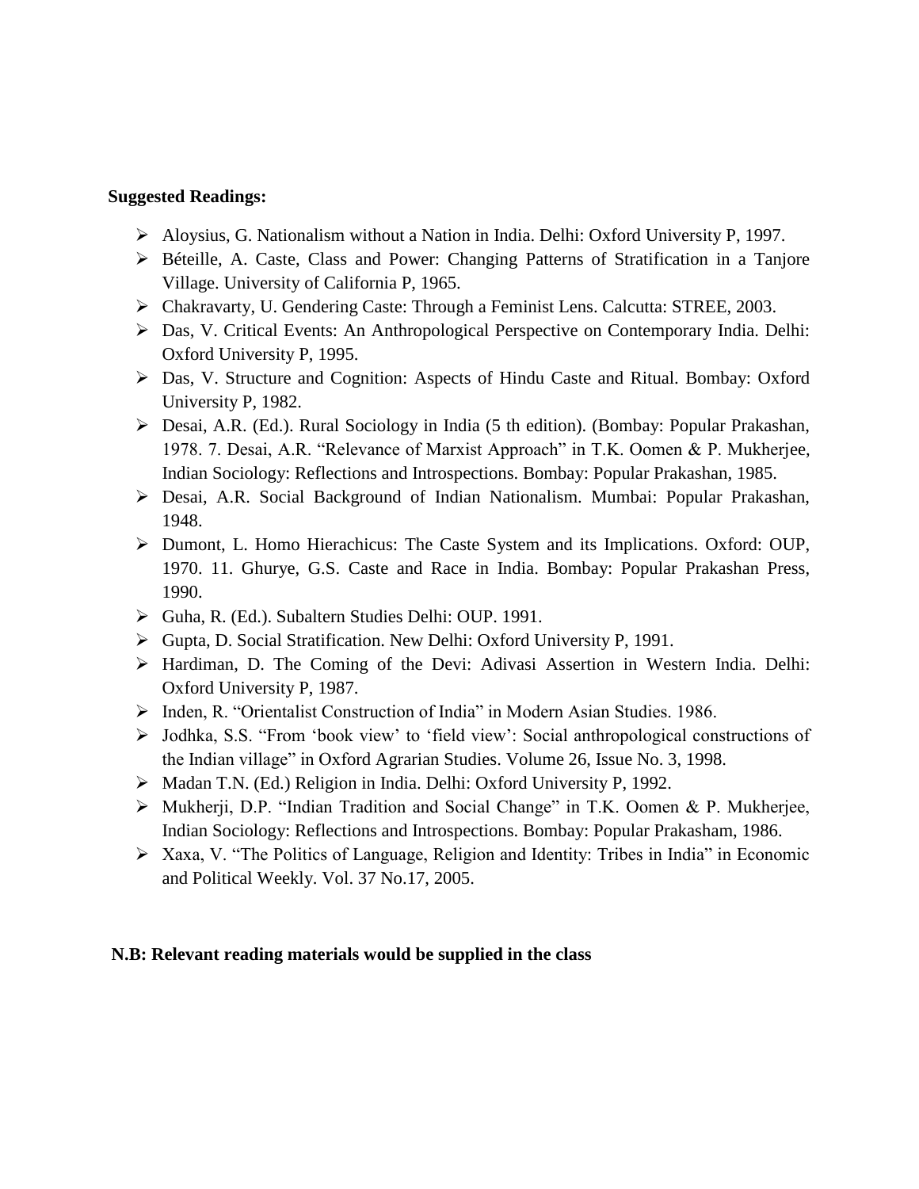**Suggested Readings:**

- Aloysius, G. Nationalism without a Nation in India. Delhi: Oxford University P, 1997.
- Béteille, A. Caste, Class and Power: Changing Patterns of Stratification in a Tanjore Village. University of California P, 1965.
- Chakravarty, U. Gendering Caste: Through a Feminist Lens. Calcutta: STREE, 2003.
- Das, V. Critical Events: An Anthropological Perspective on Contemporary India. Delhi: Oxford University P, 1995.
- Das, V. Structure and Cognition: Aspects of Hindu Caste and Ritual. Bombay: Oxford University P, 1982.
- Desai, A.R. (Ed.). Rural Sociology in India (5 th edition). (Bombay: Popular Prakashan, 1978. 7. Desai, A.R. "Relevance of Marxist Approach" in T.K. Oomen & P. Mukherjee, Indian Sociology: Reflections and Introspections. Bombay: Popular Prakashan, 1985.
- Desai, A.R. Social Background of Indian Nationalism. Mumbai: Popular Prakashan, 1948.
- Dumont, L. Homo Hierachicus: The Caste System and its Implications. Oxford: OUP, 1970. 11. Ghurye, G.S. Caste and Race in India. Bombay: Popular Prakashan Press, 1990.
- Guha, R. (Ed.). Subaltern Studies Delhi: OUP. 1991.
- Gupta, D. Social Stratification. New Delhi: Oxford University P, 1991.
- Hardiman, D. The Coming of the Devi: Adivasi Assertion in Western India. Delhi: Oxford University P, 1987.
- Inden, R. "Orientalist Construction of India" in Modern Asian Studies. 1986.
- Jodhka, S.S. "From 'book view' to 'field view': Social anthropological constructions of the Indian village" in Oxford Agrarian Studies. Volume 26, Issue No. 3, 1998.
- Madan T.N. (Ed.) Religion in India. Delhi: Oxford University P, 1992.
- Mukherji, D.P. "Indian Tradition and Social Change" in T.K. Oomen & P. Mukherjee, Indian Sociology: Reflections and Introspections. Bombay: Popular Prakasham, 1986.
- Xaxa, V. "The Politics of Language, Religion and Identity: Tribes in India" in Economic and Political Weekly. Vol. 37 No.17, 2005.

**N.B: Relevant reading materials would be supplied in the class**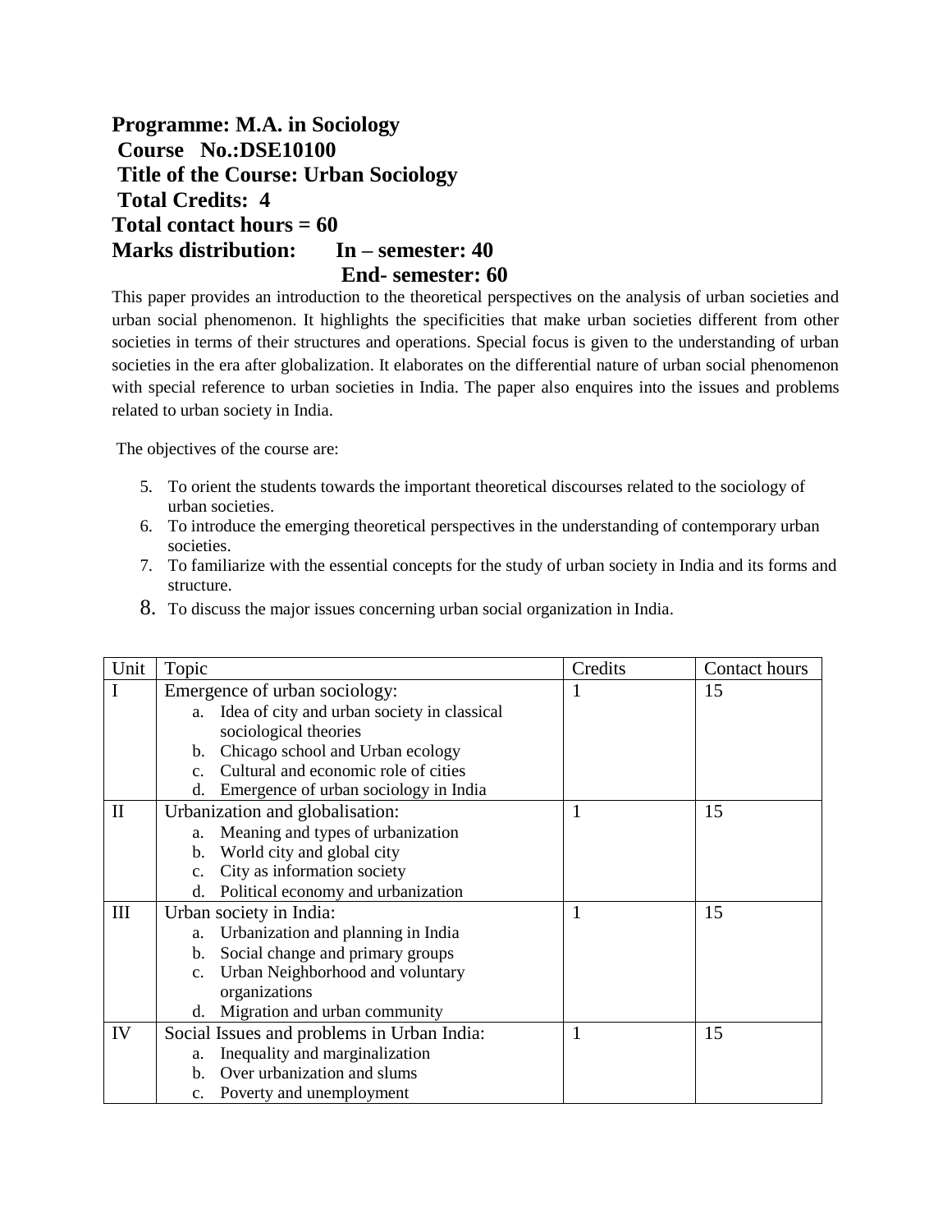**Programme: M.A. in Sociology**
**Course No.:DSE10100**
**Title of the Course: Urban Sociology**
**Total Credits: 4**
**Total contact hours = 60**
**Marks distribution: In – semester: 40**
**End- semester: 60**

This paper provides an introduction to the theoretical perspectives on the analysis of urban societies and urban social phenomenon. It highlights the specificities that make urban societies different from other societies in terms of their structures and operations. Special focus is given to the understanding of urban societies in the era after globalization. It elaborates on the differential nature of urban social phenomenon with special reference to urban societies in India. The paper also enquires into the issues and problems related to urban society in India.

The objectives of the course are:

5. To orient the students towards the important theoretical discourses related to the sociology of urban societies.
6. To introduce the emerging theoretical perspectives in the understanding of contemporary urban societies.
7. To familiarize with the essential concepts for the study of urban society in India and its forms and structure.
8. To discuss the major issues concerning urban social organization in India.

| Unit | Topic | Credits | Contact hours |
|---|---|---|---|
| I | Emergence of urban sociology:<br>a. Idea of city and urban society in classical sociological theories<br>b. Chicago school and Urban ecology<br>c. Cultural and economic role of cities<br>d. Emergence of urban sociology in India | 1 | 15 |
| II | Urbanization and globalisation:<br>a. Meaning and types of urbanization<br>b. World city and global city<br>c. City as information society<br>d. Political economy and urbanization | 1 | 15 |
| III | Urban society in India:<br>a. Urbanization and planning in India<br>b. Social change and primary groups<br>c. Urban Neighborhood and voluntary organizations<br>d. Migration and urban community | 1 | 15 |
| IV | Social Issues and problems in Urban India:<br>a. Inequality and marginalization<br>b. Over urbanization and slums<br>c. Poverty and unemployment | 1 | 15 |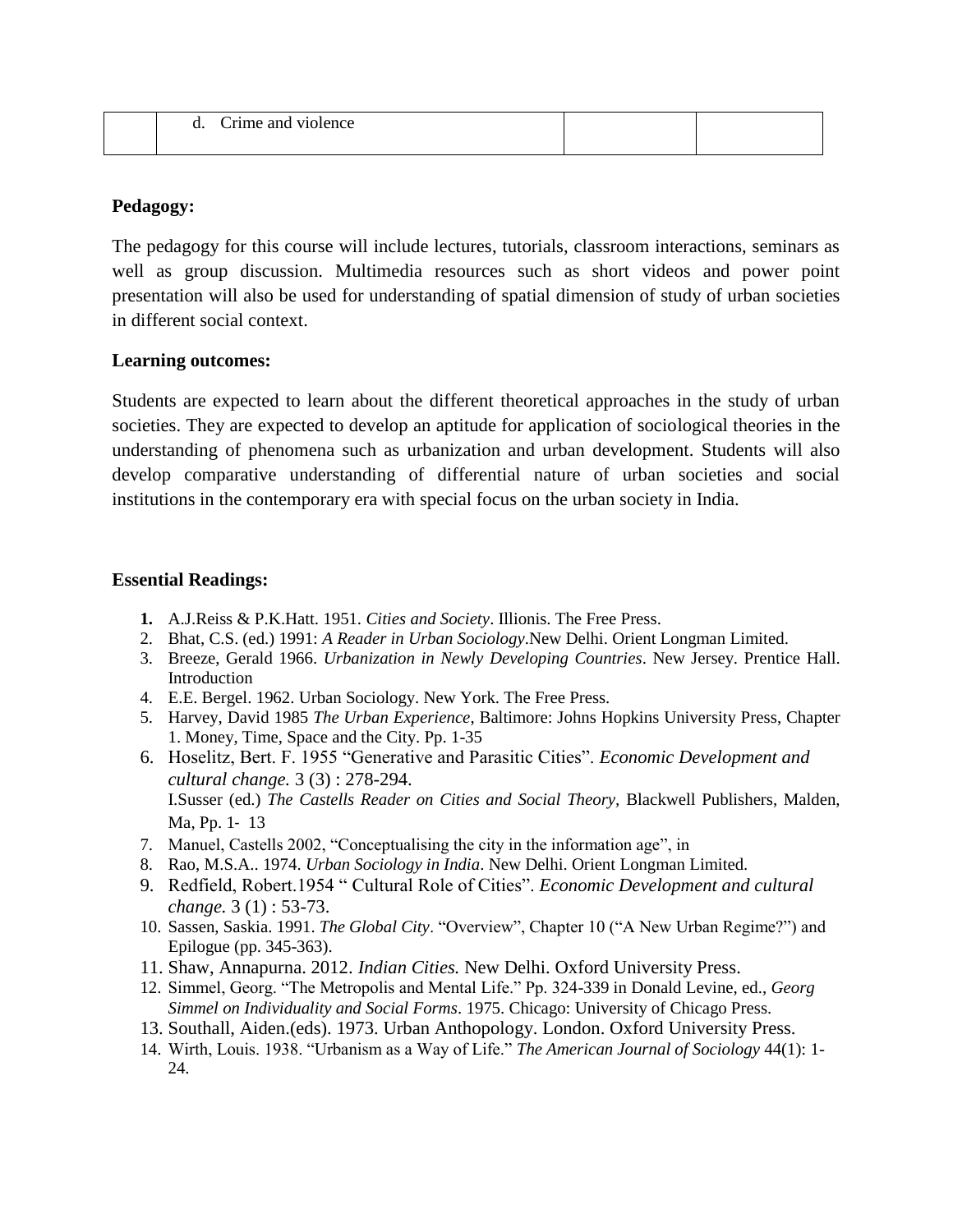|  | d. Crime and violence |  |  |
|---|---|---|---|

**Pedagogy:**

The pedagogy for this course will include lectures, tutorials, classroom interactions, seminars as well as group discussion. Multimedia resources such as short videos and power point presentation will also be used for understanding of spatial dimension of study of urban societies in different social context.

**Learning outcomes:**

Students are expected to learn about the different theoretical approaches in the study of urban societies. They are expected to develop an aptitude for application of sociological theories in the understanding of phenomena such as urbanization and urban development. Students will also develop comparative understanding of differential nature of urban societies and social institutions in the contemporary era with special focus on the urban society in India.

**Essential Readings:**

1. A.J.Reiss & P.K.Hatt. 1951. *Cities and Society*. Illionis. The Free Press.
2. Bhat, C.S. (ed.) 1991: *A Reader in Urban Sociology*.New Delhi. Orient Longman Limited.
3. Breeze, Gerald 1966. *Urbanization in Newly Developing Countries*. New Jersey. Prentice Hall. Introduction
4. E.E. Bergel. 1962. Urban Sociology. New York. The Free Press.
5. Harvey, David 1985 *The Urban Experience*, Baltimore: Johns Hopkins University Press, Chapter 1. Money, Time, Space and the City. Pp. 1-35
6. Hoselitz, Bert. F. 1955 "Generative and Parasitic Cities". *Economic Development and cultural change.* 3 (3) : 278-294.
   I.Susser (ed.) *The Castells Reader on Cities and Social Theory*, Blackwell Publishers, Malden, Ma, Pp. 1- 13
7. Manuel, Castells 2002, "Conceptualising the city in the information age", in
8. Rao, M.S.A.. 1974. *Urban Sociology in India*. New Delhi. Orient Longman Limited.
9. Redfield, Robert.1954 " Cultural Role of Cities". *Economic Development and cultural change.* 3 (1) : 53-73.
10. Sassen, Saskia. 1991. *The Global City*. "Overview", Chapter 10 ("A New Urban Regime?") and Epilogue (pp. 345-363).
11. Shaw, Annapurna. 2012. *Indian Cities.* New Delhi. Oxford University Press.
12. Simmel, Georg. "The Metropolis and Mental Life." Pp. 324-339 in Donald Levine, ed., *Georg Simmel on Individuality and Social Forms*. 1975. Chicago: University of Chicago Press.
13. Southall, Aiden.(eds). 1973. Urban Anthopology. London. Oxford University Press.
14. Wirth, Louis. 1938. "Urbanism as a Way of Life." *The American Journal of Sociology* 44(1): 1-24.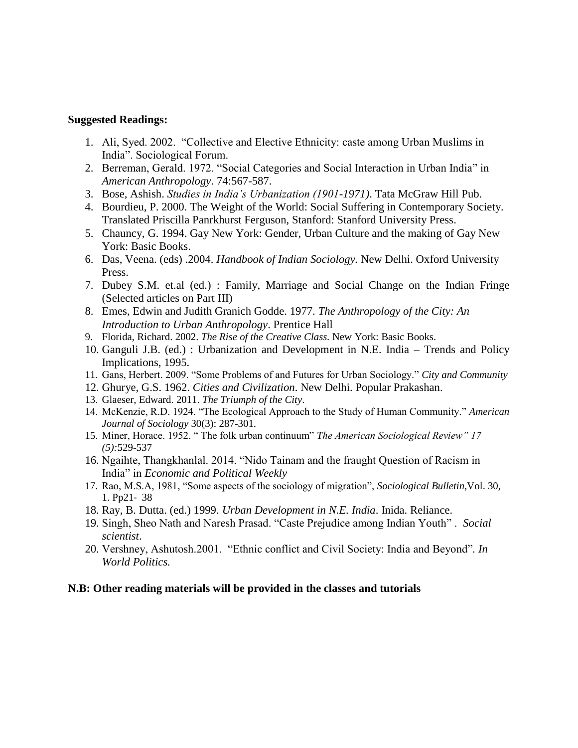**Suggested Readings:**

1. Ali, Syed. 2002. "Collective and Elective Ethnicity: caste among Urban Muslims in India". Sociological Forum.
2. Berreman, Gerald. 1972. "Social Categories and Social Interaction in Urban India" in *American Anthropology*. 74:567-587.
3. Bose, Ashish. *Studies in India's Urbanization (1901-1971)*. Tata McGraw Hill Pub.
4. Bourdieu, P. 2000. The Weight of the World: Social Suffering in Contemporary Society. Translated Priscilla Panrkhurst Ferguson, Stanford: Stanford University Press.
5. Chauncy, G. 1994. Gay New York: Gender, Urban Culture and the making of Gay New York: Basic Books.
6. Das, Veena. (eds) .2004. *Handbook of Indian Sociology.* New Delhi. Oxford University Press.
7. Dubey S.M. et.al (ed.) : Family, Marriage and Social Change on the Indian Fringe (Selected articles on Part III)
8. Emes, Edwin and Judith Granich Godde. 1977. *The Anthropology of the City: An Introduction to Urban Anthropology*. Prentice Hall
9. Florida, Richard. 2002. *The Rise of the Creative Class.* New York: Basic Books.
10. Ganguli J.B. (ed.) : Urbanization and Development in N.E. India – Trends and Policy Implications, 1995.
11. Gans, Herbert. 2009. "Some Problems of and Futures for Urban Sociology." *City and Community*
12. Ghurye, G.S. 1962. *Cities and Civilization*. New Delhi. Popular Prakashan.
13. Glaeser, Edward. 2011. *The Triumph of the City*.
14. McKenzie, R.D. 1924. "The Ecological Approach to the Study of Human Community." *American Journal of Sociology* 30(3): 287-301.
15. Miner, Horace. 1952. " The folk urban continuum" *The American Sociological Review" 17 (5):*529-537
16. Ngaihte, Thangkhanlal. 2014. "Nido Tainam and the fraught Question of Racism in India" in *Economic and Political Weekly*
17. Rao, M.S.A, 1981, "Some aspects of the sociology of migration", *Sociological Bulletin*,Vol. 30, 1. Pp21- 38
18. Ray, B. Dutta. (ed.) 1999. *Urban Development in N.E. India*. Inida. Reliance.
19. Singh, Sheo Nath and Naresh Prasad. "Caste Prejudice among Indian Youth" . *Social scientist*.
20. Vershney, Ashutosh.2001. "Ethnic conflict and Civil Society: India and Beyond". *In World Politics.*

**N.B: Other reading materials will be provided in the classes and tutorials**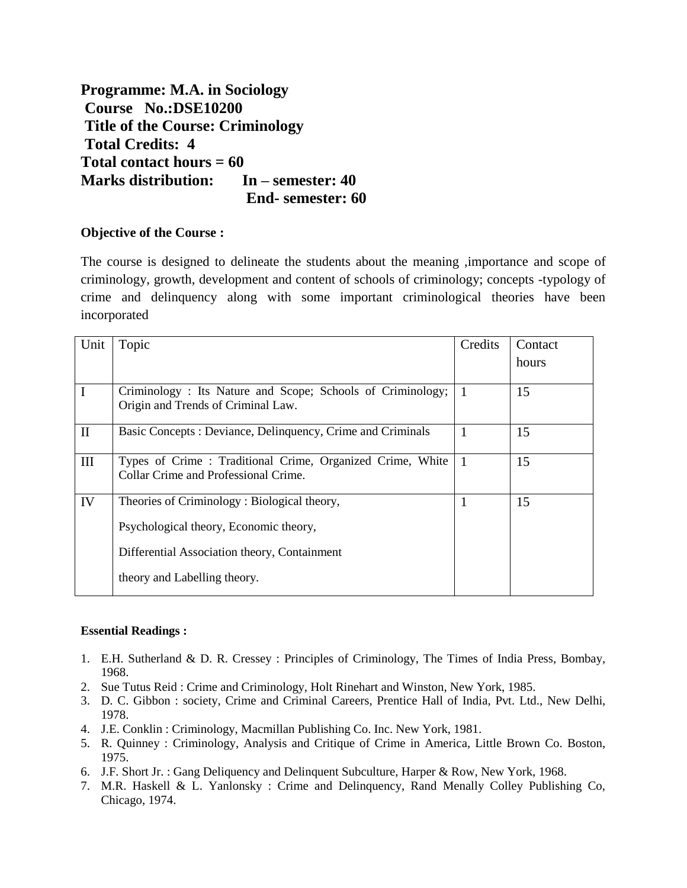**Programme: M.A. in Sociology**
**Course No.:DSE10200**
**Title of the Course: Criminology**
**Total Credits: 4**
**Total contact hours = 60**
**Marks distribution: In – semester: 40**
**End- semester: 60**

**Objective of the Course :**

The course is designed to delineate the students about the meaning ,importance and scope of criminology, growth, development and content of schools of criminology; concepts -typology of crime and delinquency along with some important criminological theories have been incorporated

| Unit | Topic | Credits | Contact hours |
|---|---|---|---|
| I | Criminology : Its Nature and Scope; Schools of Criminology; Origin and Trends of Criminal Law. | 1 | 15 |
| II | Basic Concepts : Deviance, Delinquency, Crime and Criminals | 1 | 15 |
| III | Types of Crime : Traditional Crime, Organized Crime, White Collar Crime and Professional Crime. | 1 | 15 |
| IV | Theories of Criminology : Biological theory, Psychological theory, Economic theory, Differential Association theory, Containment theory and Labelling theory. | 1 | 15 |

**Essential Readings :**

1. E.H. Sutherland & D. R. Cressey : Principles of Criminology, The Times of India Press, Bombay, 1968.
2. Sue Tutus Reid : Crime and Criminology, Holt Rinehart and Winston, New York, 1985.
3. D. C. Gibbon : society, Crime and Criminal Careers, Prentice Hall of India, Pvt. Ltd., New Delhi, 1978.
4. J.E. Conklin : Criminology, Macmillan Publishing Co. Inc. New York, 1981.
5. R. Quinney : Criminology, Analysis and Critique of Crime in America, Little Brown Co. Boston, 1975.
6. J.F. Short Jr. : Gang Deliquency and Delinquent Subculture, Harper & Row, New York, 1968.
7. M.R. Haskell & L. Yanlonsky : Crime and Delinquency, Rand Menally Colley Publishing Co, Chicago, 1974.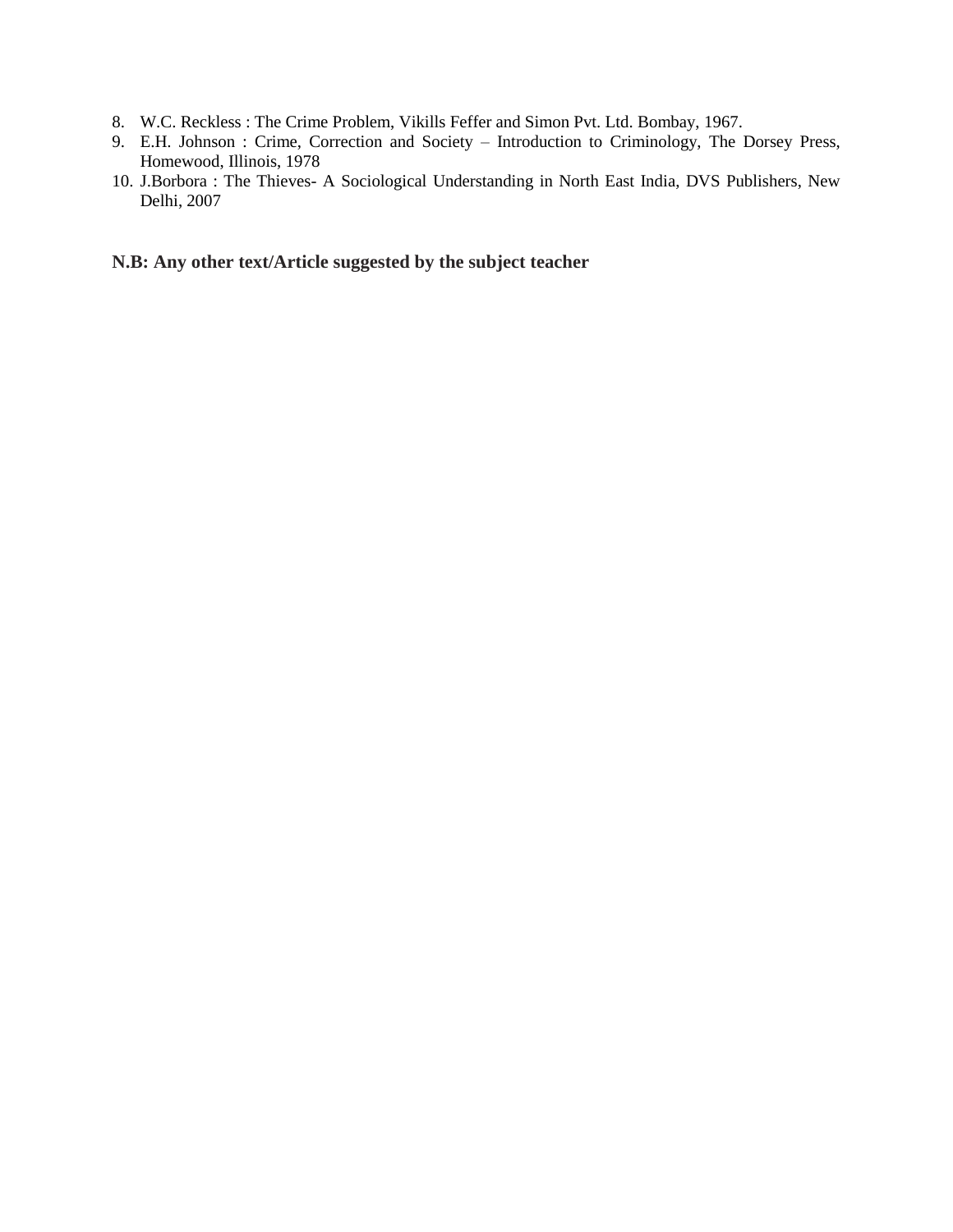8. W.C. Reckless : The Crime Problem, Vikills Feffer and Simon Pvt. Ltd. Bombay, 1967.
9. E.H. Johnson : Crime, Correction and Society – Introduction to Criminology, The Dorsey Press, Homewood, Illinois, 1978
10. J.Borbora : The Thieves- A Sociological Understanding in North East India, DVS Publishers, New Delhi, 2007

**N.B: Any other text/Article suggested by the subject teacher**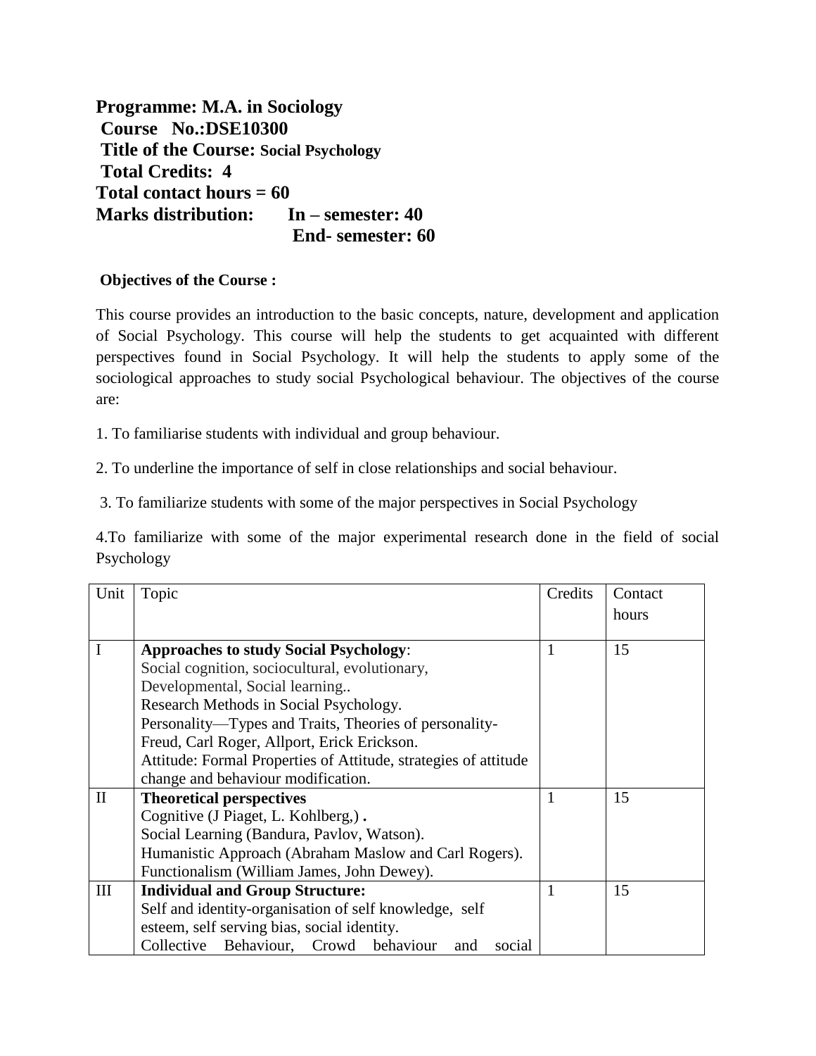**Programme: M.A. in Sociology**
**Course No.:DSE10300**
**Title of the Course: Social Psychology**
**Total Credits: 4**
**Total contact hours = 60**
**Marks distribution: In – semester: 40**
**End- semester: 60**

**Objectives of the Course :**

This course provides an introduction to the basic concepts, nature, development and application of Social Psychology. This course will help the students to get acquainted with different perspectives found in Social Psychology. It will help the students to apply some of the sociological approaches to study social Psychological behaviour. The objectives of the course are:

1. To familiarise students with individual and group behaviour.

2. To underline the importance of self in close relationships and social behaviour.

3. To familiarize students with some of the major perspectives in Social Psychology

4.To familiarize with some of the major experimental research done in the field of social Psychology

| Unit | Topic | Credits | Contact hours |
|---|---|---|---|
| I | **Approaches to study Social Psychology**:<br>Social cognition, sociocultural, evolutionary, Developmental, Social learning..<br>Research Methods in Social Psychology.<br>Personality—Types and Traits, Theories of personality- Freud, Carl Roger, Allport, Erick Erickson.<br>Attitude: Formal Properties of Attitude, strategies of attitude change and behaviour modification. | 1 | 15 |
| II | **Theoretical perspectives**<br>Cognitive (J Piaget, L. Kohlberg,) **.**<br>Social Learning (Bandura, Pavlov, Watson).<br>Humanistic Approach (Abraham Maslow and Carl Rogers).<br>Functionalism (William James, John Dewey). | 1 | 15 |
| III | **Individual and Group Structure:**<br>Self and identity-organisation of self knowledge, self esteem, self serving bias, social identity.<br>Collective Behaviour, Crowd behaviour and social | 1 | 15 |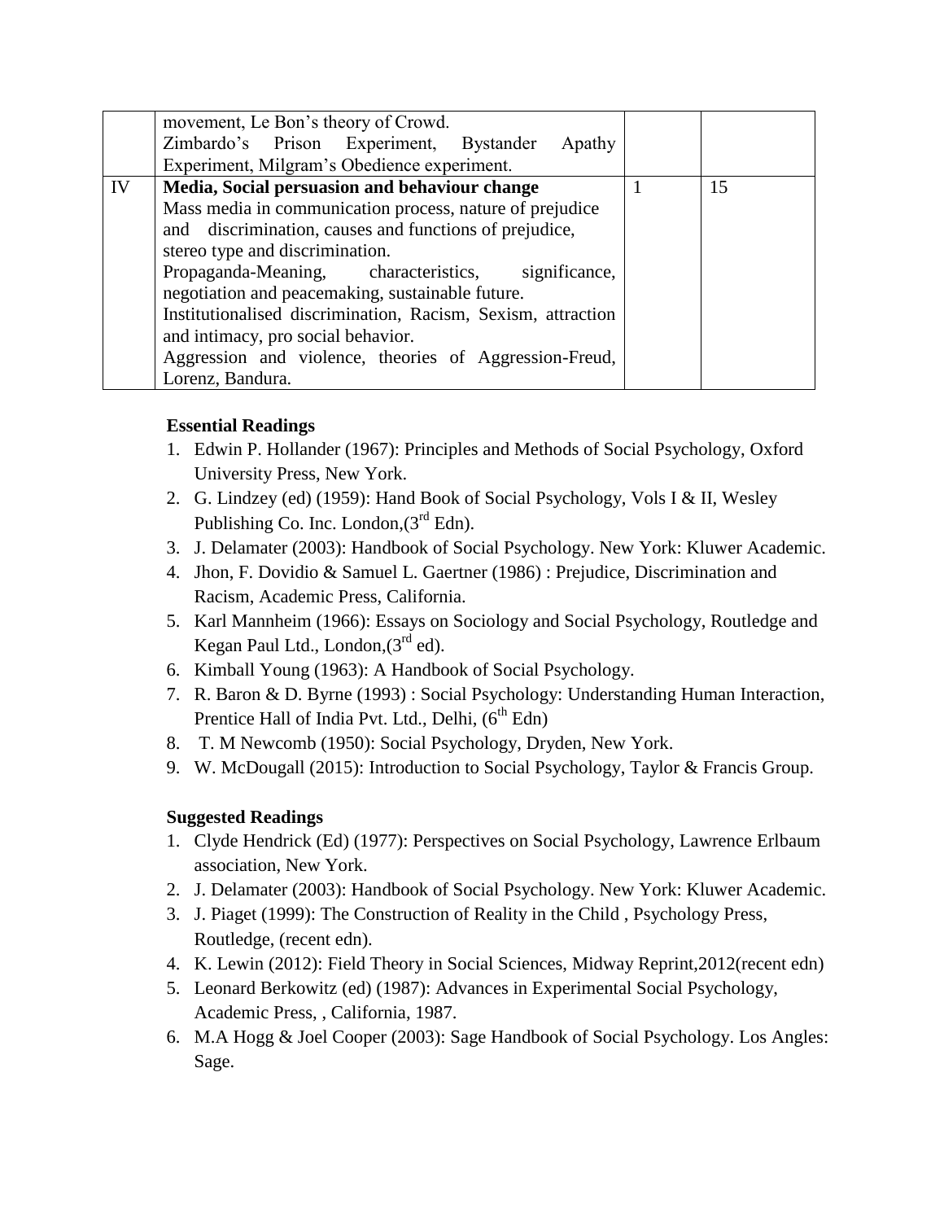|  |  |  |  |
|---|---|---|---|
|  | movement, Le Bon's theory of Crowd.<br>Zimbardo's Prison Experiment, Bystander Apathy Experiment, Milgram's Obedience experiment. |  |  |
| IV | **Media, Social persuasion and behaviour change**<br>Mass media in communication process, nature of prejudice and discrimination, causes and functions of prejudice, stereo type and discrimination.<br>Propaganda-Meaning, characteristics, significance, negotiation and peacemaking, sustainable future.<br>Institutionalised discrimination, Racism, Sexism, attraction and intimacy, pro social behavior.<br>Aggression and violence, theories of Aggression-Freud, Lorenz, Bandura. | 1 | 15 |

**Essential Readings**

1. Edwin P. Hollander (1967): Principles and Methods of Social Psychology, Oxford University Press, New York.
2. G. Lindzey (ed) (1959): Hand Book of Social Psychology, Vols I & II, Wesley Publishing Co. Inc. London,(3rd Edn).
3. J. Delamater (2003): Handbook of Social Psychology. New York: Kluwer Academic.
4. Jhon, F. Dovidio & Samuel L. Gaertner (1986) : Prejudice, Discrimination and Racism, Academic Press, California.
5. Karl Mannheim (1966): Essays on Sociology and Social Psychology, Routledge and Kegan Paul Ltd., London,(3rd ed).
6. Kimball Young (1963): A Handbook of Social Psychology.
7. R. Baron & D. Byrne (1993) : Social Psychology: Understanding Human Interaction, Prentice Hall of India Pvt. Ltd., Delhi, (6th Edn)
8. T. M Newcomb (1950): Social Psychology, Dryden, New York.
9. W. McDougall (2015): Introduction to Social Psychology, Taylor & Francis Group.

**Suggested Readings**

1. Clyde Hendrick (Ed) (1977): Perspectives on Social Psychology, Lawrence Erlbaum association, New York.
2. J. Delamater (2003): Handbook of Social Psychology. New York: Kluwer Academic.
3. J. Piaget (1999): The Construction of Reality in the Child , Psychology Press, Routledge, (recent edn).
4. K. Lewin (2012): Field Theory in Social Sciences, Midway Reprint,2012(recent edn)
5. Leonard Berkowitz (ed) (1987): Advances in Experimental Social Psychology, Academic Press, , California, 1987.
6. M.A Hogg & Joel Cooper (2003): Sage Handbook of Social Psychology. Los Angles: Sage.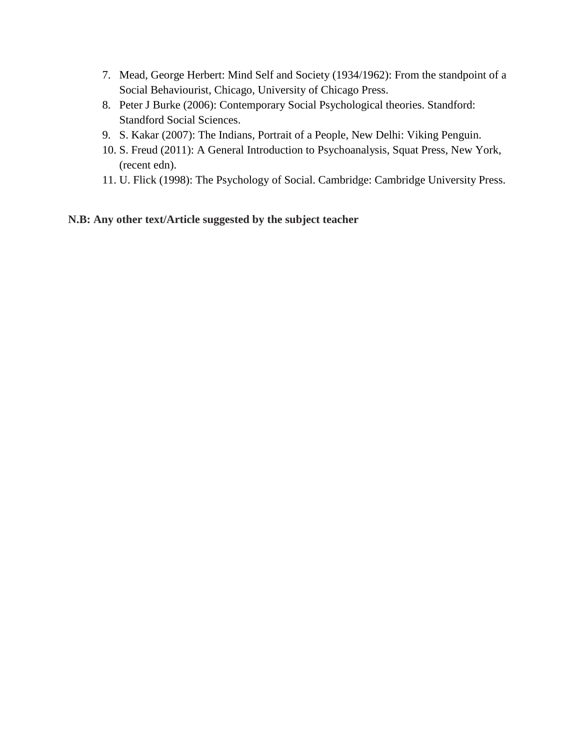7. Mead, George Herbert: Mind Self and Society (1934/1962): From the standpoint of a Social Behaviourist, Chicago, University of Chicago Press.
8. Peter J Burke (2006): Contemporary Social Psychological theories. Standford: Standford Social Sciences.
9. S. Kakar (2007): The Indians, Portrait of a People, New Delhi: Viking Penguin.
10. S. Freud (2011): A General Introduction to Psychoanalysis, Squat Press, New York, (recent edn).
11. U. Flick (1998): The Psychology of Social. Cambridge: Cambridge University Press.

**N.B: Any other text/Article suggested by the subject teacher**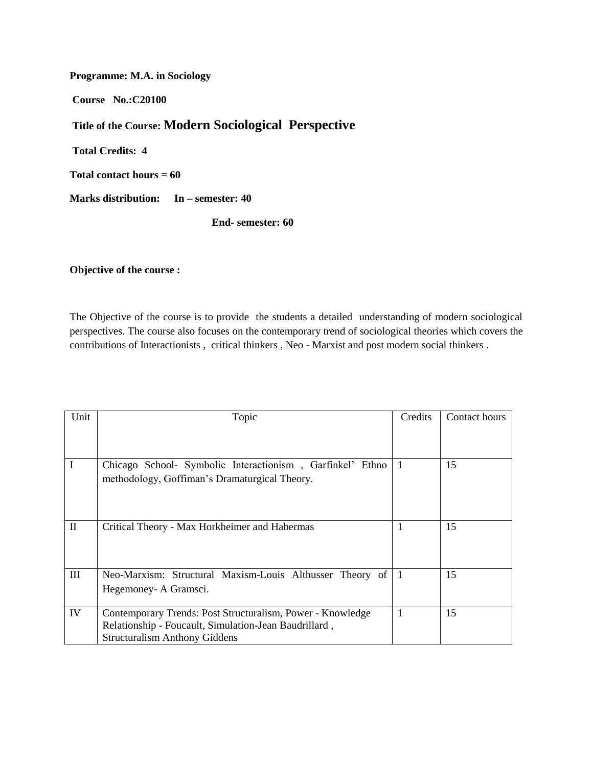**Programme: M.A. in Sociology**

**Course No.:C20100**

**Title of the Course: Modern Sociological Perspective**

**Total Credits: 4**

**Total contact hours = 60**

**Marks distribution: In – semester: 40**

**End- semester: 60**

**Objective of the course :**

The Objective of the course is to provide the students a detailed understanding of modern sociological perspectives. The course also focuses on the contemporary trend of sociological theories which covers the contributions of Interactionists , critical thinkers , Neo - Marxist and post modern social thinkers .

| Unit | Topic | Credits | Contact hours |
|---|---|---|---|
| I | Chicago School- Symbolic Interactionism , Garfinkel' Ethno methodology, Goffiman's Dramaturgical Theory. | 1 | 15 |
| II | Critical Theory - Max Horkheimer and Habermas | 1 | 15 |
| III | Neo-Marxism: Structural Maxism-Louis Althusser Theory of Hegemoney- A Gramsci. | 1 | 15 |
| IV | Contemporary Trends: Post Structuralism, Power - Knowledge Relationship - Foucault, Simulation-Jean Baudrillard , Structuralism Anthony Giddens | 1 | 15 |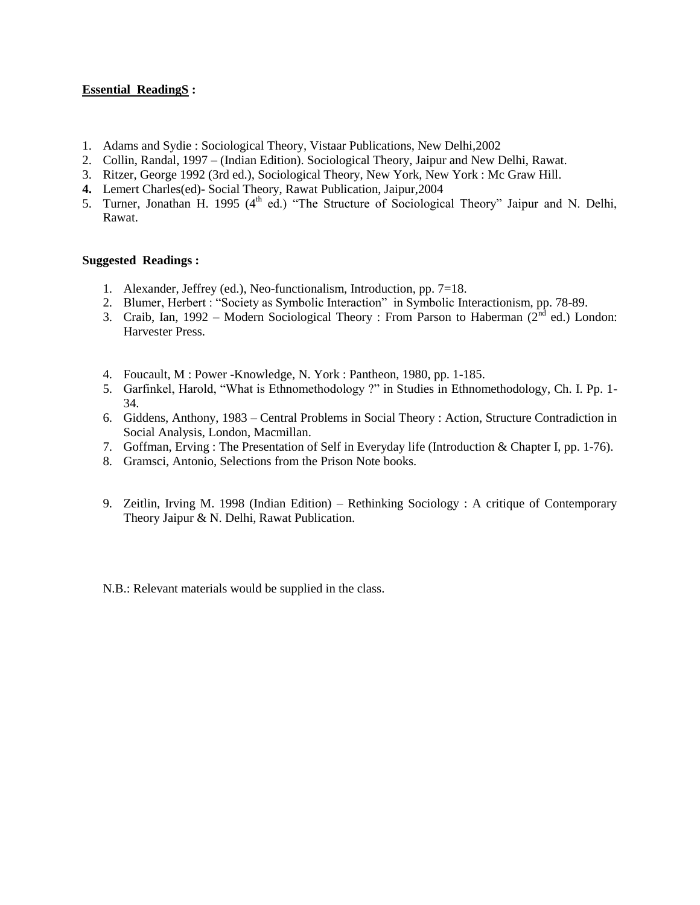**<u>Essential ReadingS</u> :**

1. Adams and Sydie : Sociological Theory, Vistaar Publications, New Delhi,2002
2. Collin, Randal, 1997 – (Indian Edition). Sociological Theory, Jaipur and New Delhi, Rawat.
3. Ritzer, George 1992 (3rd ed.), Sociological Theory, New York, New York : Mc Graw Hill.
4. Lemert Charles(ed)- Social Theory, Rawat Publication, Jaipur,2004
5. Turner, Jonathan H. 1995 (4th ed.) "The Structure of Sociological Theory" Jaipur and N. Delhi, Rawat.

**Suggested Readings :**

1. Alexander, Jeffrey (ed.), Neo-functionalism, Introduction, pp. 7=18.
2. Blumer, Herbert : "Society as Symbolic Interaction" in Symbolic Interactionism, pp. 78-89.
3. Craib, Ian, 1992 – Modern Sociological Theory : From Parson to Haberman (2nd ed.) London: Harvester Press.
4. Foucault, M : Power -Knowledge, N. York : Pantheon, 1980, pp. 1-185.
5. Garfinkel, Harold, "What is Ethnomethodology ?" in Studies in Ethnomethodology, Ch. I. Pp. 1-34.
6. Giddens, Anthony, 1983 – Central Problems in Social Theory : Action, Structure Contradiction in Social Analysis, London, Macmillan.
7. Goffman, Erving : The Presentation of Self in Everyday life (Introduction & Chapter I, pp. 1-76).
8. Gramsci, Antonio, Selections from the Prison Note books.
9. Zeitlin, Irving M. 1998 (Indian Edition) – Rethinking Sociology : A critique of Contemporary Theory Jaipur & N. Delhi, Rawat Publication.

N.B.: Relevant materials would be supplied in the class.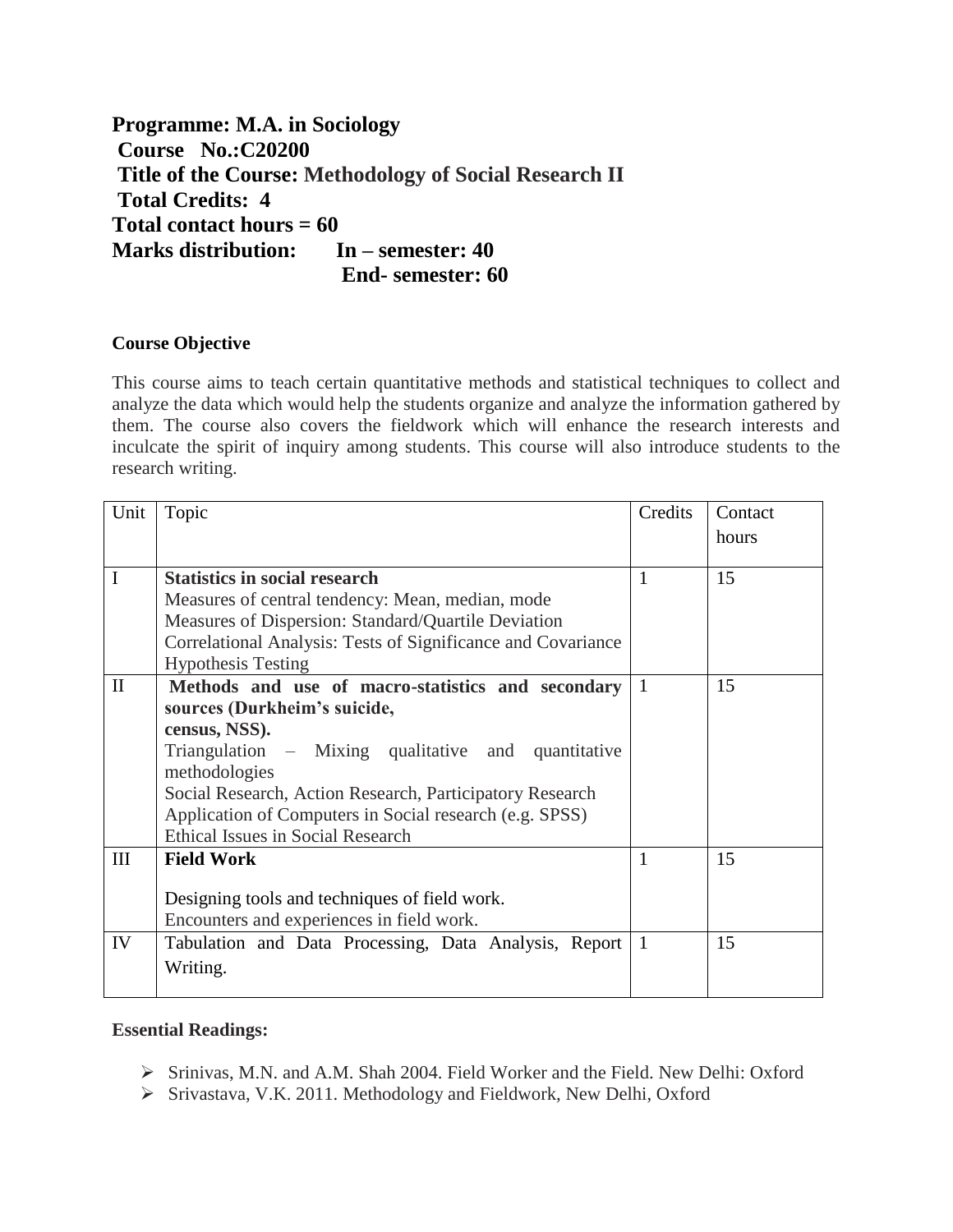**Programme: M.A. in Sociology**
**Course No.:C20200**
**Title of the Course: Methodology of Social Research II**
**Total Credits: 4**
**Total contact hours = 60**
**Marks distribution: In – semester: 40**
**End- semester: 60**

**Course Objective**

This course aims to teach certain quantitative methods and statistical techniques to collect and analyze the data which would help the students organize and analyze the information gathered by them. The course also covers the fieldwork which will enhance the research interests and inculcate the spirit of inquiry among students. This course will also introduce students to the research writing.

| Unit | Topic | Credits | Contact hours |
|---|---|---|---|
| I | **Statistics in social research**<br>Measures of central tendency: Mean, median, mode<br>Measures of Dispersion: Standard/Quartile Deviation<br>Correlational Analysis: Tests of Significance and Covariance<br>Hypothesis Testing | 1 | 15 |
| II | **Methods and use of macro-statistics and secondary sources (Durkheim's suicide, census, NSS).**<br>Triangulation – Mixing qualitative and quantitative methodologies<br>Social Research, Action Research, Participatory Research<br>Application of Computers in Social research (e.g. SPSS)<br>Ethical Issues in Social Research | 1 | 15 |
| III | **Field Work**<br>Designing tools and techniques of field work.<br>Encounters and experiences in field work. | 1 | 15 |
| IV | Tabulation and Data Processing, Data Analysis, Report Writing. | 1 | 15 |

**Essential Readings:**

- Srinivas, M.N. and A.M. Shah 2004. Field Worker and the Field. New Delhi: Oxford
- Srivastava, V.K. 2011. Methodology and Fieldwork, New Delhi, Oxford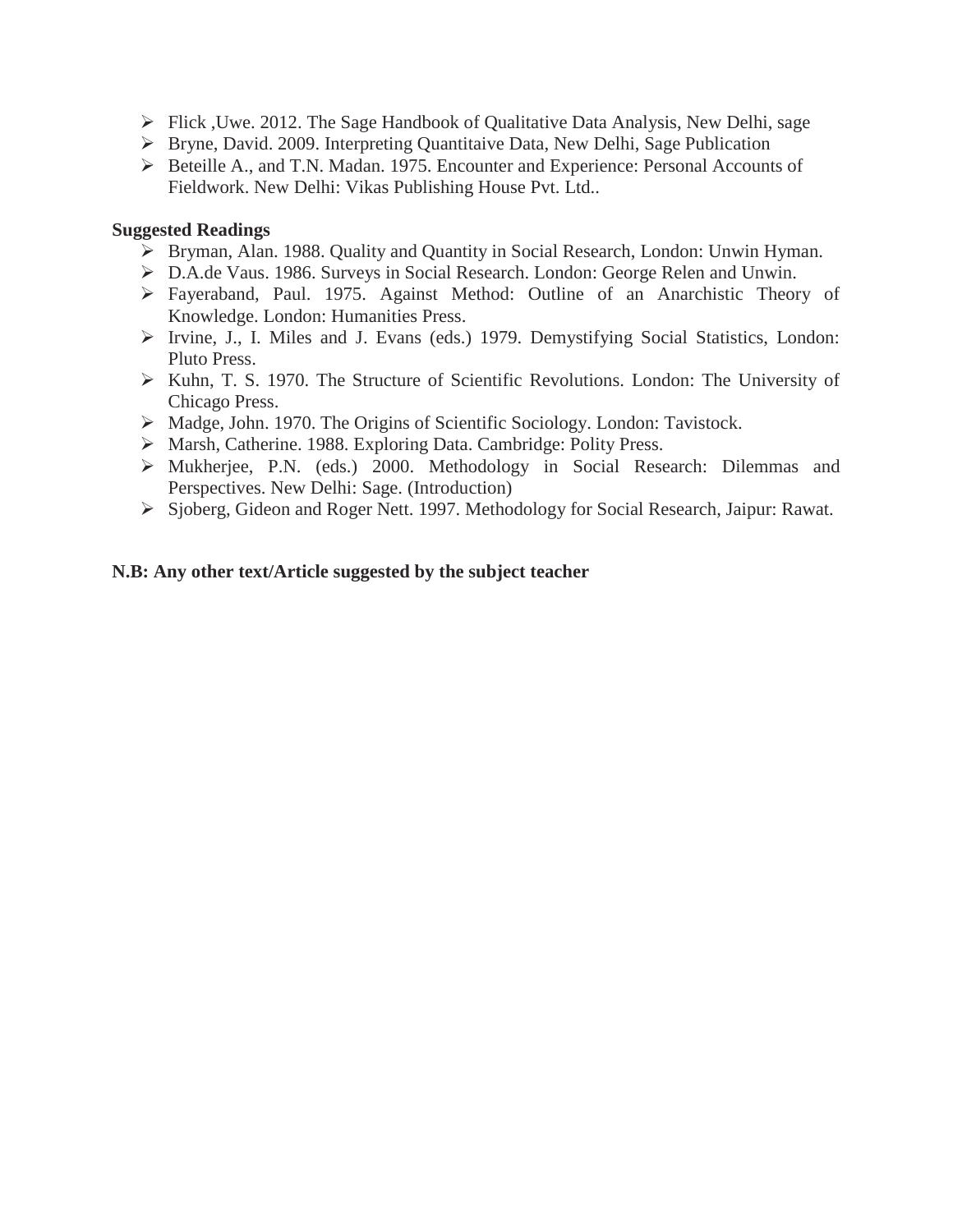- Flick ,Uwe. 2012. The Sage Handbook of Qualitative Data Analysis, New Delhi, sage
- Bryne, David. 2009. Interpreting Quantitaive Data, New Delhi, Sage Publication
- Beteille A., and T.N. Madan. 1975. Encounter and Experience: Personal Accounts of Fieldwork. New Delhi: Vikas Publishing House Pvt. Ltd..

**Suggested Readings**

- Bryman, Alan. 1988. Quality and Quantity in Social Research, London: Unwin Hyman.
- D.A.de Vaus. 1986. Surveys in Social Research. London: George Relen and Unwin.
- Fayeraband, Paul. 1975. Against Method: Outline of an Anarchistic Theory of Knowledge. London: Humanities Press.
- Irvine, J., I. Miles and J. Evans (eds.) 1979. Demystifying Social Statistics, London: Pluto Press.
- Kuhn, T. S. 1970. The Structure of Scientific Revolutions. London: The University of Chicago Press.
- Madge, John. 1970. The Origins of Scientific Sociology. London: Tavistock.
- Marsh, Catherine. 1988. Exploring Data. Cambridge: Polity Press.
- Mukherjee, P.N. (eds.) 2000. Methodology in Social Research: Dilemmas and Perspectives. New Delhi: Sage. (Introduction)
- Sjoberg, Gideon and Roger Nett. 1997. Methodology for Social Research, Jaipur: Rawat.

**N.B: Any other text/Article suggested by the subject teacher**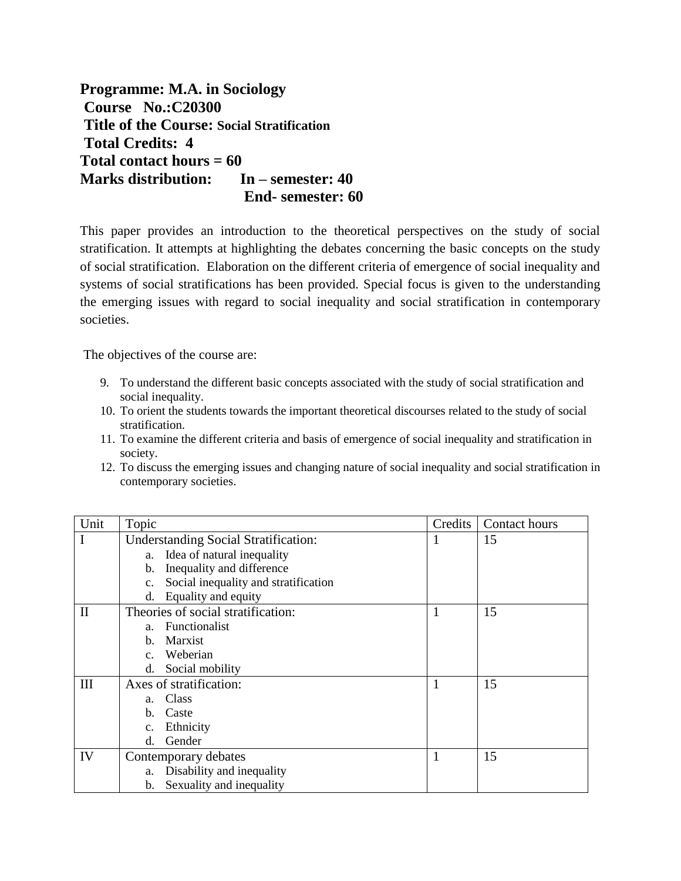**Programme: M.A. in Sociology**
**Course No.:C20300**
**Title of the Course: Social Stratification**
**Total Credits: 4**
**Total contact hours = 60**
**Marks distribution: In – semester: 40**
**End- semester: 60**

This paper provides an introduction to the theoretical perspectives on the study of social stratification. It attempts at highlighting the debates concerning the basic concepts on the study of social stratification. Elaboration on the different criteria of emergence of social inequality and systems of social stratifications has been provided. Special focus is given to the understanding the emerging issues with regard to social inequality and social stratification in contemporary societies.

The objectives of the course are:

9. To understand the different basic concepts associated with the study of social stratification and social inequality.
10. To orient the students towards the important theoretical discourses related to the study of social stratification.
11. To examine the different criteria and basis of emergence of social inequality and stratification in society.
12. To discuss the emerging issues and changing nature of social inequality and social stratification in contemporary societies.

| Unit | Topic | Credits | Contact hours |
|---|---|---|---|
| I | Understanding Social Stratification:<br>a. Idea of natural inequality<br>b. Inequality and difference<br>c. Social inequality and stratification<br>d. Equality and equity | 1 | 15 |
| II | Theories of social stratification:<br>a. Functionalist<br>b. Marxist<br>c. Weberian<br>d. Social mobility | 1 | 15 |
| III | Axes of stratification:<br>a. Class<br>b. Caste<br>c. Ethnicity<br>d. Gender | 1 | 15 |
| IV | Contemporary debates<br>a. Disability and inequality<br>b. Sexuality and inequality | 1 | 15 |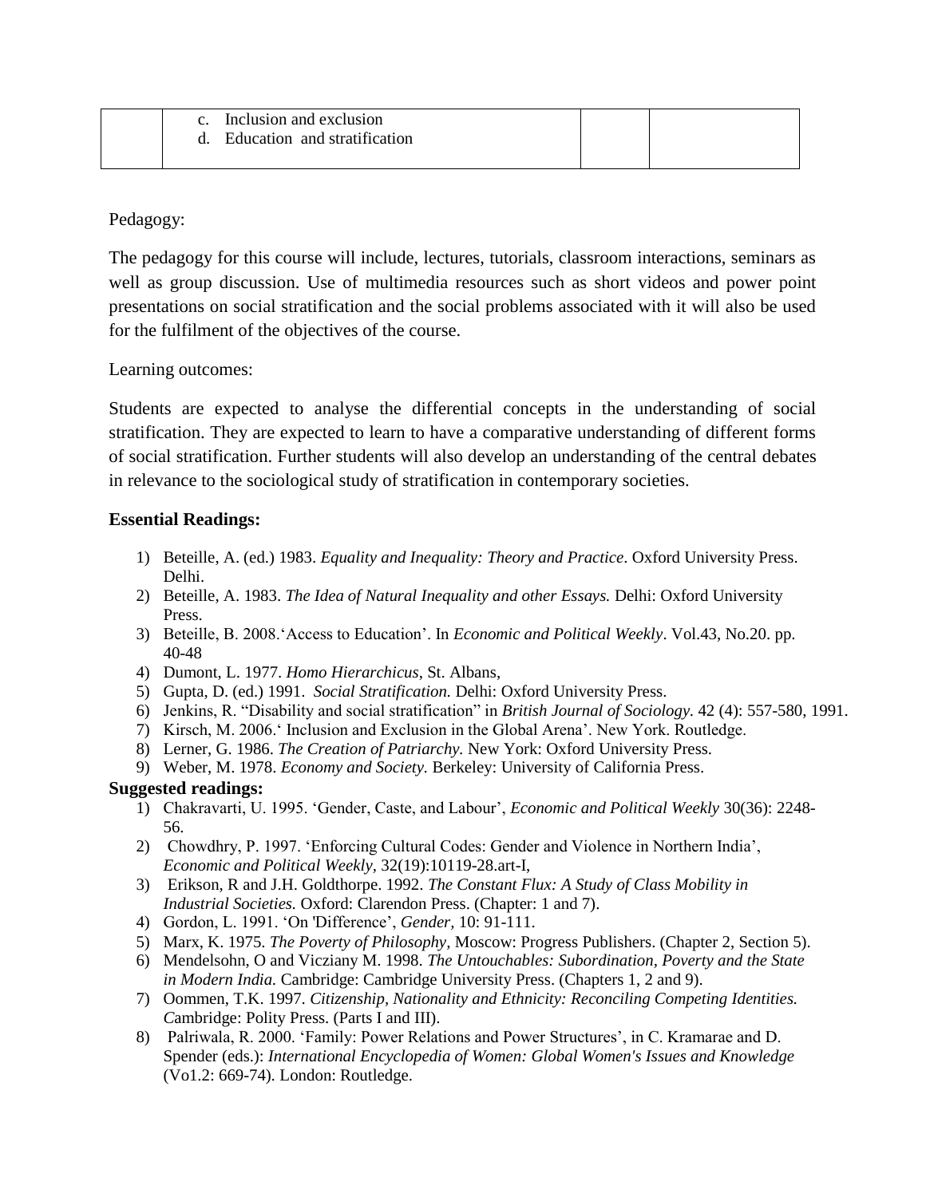|  | c. Inclusion and exclusion<br>d. Education and stratification |  |  |
|---|---|---|---|

Pedagogy:

The pedagogy for this course will include, lectures, tutorials, classroom interactions, seminars as well as group discussion. Use of multimedia resources such as short videos and power point presentations on social stratification and the social problems associated with it will also be used for the fulfilment of the objectives of the course.

Learning outcomes:

Students are expected to analyse the differential concepts in the understanding of social stratification. They are expected to learn to have a comparative understanding of different forms of social stratification. Further students will also develop an understanding of the central debates in relevance to the sociological study of stratification in contemporary societies.

**Essential Readings:**

1) Beteille, A. (ed.) 1983. *Equality and Inequality: Theory and Practice*. Oxford University Press. Delhi.
2) Beteille, A. 1983. *The Idea of Natural Inequality and other Essays.* Delhi: Oxford University Press.
3) Beteille, B. 2008.'Access to Education'. In *Economic and Political Weekly*. Vol.43, No.20. pp. 40-48
4) Dumont, L. 1977. *Homo Hierarchicus*, St. Albans,
5) Gupta, D. (ed.) 1991. *Social Stratification.* Delhi: Oxford University Press.
6) Jenkins, R. "Disability and social stratification" in *British Journal of Sociology.* 42 (4): 557-580, 1991.
7) Kirsch, M. 2006.' Inclusion and Exclusion in the Global Arena'. New York. Routledge.
8) Lerner, G. 1986. *The Creation of Patriarchy.* New York: Oxford University Press.
9) Weber, M. 1978. *Economy and Society.* Berkeley: University of California Press.

**Suggested readings:**

1) Chakravarti, U. 1995. 'Gender, Caste, and Labour', *Economic and Political Weekly* 30(36): 2248-56.
2) Chowdhry, P. 1997. 'Enforcing Cultural Codes: Gender and Violence in Northern India', *Economic and Political Weekly,* 32(19):10119-28.art-I,
3) Erikson, R and J.H. Goldthorpe. 1992. *The Constant Flux: A Study of Class Mobility in Industrial Societies.* Oxford: Clarendon Press. (Chapter: 1 and 7).
4) Gordon, L. 1991. 'On 'Difference', *Gender,* 10: 91-111.
5) Marx, K. 1975. *The Poverty of Philosophy,* Moscow: Progress Publishers. (Chapter 2, Section 5).
6) Mendelsohn, O and Vicziany M. 1998. *The Untouchables: Subordination, Poverty and the State in Modern India.* Cambridge: Cambridge University Press. (Chapters 1, 2 and 9).
7) Oommen, T.K. 1997. *Citizenship, Nationality and Ethnicity: Reconciling Competing Identities.* Cambridge: Polity Press. (Parts I and III).
8) Palriwala, R. 2000. 'Family: Power Relations and Power Structures', in C. Kramarae and D. Spender (eds.): *International Encyclopedia of Women: Global Women's Issues and Knowledge* (Vo1.2: 669-74). London: Routledge.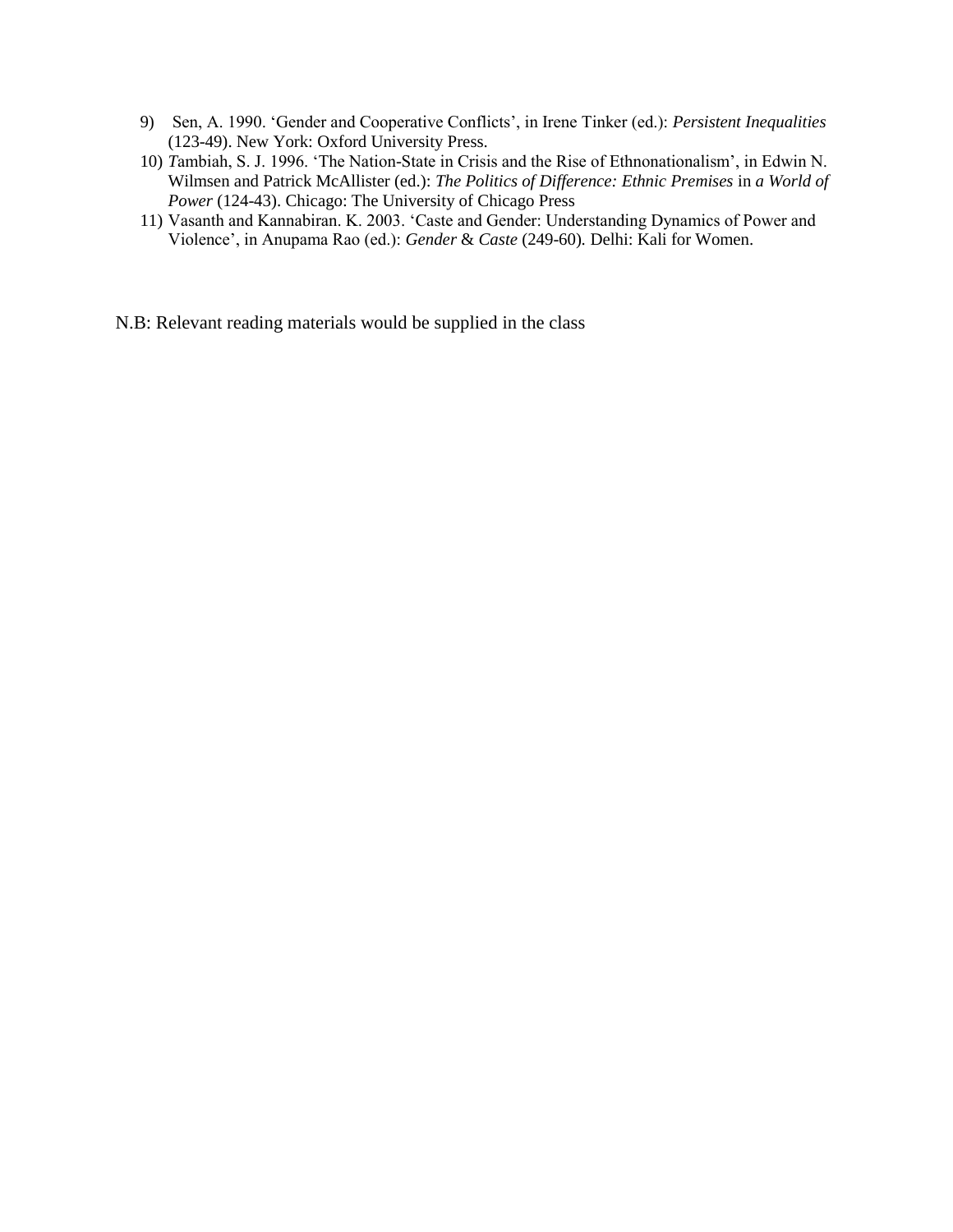9) Sen, A. 1990. 'Gender and Cooperative Conflicts', in Irene Tinker (ed.): *Persistent Inequalities* (123-49). New York: Oxford University Press.
10) *T*ambiah, S. J. 1996. 'The Nation-State in Crisis and the Rise of Ethnonationalism', in Edwin N. Wilmsen and Patrick McAllister (ed.): *The Politics of Difference: Ethnic Premises* in *a World of Power* (124-43). Chicago: The University of Chicago Press
11) Vasanth and Kannabiran. K. 2003. 'Caste and Gender: Understanding Dynamics of Power and Violence', in Anupama Rao (ed.): *Gender* & *Caste* (249-60). Delhi: Kali for Women.

N.B: Relevant reading materials would be supplied in the class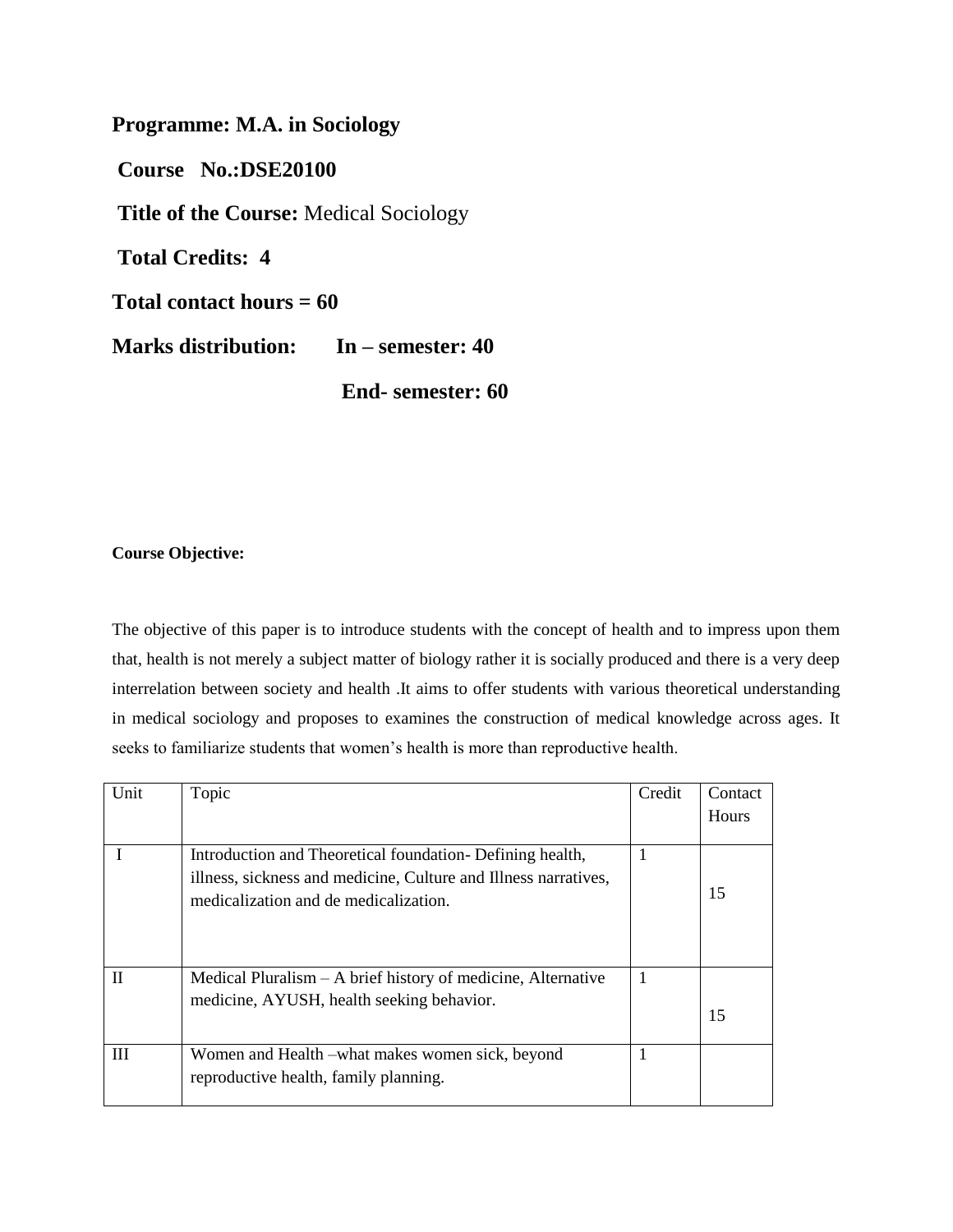**Programme: M.A. in Sociology**

**Course No.:DSE20100**

**Title of the Course:** Medical Sociology

**Total Credits: 4**

**Total contact hours = 60**

**Marks distribution: In – semester: 40**

**End- semester: 60**

**Course Objective:**

The objective of this paper is to introduce students with the concept of health and to impress upon them that, health is not merely a subject matter of biology rather it is socially produced and there is a very deep interrelation between society and health .It aims to offer students with various theoretical understanding in medical sociology and proposes to examines the construction of medical knowledge across ages. It seeks to familiarize students that women's health is more than reproductive health.

| Unit | Topic | Credit | Contact Hours |
|---|---|---|---|
| I | Introduction and Theoretical foundation- Defining health, illness, sickness and medicine, Culture and Illness narratives, medicalization and de medicalization. | 1 | 15 |
| II | Medical Pluralism – A brief history of medicine, Alternative medicine, AYUSH, health seeking behavior. | 1 | 15 |
| III | Women and Health –what makes women sick, beyond reproductive health, family planning. | 1 | |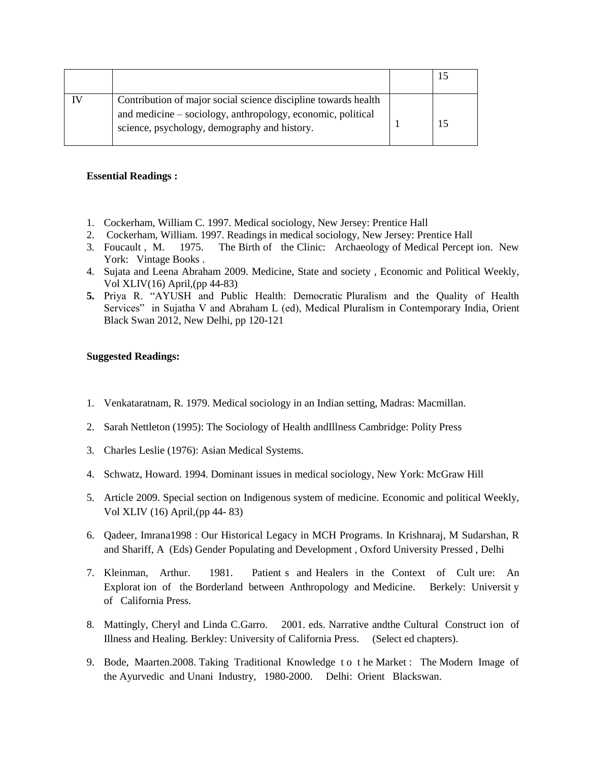| | | | 15 |
|---|---|---|---|
| IV | Contribution of major social science discipline towards health and medicine – sociology, anthropology, economic, political science, psychology, demography and history. | 1 | 15 |

**Essential Readings :**

1. Cockerham, William C. 1997. Medical sociology, New Jersey: Prentice Hall
2. Cockerham, William. 1997. Readings in medical sociology, New Jersey: Prentice Hall
3. Foucault , M. 1975. The Birth of the Clinic: Archaeology of Medical Percept ion. New York: Vintage Books .
4. Sujata and Leena Abraham 2009. Medicine, State and society , Economic and Political Weekly, Vol XLIV(16) April,(pp 44-83)
5. Priya R. "AYUSH and Public Health: Democratic Pluralism and the Quality of Health Services" in Sujatha V and Abraham L (ed), Medical Pluralism in Contemporary India, Orient Black Swan 2012, New Delhi, pp 120-121

**Suggested Readings:**

1. Venkataratnam, R. 1979. Medical sociology in an Indian setting, Madras: Macmillan.
2. Sarah Nettleton (1995): The Sociology of Health andIllness Cambridge: Polity Press
3. Charles Leslie (1976): Asian Medical Systems.
4. Schwatz, Howard. 1994. Dominant issues in medical sociology, New York: McGraw Hill
5. Article 2009. Special section on Indigenous system of medicine. Economic and political Weekly, Vol XLIV (16) April,(pp 44- 83)
6. Qadeer, Imrana1998 : Our Historical Legacy in MCH Programs. In Krishnaraj, M Sudarshan, R and Shariff, A (Eds) Gender Populating and Development , Oxford University Pressed , Delhi
7. Kleinman, Arthur. 1981. Patient s and Healers in the Context of Cult ure: An Explorat ion of the Borderland between Anthropology and Medicine. Berkely: Universit y of California Press.
8. Mattingly, Cheryl and Linda C.Garro. 2001. eds. Narrative andthe Cultural Construct ion of Illness and Healing. Berkley: University of California Press. (Select ed chapters).
9. Bode, Maarten.2008. Taking Traditional Knowledge t o t he Market : The Modern Image of the Ayurvedic and Unani Industry, 1980-2000. Delhi: Orient Blackswan.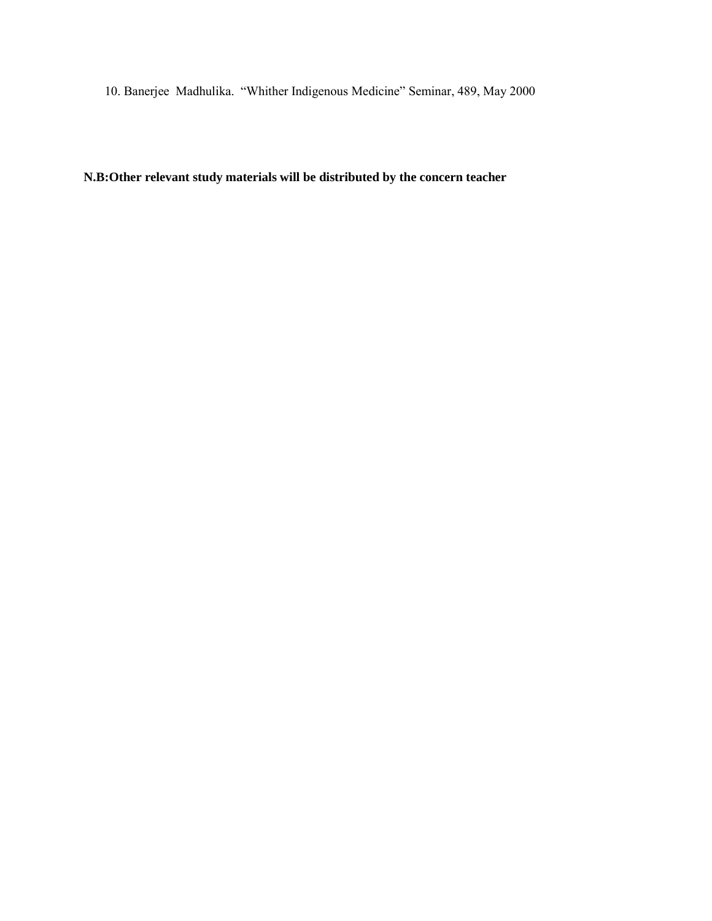10. Banerjee Madhulika. "Whither Indigenous Medicine" Seminar, 489, May 2000

**N.B:Other relevant study materials will be distributed by the concern teacher**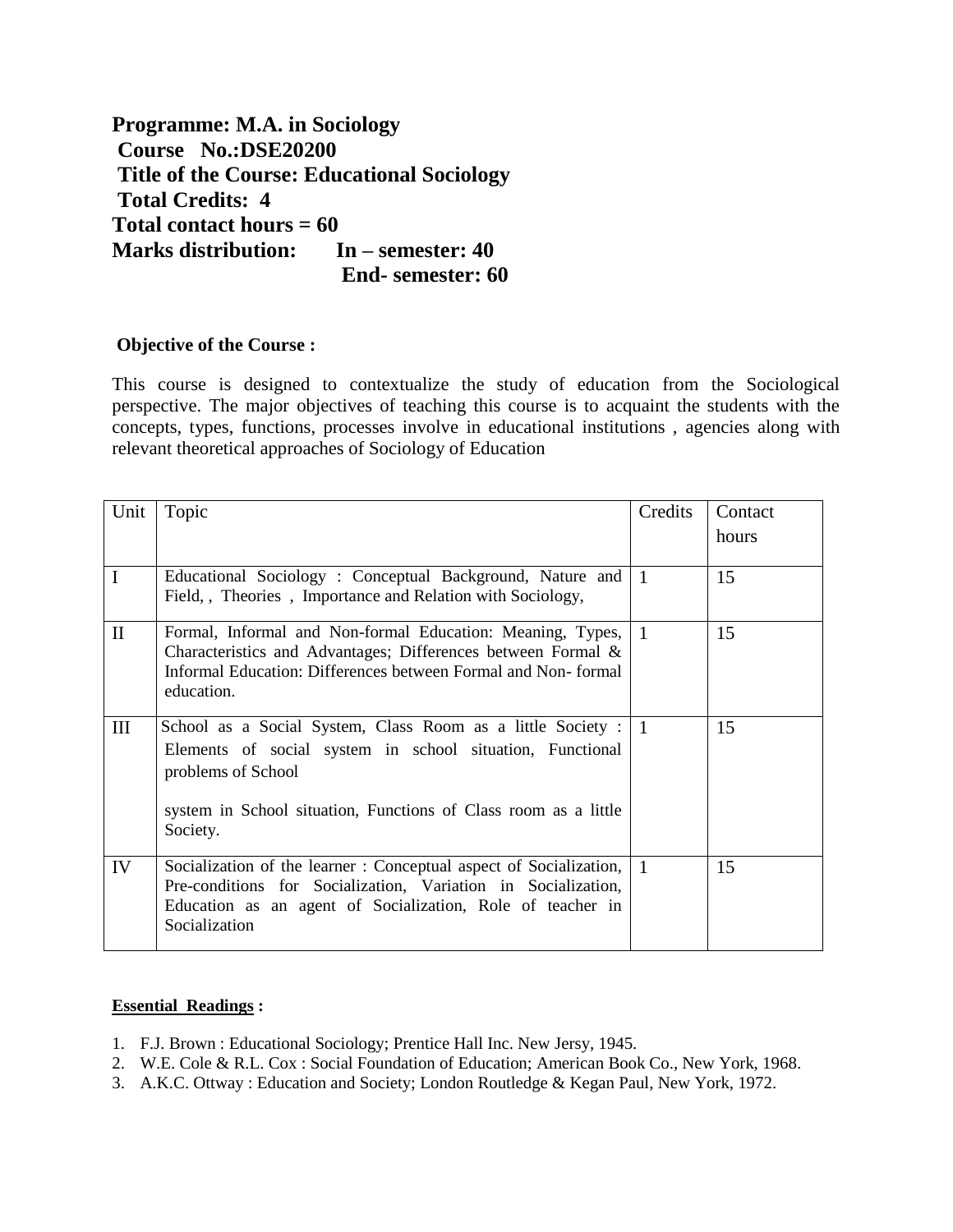**Programme: M.A. in Sociology**
**Course No.:DSE20200**
**Title of the Course: Educational Sociology**
**Total Credits: 4**
**Total contact hours = 60**
**Marks distribution: In – semester: 40**
**End- semester: 60**

**Objective of the Course :**

This course is designed to contextualize the study of education from the Sociological perspective. The major objectives of teaching this course is to acquaint the students with the concepts, types, functions, processes involve in educational institutions , agencies along with relevant theoretical approaches of Sociology of Education

| Unit | Topic | Credits | Contact hours |
|---|---|---|---|
| I | Educational Sociology : Conceptual Background, Nature and Field, , Theories , Importance and Relation with Sociology, | 1 | 15 |
| II | Formal, Informal and Non-formal Education: Meaning, Types, Characteristics and Advantages; Differences between Formal & Informal Education: Differences between Formal and Non- formal education. | 1 | 15 |
| III | School as a Social System, Class Room as a little Society : Elements of social system in school situation, Functional problems of School<br><br>system in School situation, Functions of Class room as a little Society. | 1 | 15 |
| IV | Socialization of the learner : Conceptual aspect of Socialization, Pre-conditions for Socialization, Variation in Socialization, Education as an agent of Socialization, Role of teacher in Socialization | 1 | 15 |

**Essential Readings :**

1. F.J. Brown : Educational Sociology; Prentice Hall Inc. New Jersy, 1945.
2. W.E. Cole & R.L. Cox : Social Foundation of Education; American Book Co., New York, 1968.
3. A.K.C. Ottway : Education and Society; London Routledge & Kegan Paul, New York, 1972.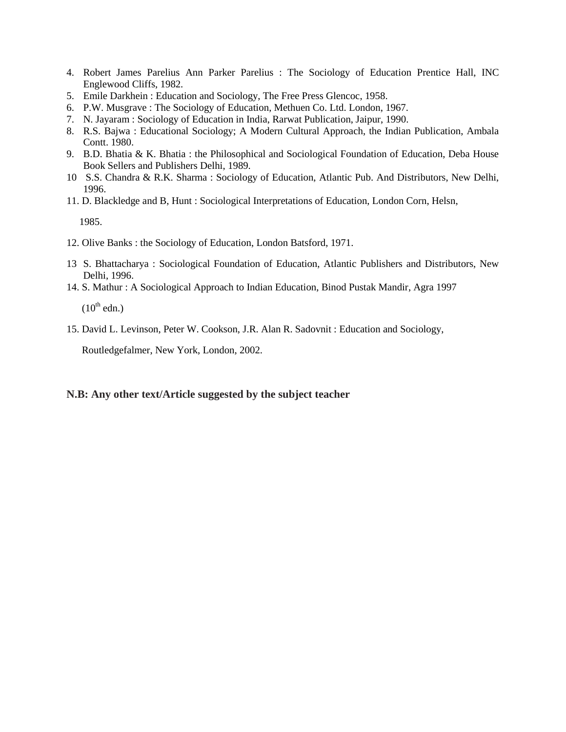4. Robert James Parelius Ann Parker Parelius : The Sociology of Education Prentice Hall, INC Englewood Cliffs, 1982.
5. Emile Darkhein : Education and Sociology, The Free Press Glencoc, 1958.
6. P.W. Musgrave : The Sociology of Education, Methuen Co. Ltd. London, 1967.
7. N. Jayaram : Sociology of Education in India, Rarwat Publication, Jaipur, 1990.
8. R.S. Bajwa : Educational Sociology; A Modern Cultural Approach, the Indian Publication, Ambala Contt. 1980.
9. B.D. Bhatia & K. Bhatia : the Philosophical and Sociological Foundation of Education, Deba House Book Sellers and Publishers Delhi, 1989.
10. S.S. Chandra & R.K. Sharma : Sociology of Education, Atlantic Pub. And Distributors, New Delhi, 1996.
11. D. Blackledge and B, Hunt : Sociological Interpretations of Education, London Corn, Helsn, 1985.
12. Olive Banks : the Sociology of Education, London Batsford, 1971.
13. S. Bhattacharya : Sociological Foundation of Education, Atlantic Publishers and Distributors, New Delhi, 1996.
14. S. Mathur : A Sociological Approach to Indian Education, Binod Pustak Mandir, Agra 1997 ($10^{th}$ edn.)
15. David L. Levinson, Peter W. Cookson, J.R. Alan R. Sadovnit : Education and Sociology, Routledgefalmer, New York, London, 2002.

**N.B: Any other text/Article suggested by the subject teacher**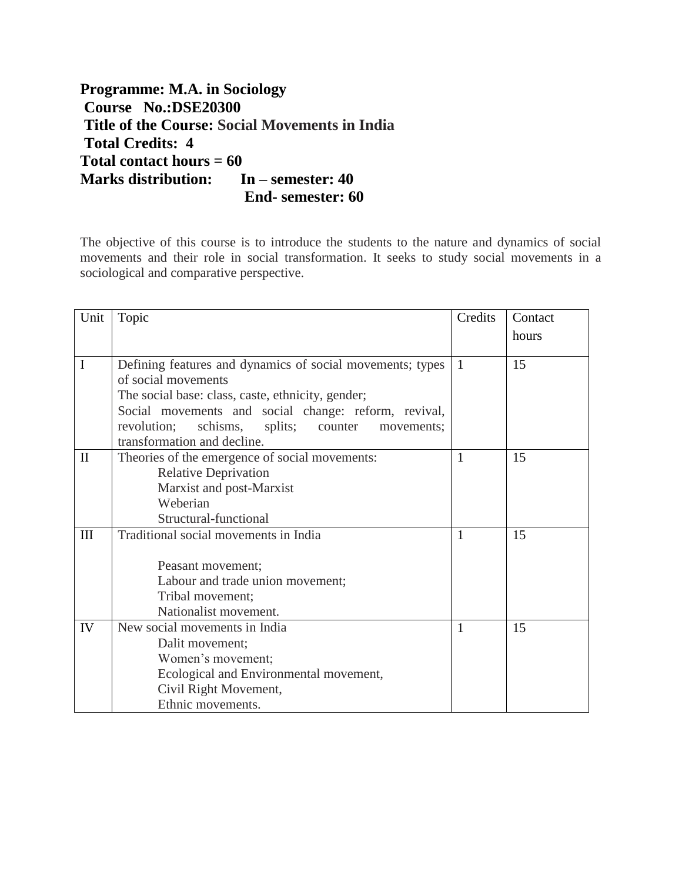**Programme: M.A. in Sociology**
**Course No.:DSE20300**
**Title of the Course: Social Movements in India**
**Total Credits: 4**
**Total contact hours = 60**
**Marks distribution: In – semester: 40**
**End- semester: 60**

The objective of this course is to introduce the students to the nature and dynamics of social movements and their role in social transformation. It seeks to study social movements in a sociological and comparative perspective.

| Unit | Topic | Credits | Contact hours |
|---|---|---|---|
| I | Defining features and dynamics of social movements; types of social movements<br>The social base: class, caste, ethnicity, gender;<br>Social movements and social change: reform, revival, revolution; schisms, splits; counter movements; transformation and decline. | 1 | 15 |
| II | Theories of the emergence of social movements:<br>Relative Deprivation<br>Marxist and post-Marxist<br>Weberian<br>Structural-functional | 1 | 15 |
| III | Traditional social movements in India<br><br>Peasant movement;<br>Labour and trade union movement;<br>Tribal movement;<br>Nationalist movement. | 1 | 15 |
| IV | New social movements in India<br>Dalit movement;<br>Women's movement;<br>Ecological and Environmental movement,<br>Civil Right Movement,<br>Ethnic movements. | 1 | 15 |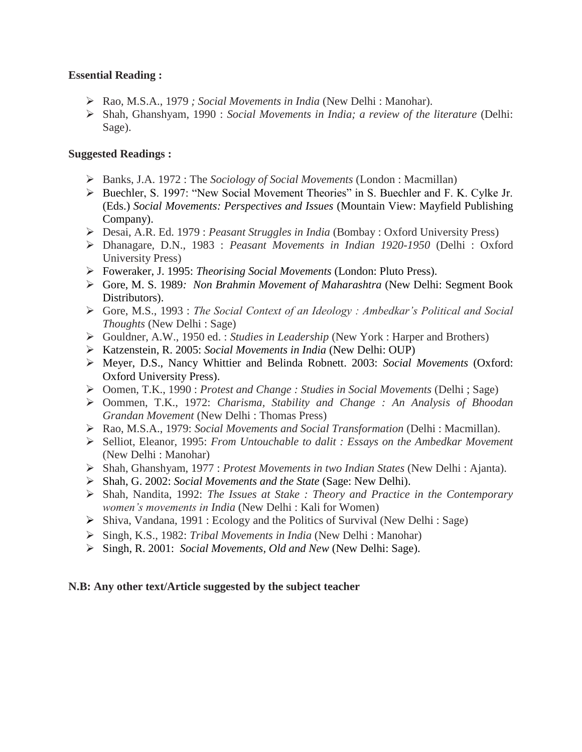**Essential Reading :**

- Rao, M.S.A., 1979 *; Social Movements in India* (New Delhi : Manohar).
- Shah, Ghanshyam, 1990 : *Social Movements in India; a review of the literature* (Delhi: Sage).

**Suggested Readings :**

- Banks, J.A. 1972 : The *Sociology of Social Movements* (London : Macmillan)
- Buechler, S. 1997: "New Social Movement Theories" in S. Buechler and F. K. Cylke Jr. (Eds.) *Social Movements: Perspectives and Issues* (Mountain View: Mayfield Publishing Company).
- Desai, A.R. Ed. 1979 : *Peasant Struggles in India* (Bombay : Oxford University Press)
- Dhanagare, D.N., 1983 : *Peasant Movements in Indian 1920-1950* (Delhi : Oxford University Press)
- Foweraker, J. 1995: *Theorising Social Movements* (London: Pluto Press).
- Gore, M. S. 1989*: Non Brahmin Movement of Maharashtra* (New Delhi: Segment Book Distributors).
- Gore, M.S., 1993 : *The Social Context of an Ideology : Ambedkar's Political and Social Thoughts* (New Delhi : Sage)
- Gouldner, A.W., 1950 ed. : *Studies in Leadership* (New York : Harper and Brothers)
- Katzenstein, R. 2005: *Social Movements in India* (New Delhi: OUP)
- Meyer, D.S., Nancy Whittier and Belinda Robnett. 2003: *Social Movements* (Oxford: Oxford University Press).
- Oomen, T.K., 1990 : *Protest and Change : Studies in Social Movements* (Delhi ; Sage)
- Oommen, T.K., 1972: *Charisma, Stability and Change : An Analysis of Bhoodan Grandan Movement* (New Delhi : Thomas Press)
- Rao, M.S.A., 1979: *Social Movements and Social Transformation* (Delhi : Macmillan).
- Selliot, Eleanor, 1995: *From Untouchable to dalit : Essays on the Ambedkar Movement* (New Delhi : Manohar)
- Shah, Ghanshyam, 1977 : *Protest Movements in two Indian States* (New Delhi : Ajanta).
- Shah, G. 2002: *Social Movements and the State* (Sage: New Delhi).
- Shah, Nandita, 1992: *The Issues at Stake : Theory and Practice in the Contemporary women's movements in India* (New Delhi : Kali for Women)
- Shiva, Vandana, 1991 : Ecology and the Politics of Survival (New Delhi : Sage)
- Singh, K.S., 1982: *Tribal Movements in India* (New Delhi : Manohar)
- Singh, R. 2001: *Social Movements, Old and New* (New Delhi: Sage).

**N.B: Any other text/Article suggested by the subject teacher**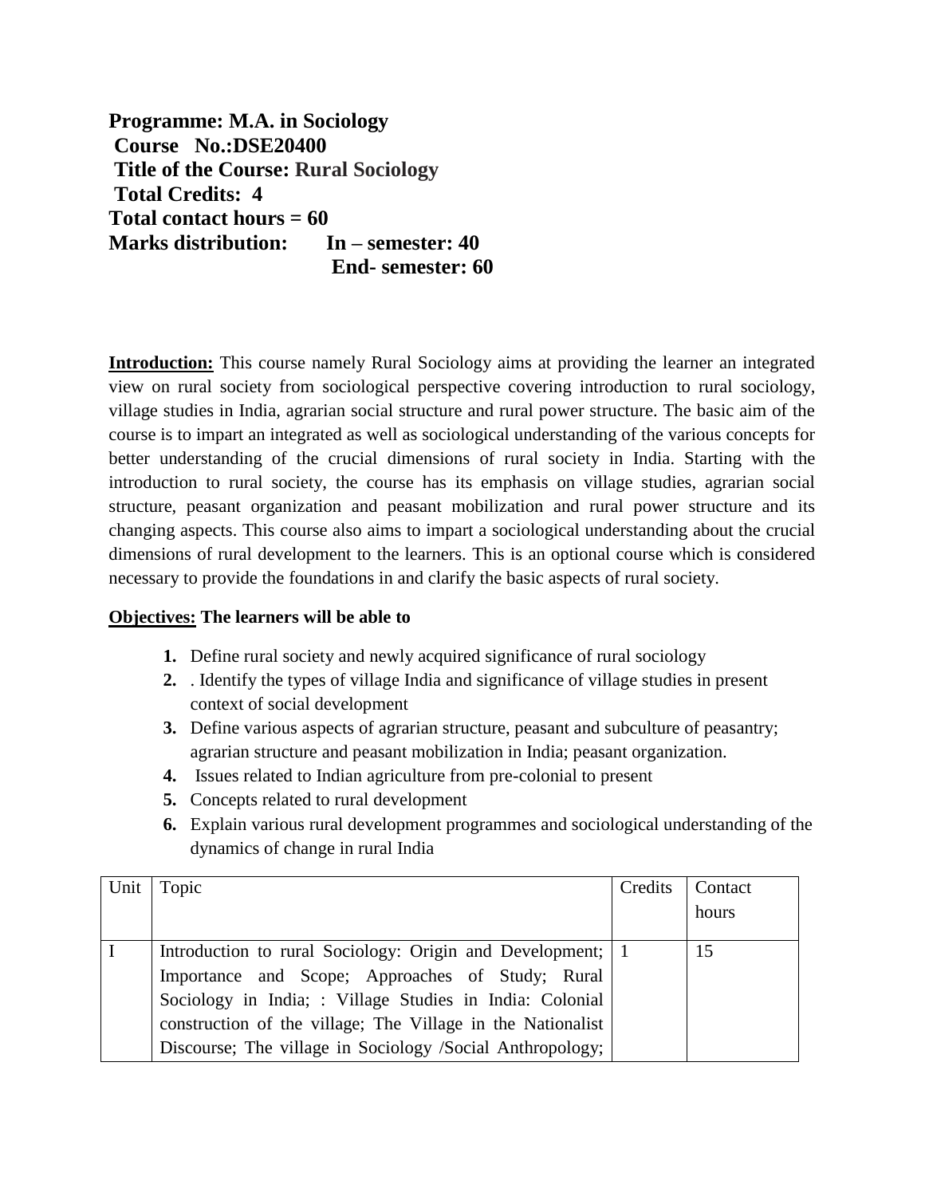**Programme: M.A. in Sociology**
**Course No.:DSE20400**
**Title of the Course: Rural Sociology**
**Total Credits: 4**
**Total contact hours = 60**
**Marks distribution: In – semester: 40**
**End- semester: 60**

**Introduction:** This course namely Rural Sociology aims at providing the learner an integrated view on rural society from sociological perspective covering introduction to rural sociology, village studies in India, agrarian social structure and rural power structure. The basic aim of the course is to impart an integrated as well as sociological understanding of the various concepts for better understanding of the crucial dimensions of rural society in India. Starting with the introduction to rural society, the course has its emphasis on village studies, agrarian social structure, peasant organization and peasant mobilization and rural power structure and its changing aspects. This course also aims to impart a sociological understanding about the crucial dimensions of rural development to the learners. This is an optional course which is considered necessary to provide the foundations in and clarify the basic aspects of rural society.

**Objectives: The learners will be able to**

1. Define rural society and newly acquired significance of rural sociology
2. . Identify the types of village India and significance of village studies in present context of social development
3. Define various aspects of agrarian structure, peasant and subculture of peasantry; agrarian structure and peasant mobilization in India; peasant organization.
4. Issues related to Indian agriculture from pre-colonial to present
5. Concepts related to rural development
6. Explain various rural development programmes and sociological understanding of the dynamics of change in rural India

| Unit | Topic | Credits | Contact hours |
|---|---|---|---|
| I | Introduction to rural Sociology: Origin and Development; Importance and Scope; Approaches of Study; Rural Sociology in India; : Village Studies in India: Colonial construction of the village; The Village in the Nationalist Discourse; The village in Sociology /Social Anthropology; | 1 | 15 |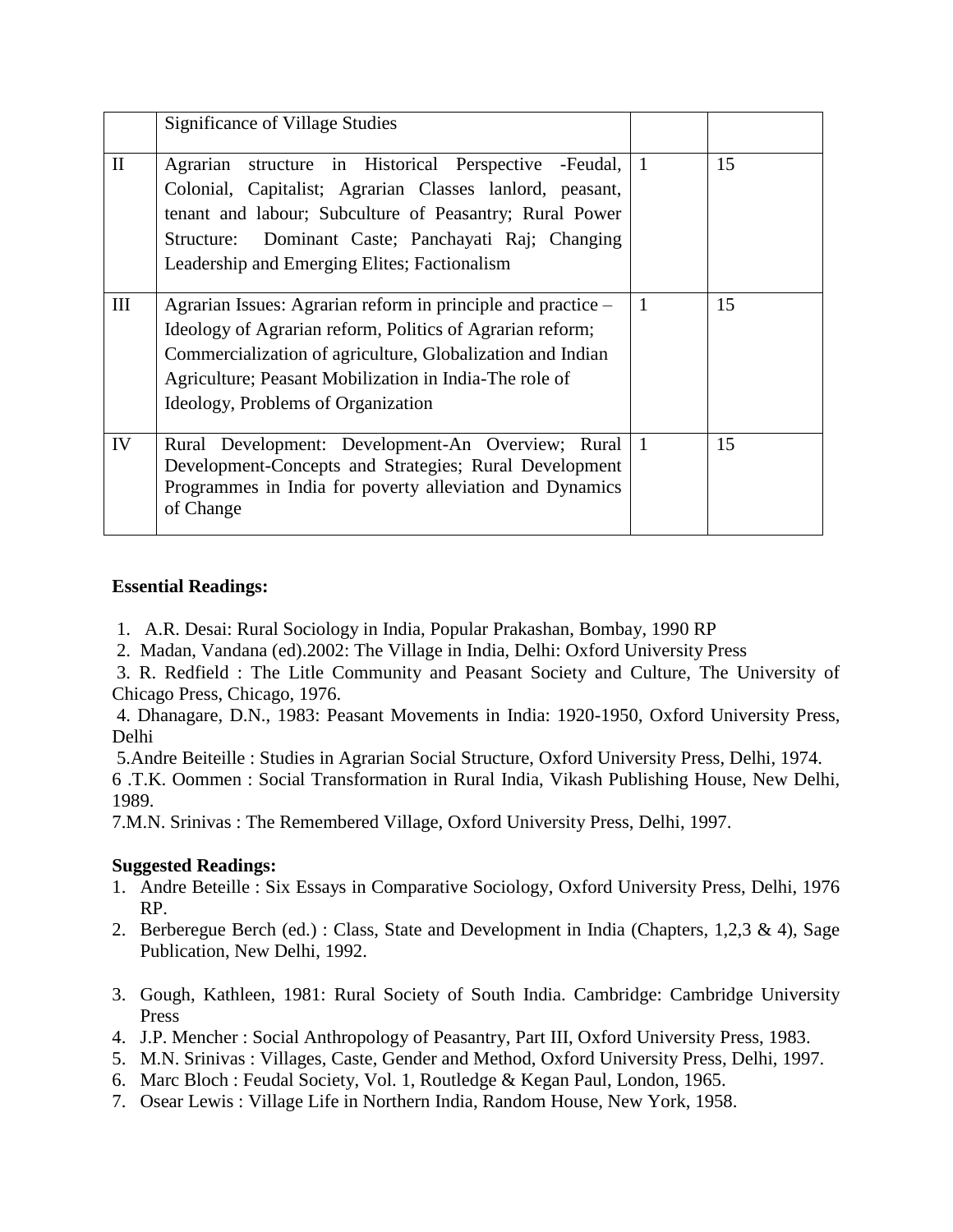|  |  |  |  |
|---|---|---|---|
|  | Significance of Village Studies |  |  |
| II | Agrarian structure in Historical Perspective -Feudal, Colonial, Capitalist; Agrarian Classes lanlord, peasant, tenant and labour; Subculture of Peasantry; Rural Power Structure: Dominant Caste; Panchayati Raj; Changing Leadership and Emerging Elites; Factionalism | 1 | 15 |
| III | Agrarian Issues: Agrarian reform in principle and practice – Ideology of Agrarian reform, Politics of Agrarian reform; Commercialization of agriculture, Globalization and Indian Agriculture; Peasant Mobilization in India-The role of Ideology, Problems of Organization | 1 | 15 |
| IV | Rural Development: Development-An Overview; Rural Development-Concepts and Strategies; Rural Development Programmes in India for poverty alleviation and Dynamics of Change | 1 | 15 |

**Essential Readings:**

1. A.R. Desai: Rural Sociology in India, Popular Prakashan, Bombay, 1990 RP
2. Madan, Vandana (ed).2002: The Village in India, Delhi: Oxford University Press
3. R. Redfield : The Litle Community and Peasant Society and Culture, The University of Chicago Press, Chicago, 1976.
4. Dhanagare, D.N., 1983: Peasant Movements in India: 1920-1950, Oxford University Press, Delhi
5. Andre Beiteille : Studies in Agrarian Social Structure, Oxford University Press, Delhi, 1974.
6. T.K. Oommen : Social Transformation in Rural India, Vikash Publishing House, New Delhi, 1989.
7. M.N. Srinivas : The Remembered Village, Oxford University Press, Delhi, 1997.

**Suggested Readings:**

1. Andre Beteille : Six Essays in Comparative Sociology, Oxford University Press, Delhi, 1976 RP.
2. Berberegue Berch (ed.) : Class, State and Development in India (Chapters, 1,2,3 & 4), Sage Publication, New Delhi, 1992.
3. Gough, Kathleen, 1981: Rural Society of South India. Cambridge: Cambridge University Press
4. J.P. Mencher : Social Anthropology of Peasantry, Part III, Oxford University Press, 1983.
5. M.N. Srinivas : Villages, Caste, Gender and Method, Oxford University Press, Delhi, 1997.
6. Marc Bloch : Feudal Society, Vol. 1, Routledge & Kegan Paul, London, 1965.
7. Osear Lewis : Village Life in Northern India, Random House, New York, 1958.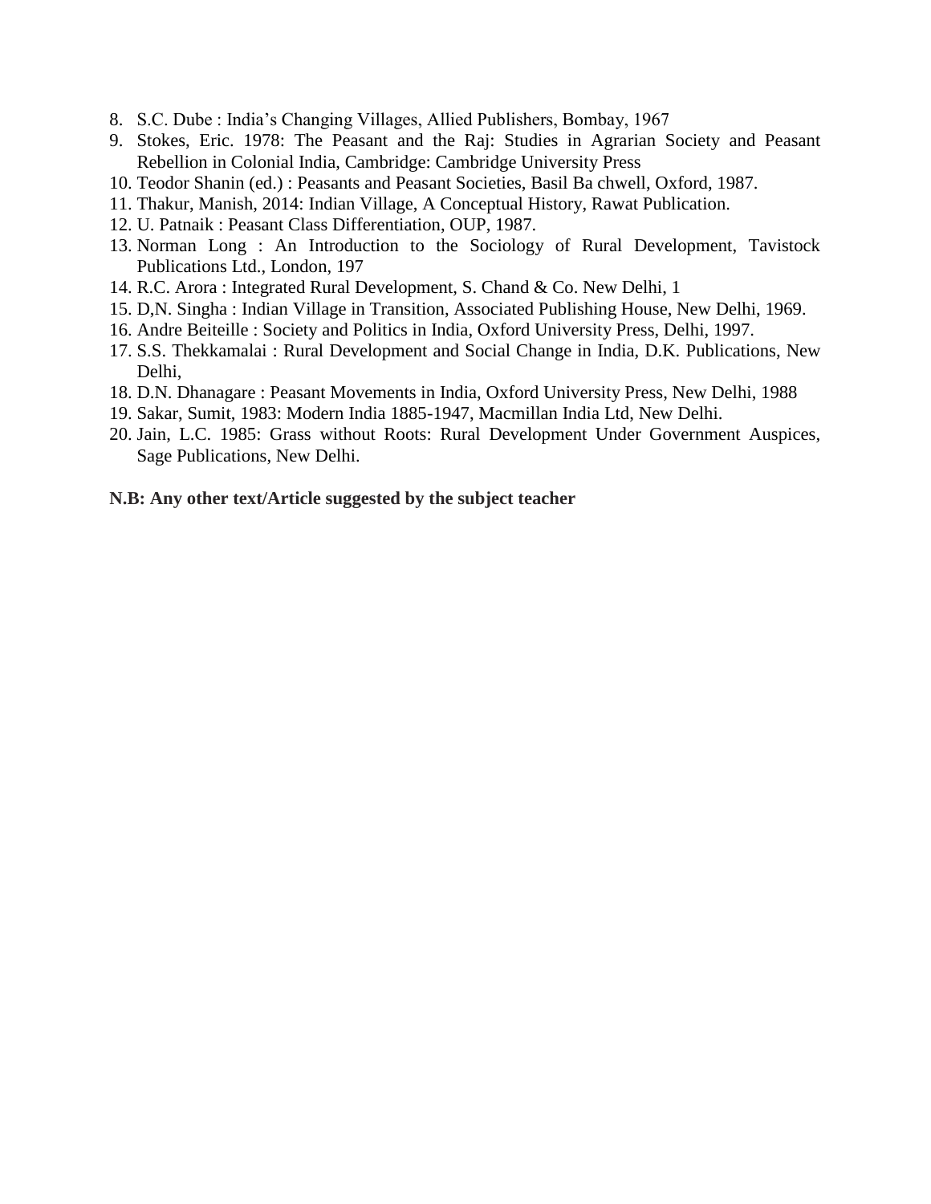8. S.C. Dube : India's Changing Villages, Allied Publishers, Bombay, 1967
9. Stokes, Eric. 1978: The Peasant and the Raj: Studies in Agrarian Society and Peasant Rebellion in Colonial India, Cambridge: Cambridge University Press
10. Teodor Shanin (ed.) : Peasants and Peasant Societies, Basil Ba chwell, Oxford, 1987.
11. Thakur, Manish, 2014: Indian Village, A Conceptual History, Rawat Publication.
12. U. Patnaik : Peasant Class Differentiation, OUP, 1987.
13. Norman Long : An Introduction to the Sociology of Rural Development, Tavistock Publications Ltd., London, 197
14. R.C. Arora : Integrated Rural Development, S. Chand & Co. New Delhi, 1
15. D,N. Singha : Indian Village in Transition, Associated Publishing House, New Delhi, 1969.
16. Andre Beiteille : Society and Politics in India, Oxford University Press, Delhi, 1997.
17. S.S. Thekkamalai : Rural Development and Social Change in India, D.K. Publications, New Delhi,
18. D.N. Dhanagare : Peasant Movements in India, Oxford University Press, New Delhi, 1988
19. Sakar, Sumit, 1983: Modern India 1885-1947, Macmillan India Ltd, New Delhi.
20. Jain, L.C. 1985: Grass without Roots: Rural Development Under Government Auspices, Sage Publications, New Delhi.

**N.B: Any other text/Article suggested by the subject teacher**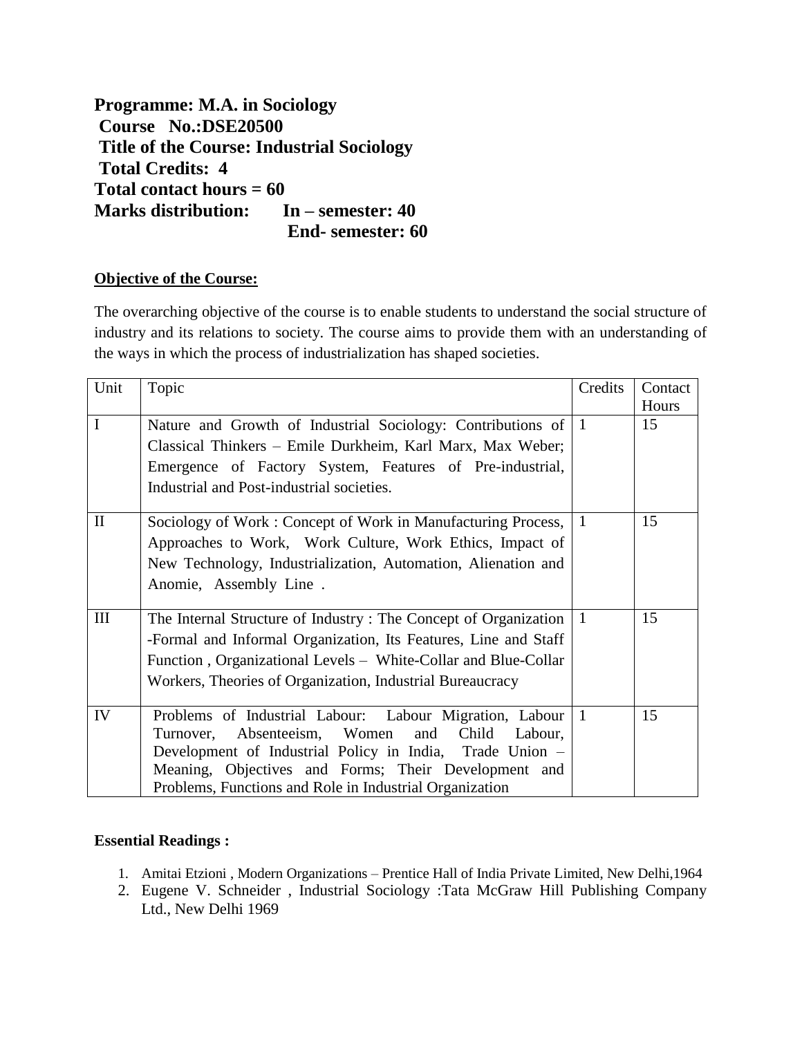**Programme: M.A. in Sociology**
**Course No.:DSE20500**
**Title of the Course: Industrial Sociology**
**Total Credits: 4**
**Total contact hours = 60**
**Marks distribution: In – semester: 40**
**End- semester: 60**

**Objective of the Course:**

The overarching objective of the course is to enable students to understand the social structure of industry and its relations to society. The course aims to provide them with an understanding of the ways in which the process of industrialization has shaped societies.

| Unit | Topic | Credits | Contact Hours |
|---|---|---|---|
| I | Nature and Growth of Industrial Sociology: Contributions of Classical Thinkers – Emile Durkheim, Karl Marx, Max Weber; Emergence of Factory System, Features of Pre-industrial, Industrial and Post-industrial societies. | 1 | 15 |
| II | Sociology of Work : Concept of Work in Manufacturing Process, Approaches to Work, Work Culture, Work Ethics, Impact of New Technology, Industrialization, Automation, Alienation and Anomie, Assembly Line . | 1 | 15 |
| III | The Internal Structure of Industry : The Concept of Organization -Formal and Informal Organization, Its Features, Line and Staff Function , Organizational Levels – White-Collar and Blue-Collar Workers, Theories of Organization, Industrial Bureaucracy | 1 | 15 |
| IV | Problems of Industrial Labour: Labour Migration, Labour Turnover, Absenteeism, Women and Child Labour, Development of Industrial Policy in India, Trade Union – Meaning, Objectives and Forms; Their Development and Problems, Functions and Role in Industrial Organization | 1 | 15 |

**Essential Readings :**

1. Amitai Etzioni , Modern Organizations – Prentice Hall of India Private Limited, New Delhi,1964
2. Eugene V. Schneider , Industrial Sociology :Tata McGraw Hill Publishing Company Ltd., New Delhi 1969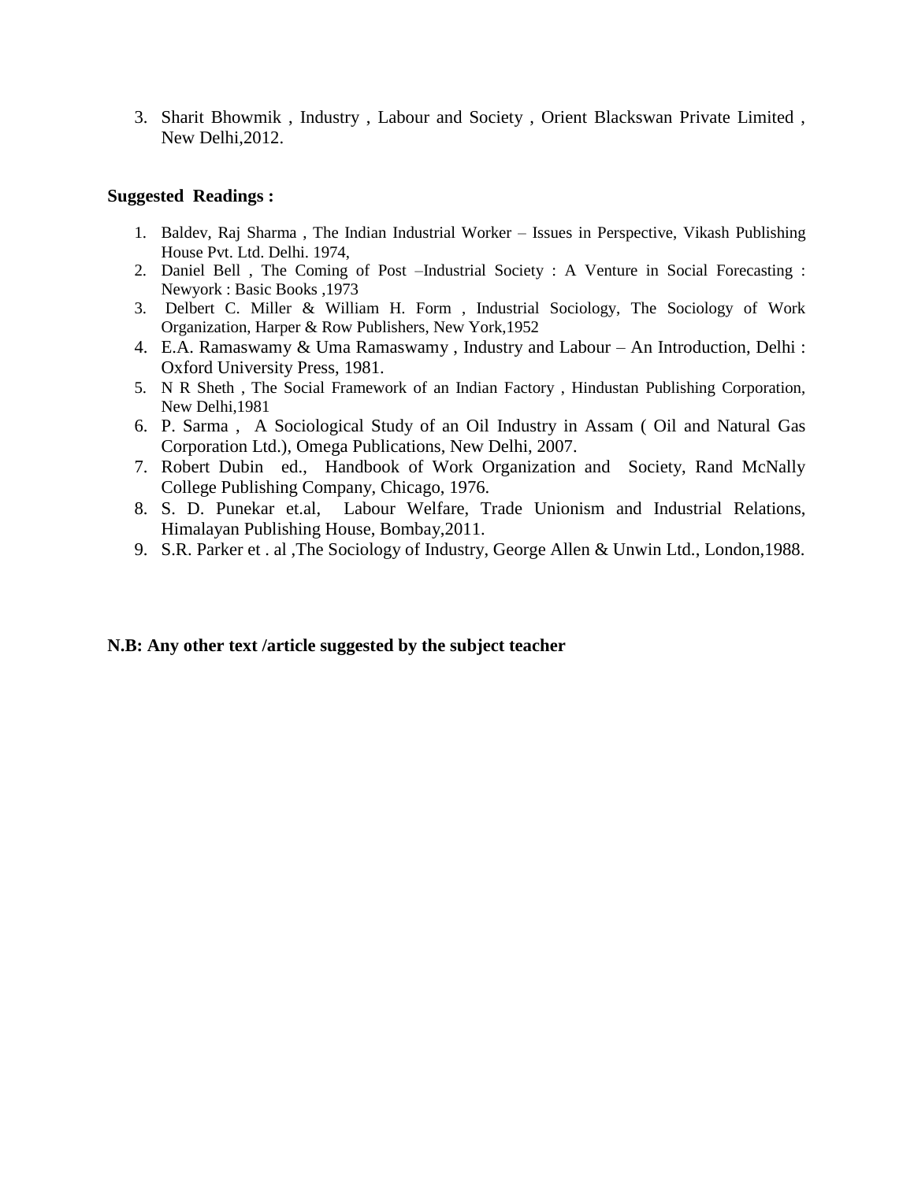3. Sharit Bhowmik , Industry , Labour and Society , Orient Blackswan Private Limited , New Delhi,2012.

**Suggested Readings :**

1. Baldev, Raj Sharma , The Indian Industrial Worker – Issues in Perspective, Vikash Publishing House Pvt. Ltd. Delhi. 1974,
2. Daniel Bell , The Coming of Post –Industrial Society : A Venture in Social Forecasting : Newyork : Basic Books ,1973
3. Delbert C. Miller & William H. Form , Industrial Sociology, The Sociology of Work Organization, Harper & Row Publishers, New York,1952
4. E.A. Ramaswamy & Uma Ramaswamy , Industry and Labour – An Introduction, Delhi : Oxford University Press, 1981.
5. N R Sheth , The Social Framework of an Indian Factory , Hindustan Publishing Corporation, New Delhi,1981
6. P. Sarma , A Sociological Study of an Oil Industry in Assam ( Oil and Natural Gas Corporation Ltd.), Omega Publications, New Delhi, 2007.
7. Robert Dubin ed., Handbook of Work Organization and Society, Rand McNally College Publishing Company, Chicago, 1976.
8. S. D. Punekar et.al, Labour Welfare, Trade Unionism and Industrial Relations, Himalayan Publishing House, Bombay,2011.
9. S.R. Parker et . al ,The Sociology of Industry, George Allen & Unwin Ltd., London,1988.

**N.B: Any other text /article suggested by the subject teacher**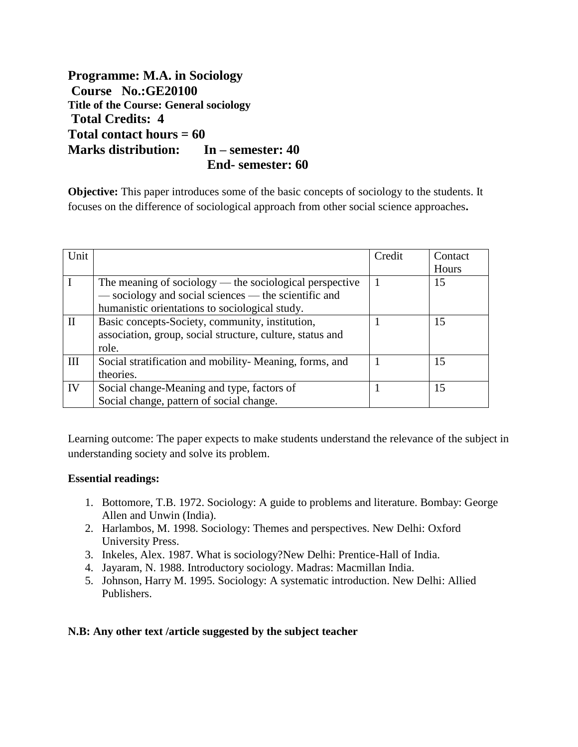**Programme: M.A. in Sociology**
**Course No.:GE20100**
**Title of the Course: General sociology**
**Total Credits: 4**
**Total contact hours = 60**
**Marks distribution: In – semester: 40**
**End- semester: 60**

**Objective:** This paper introduces some of the basic concepts of sociology to the students. It focuses on the difference of sociological approach from other social science approaches**.**

| Unit | | Credit | Contact Hours |
|---|---|---|---|
| I | The meaning of sociology — the sociological perspective — sociology and social sciences — the scientific and humanistic orientations to sociological study. | 1 | 15 |
| II | Basic concepts-Society, community, institution, association, group, social structure, culture, status and role. | 1 | 15 |
| III | Social stratification and mobility- Meaning, forms, and theories. | 1 | 15 |
| IV | Social change-Meaning and type, factors of Social change, pattern of social change. | 1 | 15 |

Learning outcome: The paper expects to make students understand the relevance of the subject in understanding society and solve its problem.

**Essential readings:**

1. Bottomore, T.B. 1972. Sociology: A guide to problems and literature. Bombay: George Allen and Unwin (India).
2. Harlambos, M. 1998. Sociology: Themes and perspectives. New Delhi: Oxford University Press.
3. Inkeles, Alex. 1987. What is sociology?New Delhi: Prentice-Hall of India.
4. Jayaram, N. 1988. Introductory sociology. Madras: Macmillan India.
5. Johnson, Harry M. 1995. Sociology: A systematic introduction. New Delhi: Allied Publishers.

**N.B: Any other text /article suggested by the subject teacher**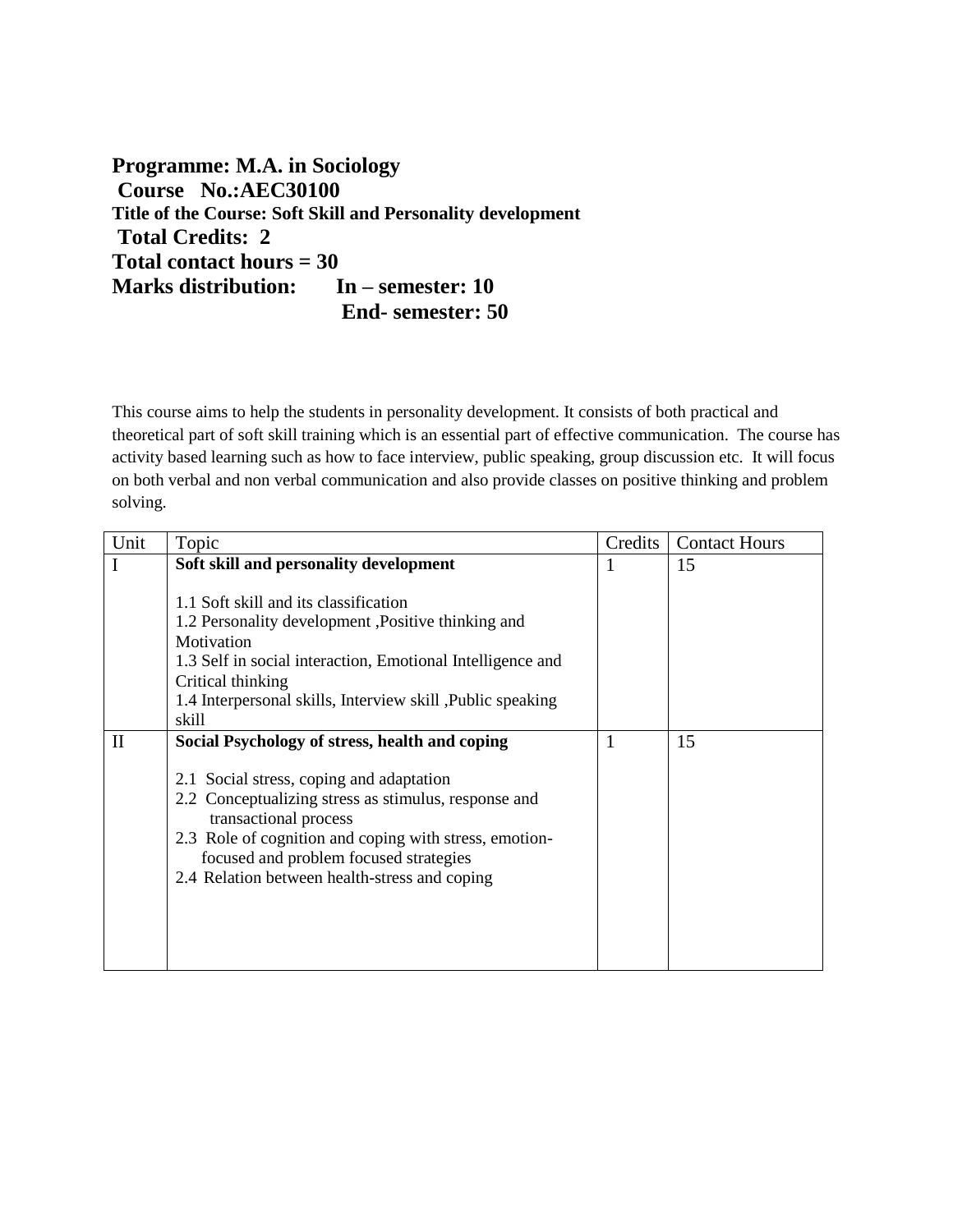**Programme: M.A. in Sociology**
**Course No.:AEC30100**
**Title of the Course: Soft Skill and Personality development**
**Total Credits: 2**
**Total contact hours = 30**
**Marks distribution: In – semester: 10**
**End- semester: 50**

This course aims to help the students in personality development. It consists of both practical and theoretical part of soft skill training which is an essential part of effective communication. The course has activity based learning such as how to face interview, public speaking, group discussion etc. It will focus on both verbal and non verbal communication and also provide classes on positive thinking and problem solving.

| Unit | Topic | Credits | Contact Hours |
|---|---|---|---|
| I | **Soft skill and personality development**<br><br>1.1 Soft skill and its classification<br>1.2 Personality development ,Positive thinking and Motivation<br>1.3 Self in social interaction, Emotional Intelligence and Critical thinking<br>1.4 Interpersonal skills, Interview skill ,Public speaking skill | 1 | 15 |
| II | **Social Psychology of stress, health and coping**<br><br>2.1 Social stress, coping and adaptation<br>2.2 Conceptualizing stress as stimulus, response and transactional process<br>2.3 Role of cognition and coping with stress, emotion-focused and problem focused strategies<br>2.4 Relation between health-stress and coping | 1 | 15 |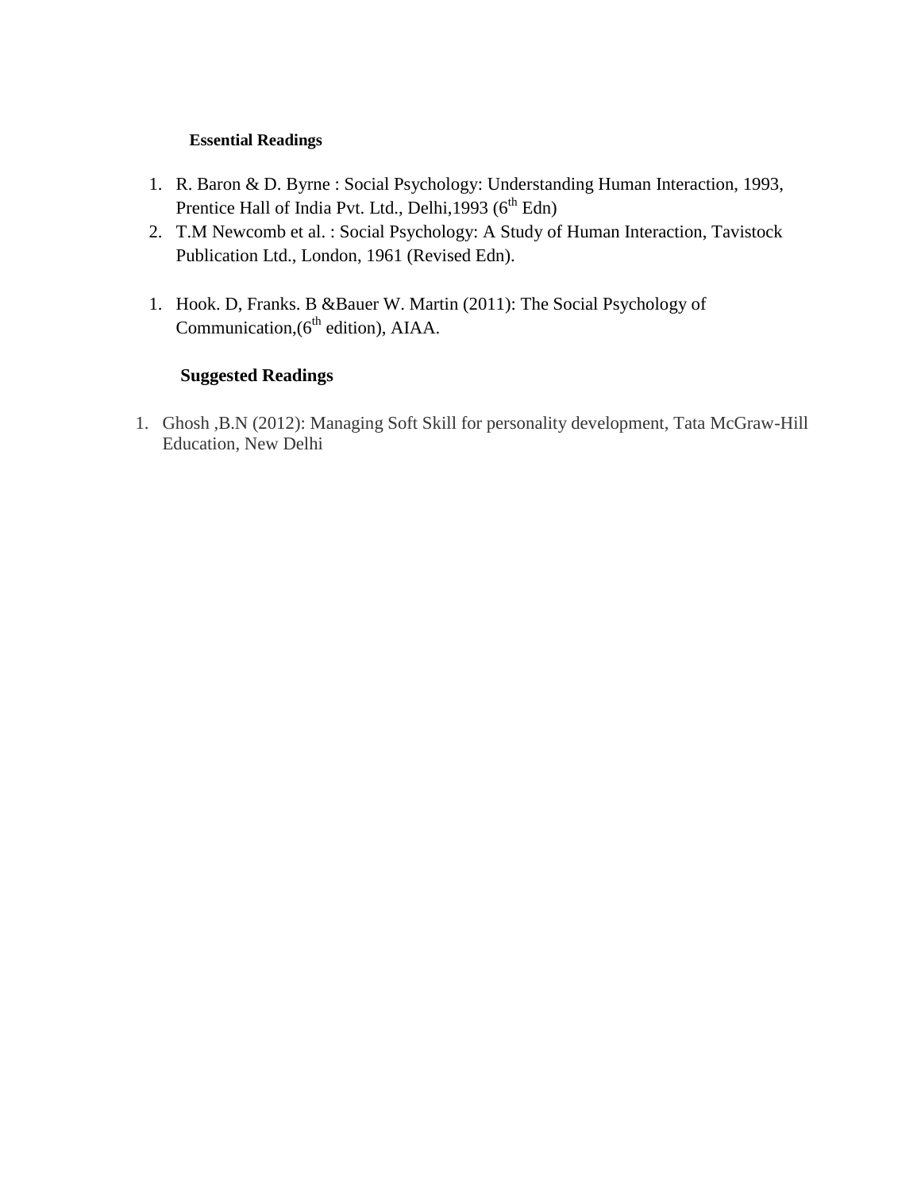**Essential Readings**

1. R. Baron & D. Byrne : Social Psychology: Understanding Human Interaction, 1993, Prentice Hall of India Pvt. Ltd., Delhi,1993 ($6^{th}$ Edn)
2. T.M Newcomb et al. : Social Psychology: A Study of Human Interaction, Tavistock Publication Ltd., London, 1961 (Revised Edn).

1. Hook. D, Franks. B &Bauer W. Martin (2011): The Social Psychology of Communication,($6^{th}$ edition), AIAA.

**Suggested Readings**

1. Ghosh ,B.N (2012): Managing Soft Skill for personality development, Tata McGraw-Hill Education, New Delhi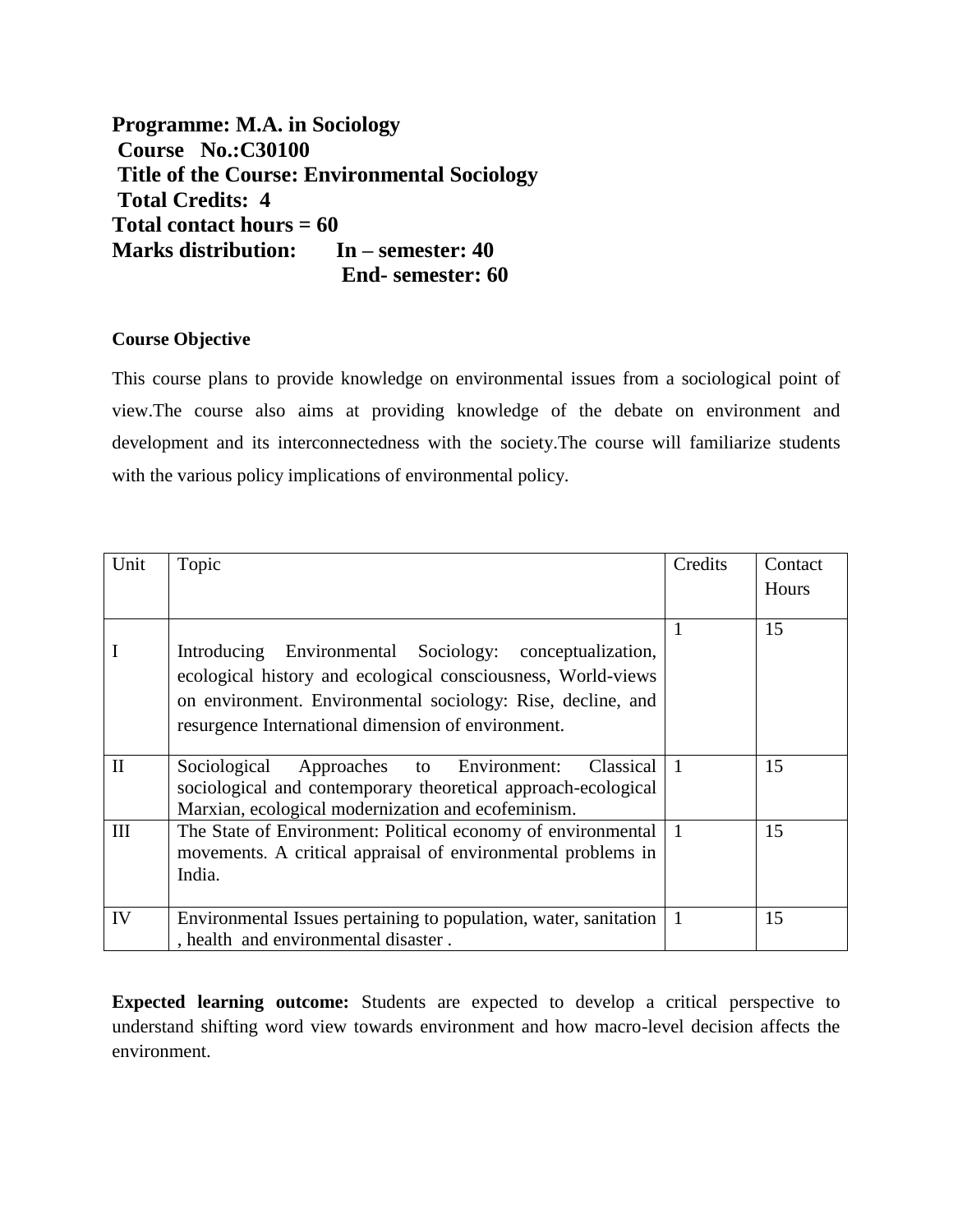**Programme: M.A. in Sociology**
**Course No.:C30100**
**Title of the Course: Environmental Sociology**
**Total Credits: 4**
**Total contact hours = 60**
**Marks distribution: In – semester: 40**
**End- semester: 60**

**Course Objective**

This course plans to provide knowledge on environmental issues from a sociological point of view.The course also aims at providing knowledge of the debate on environment and development and its interconnectedness with the society.The course will familiarize students with the various policy implications of environmental policy.

| Unit | Topic | Credits | Contact Hours |
|---|---|---|---|
| I | Introducing Environmental Sociology: conceptualization, ecological history and ecological consciousness, World-views on environment. Environmental sociology: Rise, decline, and resurgence International dimension of environment. | 1 | 15 |
| II | Sociological Approaches to Environment: Classical sociological and contemporary theoretical approach-ecological Marxian, ecological modernization and ecofeminism. | 1 | 15 |
| III | The State of Environment: Political economy of environmental movements. A critical appraisal of environmental problems in India. | 1 | 15 |
| IV | Environmental Issues pertaining to population, water, sanitation , health and environmental disaster . | 1 | 15 |

**Expected learning outcome:** Students are expected to develop a critical perspective to understand shifting word view towards environment and how macro-level decision affects the environment.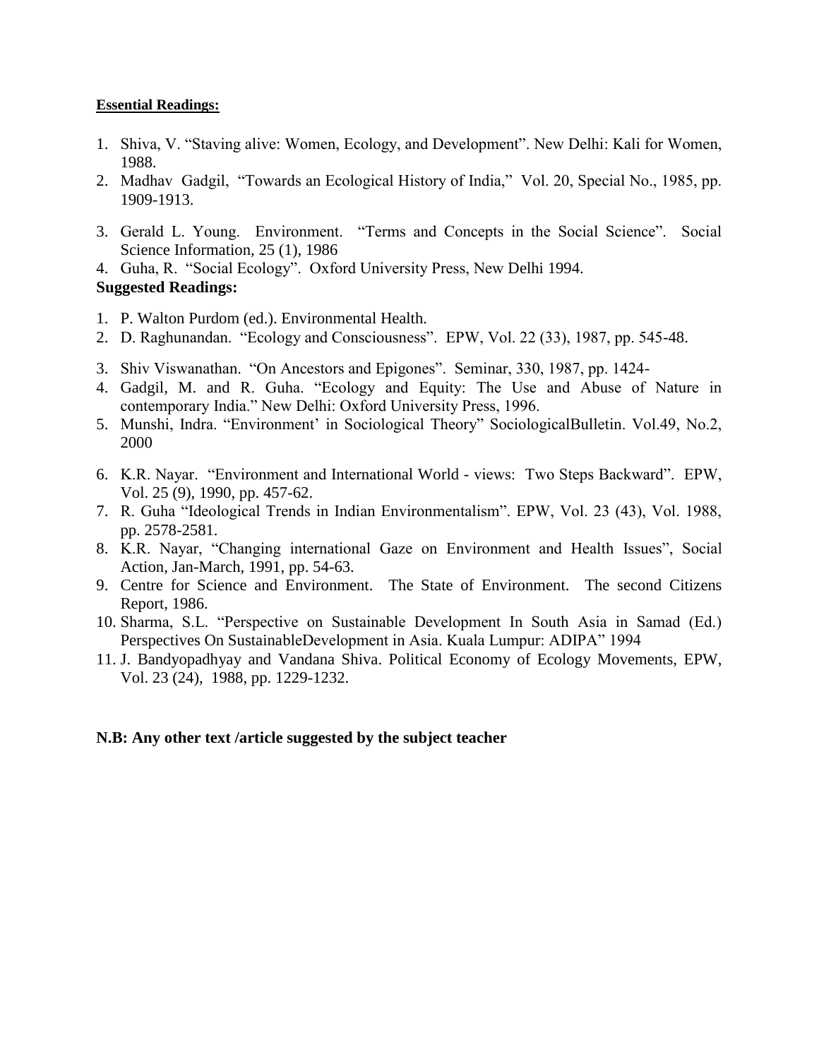**Essential Readings:**

1. Shiva, V. "Staving alive: Women, Ecology, and Development". New Delhi: Kali for Women, 1988.
2. Madhav Gadgil, "Towards an Ecological History of India," Vol. 20, Special No., 1985, pp. 1909-1913.
3. Gerald L. Young. Environment. "Terms and Concepts in the Social Science". Social Science Information, 25 (1), 1986
4. Guha, R. "Social Ecology". Oxford University Press, New Delhi 1994.

**Suggested Readings:**

1. P. Walton Purdom (ed.). Environmental Health.
2. D. Raghunandan. "Ecology and Consciousness". EPW, Vol. 22 (33), 1987, pp. 545-48.
3. Shiv Viswanathan. "On Ancestors and Epigones". Seminar, 330, 1987, pp. 1424-
4. Gadgil, M. and R. Guha. "Ecology and Equity: The Use and Abuse of Nature in contemporary India." New Delhi: Oxford University Press, 1996.
5. Munshi, Indra. "Environment' in Sociological Theory" SociologicalBulletin. Vol.49, No.2, 2000
6. K.R. Nayar. "Environment and International World - views: Two Steps Backward". EPW, Vol. 25 (9), 1990, pp. 457-62.
7. R. Guha "Ideological Trends in Indian Environmentalism". EPW, Vol. 23 (43), Vol. 1988, pp. 2578-2581.
8. K.R. Nayar, "Changing international Gaze on Environment and Health Issues", Social Action, Jan-March, 1991, pp. 54-63.
9. Centre for Science and Environment. The State of Environment. The second Citizens Report, 1986.
10. Sharma, S.L. "Perspective on Sustainable Development In South Asia in Samad (Ed.) Perspectives On SustainableDevelopment in Asia. Kuala Lumpur: ADIPA" 1994
11. J. Bandyopadhyay and Vandana Shiva. Political Economy of Ecology Movements, EPW, Vol. 23 (24), 1988, pp. 1229-1232.

**N.B: Any other text /article suggested by the subject teacher**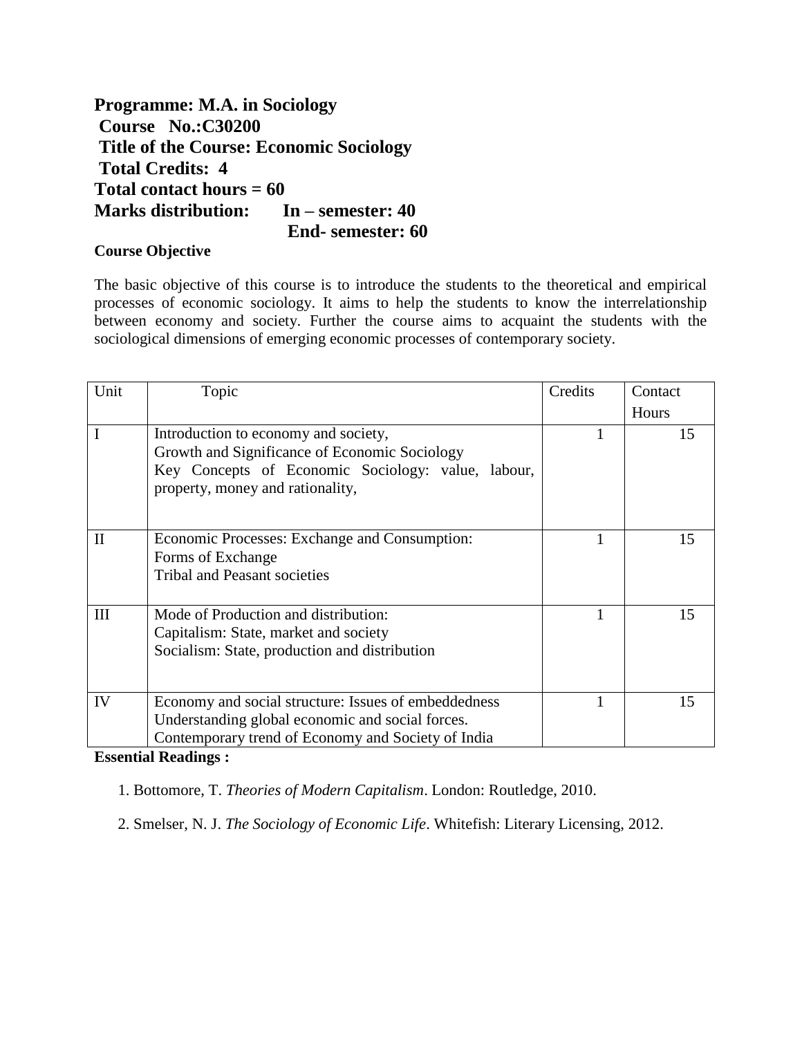**Programme: M.A. in Sociology**
**Course No.:C30200**
**Title of the Course: Economic Sociology**
**Total Credits: 4**
**Total contact hours = 60**
**Marks distribution: In – semester: 40**
**End- semester: 60**

**Course Objective**

The basic objective of this course is to introduce the students to the theoretical and empirical processes of economic sociology. It aims to help the students to know the interrelationship between economy and society. Further the course aims to acquaint the students with the sociological dimensions of emerging economic processes of contemporary society.

| Unit | Topic | Credits | Contact Hours |
|---|---|---|---|
| I | Introduction to economy and society,<br>Growth and Significance of Economic Sociology<br>Key Concepts of Economic Sociology: value, labour, property, money and rationality, | 1 | 15 |
| II | Economic Processes: Exchange and Consumption:<br>Forms of Exchange<br>Tribal and Peasant societies | 1 | 15 |
| III | Mode of Production and distribution:<br>Capitalism: State, market and society<br>Socialism: State, production and distribution | 1 | 15 |
| IV | Economy and social structure: Issues of embeddedness<br>Understanding global economic and social forces.<br>Contemporary trend of Economy and Society of India | 1 | 15 |

**Essential Readings :**

1. Bottomore, T. *Theories of Modern Capitalism*. London: Routledge, 2010.
2. Smelser, N. J. *The Sociology of Economic Life*. Whitefish: Literary Licensing, 2012.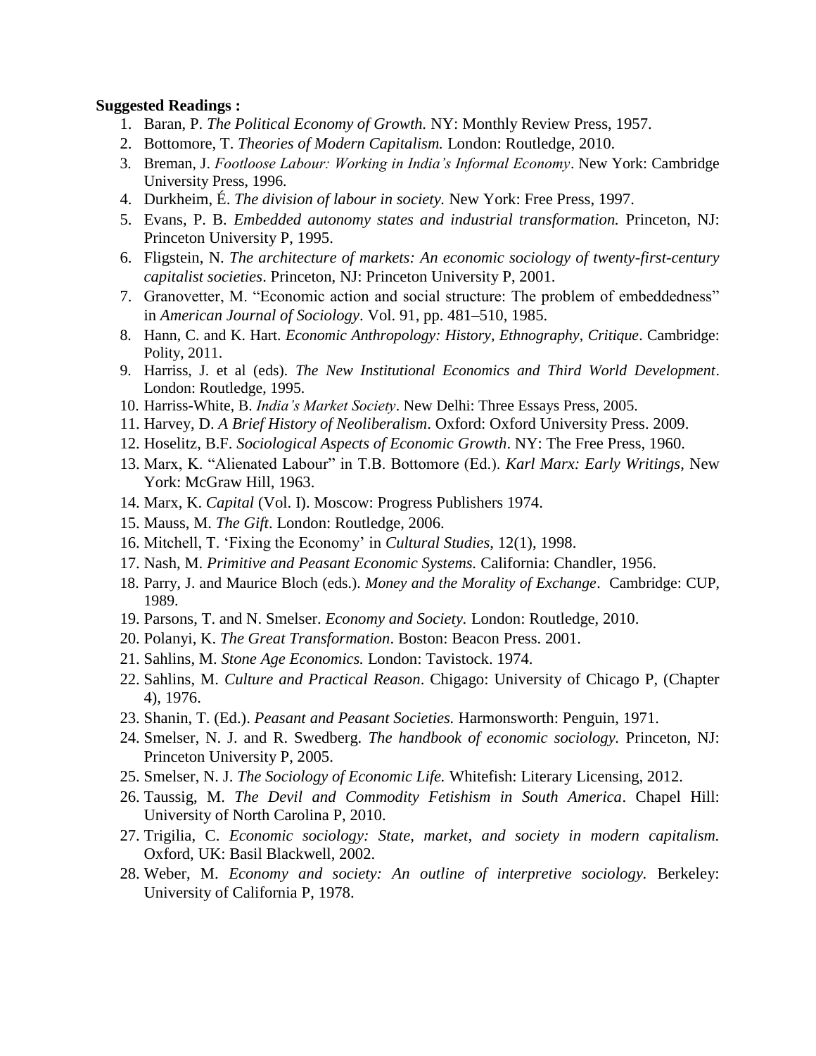**Suggested Readings :**

1. Baran, P. *The Political Economy of Growth.* NY: Monthly Review Press, 1957.
2. Bottomore, T. *Theories of Modern Capitalism.* London: Routledge, 2010.
3. Breman, J. *Footloose Labour: Working in India's Informal Economy*. New York: Cambridge University Press, 1996.
4. Durkheim, É. *The division of labour in society.* New York: Free Press, 1997.
5. Evans, P. B. *Embedded autonomy states and industrial transformation.* Princeton, NJ: Princeton University P, 1995.
6. Fligstein, N. *The architecture of markets: An economic sociology of twenty-first-century capitalist societies*. Princeton, NJ: Princeton University P, 2001.
7. Granovetter, M. "Economic action and social structure: The problem of embeddedness" in *American Journal of Sociology*. Vol. 91, pp. 481–510, 1985.
8. Hann, C. and K. Hart. *Economic Anthropology: History, Ethnography, Critique*. Cambridge: Polity, 2011.
9. Harriss, J. et al (eds). *The New Institutional Economics and Third World Development*. London: Routledge, 1995.
10. Harriss-White, B. *India's Market Society*. New Delhi: Three Essays Press, 2005.
11. Harvey, D. *A Brief History of Neoliberalism*. Oxford: Oxford University Press. 2009.
12. Hoselitz, B.F. *Sociological Aspects of Economic Growth*. NY: The Free Press, 1960.
13. Marx, K. "Alienated Labour" in T.B. Bottomore (Ed.). *Karl Marx: Early Writings*, New York: McGraw Hill, 1963.
14. Marx, K. *Capital* (Vol. I). Moscow: Progress Publishers 1974.
15. Mauss, M. *The Gift*. London: Routledge, 2006.
16. Mitchell, T. 'Fixing the Economy' in *Cultural Studies*, 12(1), 1998.
17. Nash, M. *Primitive and Peasant Economic Systems.* California: Chandler, 1956.
18. Parry, J. and Maurice Bloch (eds.). *Money and the Morality of Exchange*. Cambridge: CUP, 1989.
19. Parsons, T. and N. Smelser. *Economy and Society.* London: Routledge, 2010.
20. Polanyi, K. *The Great Transformation*. Boston: Beacon Press. 2001.
21. Sahlins, M. *Stone Age Economics.* London: Tavistock. 1974.
22. Sahlins, M. *Culture and Practical Reason*. Chigago: University of Chicago P, (Chapter 4), 1976.
23. Shanin, T. (Ed.). *Peasant and Peasant Societies.* Harmonsworth: Penguin, 1971.
24. Smelser, N. J. and R. Swedberg. *The handbook of economic sociology.* Princeton, NJ: Princeton University P, 2005.
25. Smelser, N. J. *The Sociology of Economic Life.* Whitefish: Literary Licensing, 2012.
26. Taussig, M. *The Devil and Commodity Fetishism in South America*. Chapel Hill: University of North Carolina P, 2010.
27. Trigilia, C. *Economic sociology: State, market, and society in modern capitalism.* Oxford, UK: Basil Blackwell, 2002.
28. Weber, M. *Economy and society: An outline of interpretive sociology.* Berkeley: University of California P, 1978.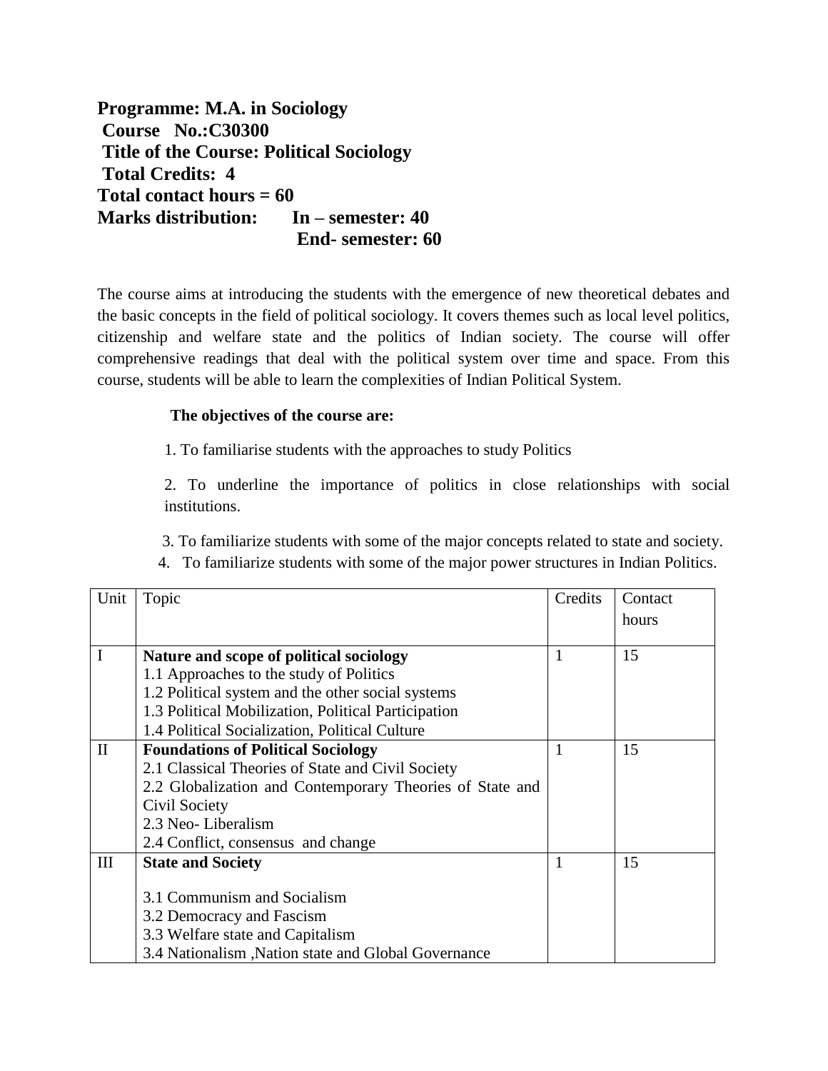**Programme: M.A. in Sociology**
**Course No.:C30300**
**Title of the Course: Political Sociology**
**Total Credits: 4**
**Total contact hours = 60**
**Marks distribution: In – semester: 40**
**End- semester: 60**

The course aims at introducing the students with the emergence of new theoretical debates and the basic concepts in the field of political sociology. It covers themes such as local level politics, citizenship and welfare state and the politics of Indian society. The course will offer comprehensive readings that deal with the political system over time and space. From this course, students will be able to learn the complexities of Indian Political System.

**The objectives of the course are:**

1. To familiarise students with the approaches to study Politics
2. To underline the importance of politics in close relationships with social institutions.
3. To familiarize students with some of the major concepts related to state and society.
4. To familiarize students with some of the major power structures in Indian Politics.

| Unit | Topic | Credits | Contact hours |
|---|---|---|---|
| I | **Nature and scope of political sociology**<br>1.1 Approaches to the study of Politics<br>1.2 Political system and the other social systems<br>1.3 Political Mobilization, Political Participation<br>1.4 Political Socialization, Political Culture | 1 | 15 |
| II | **Foundations of Political Sociology**<br>2.1 Classical Theories of State and Civil Society<br>2.2 Globalization and Contemporary Theories of State and Civil Society<br>2.3 Neo- Liberalism<br>2.4 Conflict, consensus and change | 1 | 15 |
| III | **State and Society**<br>3.1 Communism and Socialism<br>3.2 Democracy and Fascism<br>3.3 Welfare state and Capitalism<br>3.4 Nationalism ,Nation state and Global Governance | 1 | 15 |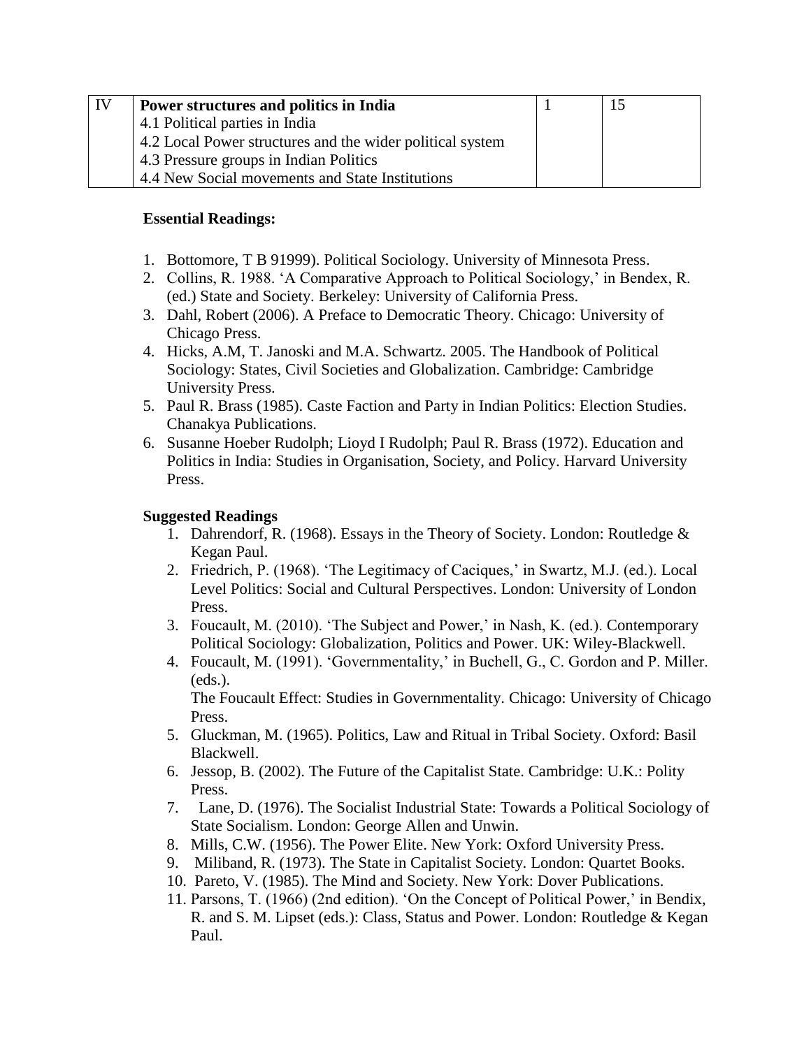| IV | **Power structures and politics in India**<br>4.1 Political parties in India<br>4.2 Local Power structures and the wider political system<br>4.3 Pressure groups in Indian Politics<br>4.4 New Social movements and State Institutions | 1 | 15 |
|---|---|---|---|

**Essential Readings:**

1. Bottomore, T B 91999). Political Sociology. University of Minnesota Press.
2. Collins, R. 1988. 'A Comparative Approach to Political Sociology,' in Bendex, R. (ed.) State and Society. Berkeley: University of California Press.
3. Dahl, Robert (2006). A Preface to Democratic Theory. Chicago: University of Chicago Press.
4. Hicks, A.M, T. Janoski and M.A. Schwartz. 2005. The Handbook of Political Sociology: States, Civil Societies and Globalization. Cambridge: Cambridge University Press.
5. Paul R. Brass (1985). Caste Faction and Party in Indian Politics: Election Studies. Chanakya Publications.
6. Susanne Hoeber Rudolph; Lioyd I Rudolph; Paul R. Brass (1972). Education and Politics in India: Studies in Organisation, Society, and Policy. Harvard University Press.

**Suggested Readings**

1. Dahrendorf, R. (1968). Essays in the Theory of Society. London: Routledge & Kegan Paul.
2. Friedrich, P. (1968). 'The Legitimacy of Caciques,' in Swartz, M.J. (ed.). Local Level Politics: Social and Cultural Perspectives. London: University of London Press.
3. Foucault, M. (2010). 'The Subject and Power,' in Nash, K. (ed.). Contemporary Political Sociology: Globalization, Politics and Power. UK: Wiley-Blackwell.
4. Foucault, M. (1991). 'Governmentality,' in Buchell, G., C. Gordon and P. Miller. (eds.).
   The Foucault Effect: Studies in Governmentality. Chicago: University of Chicago Press.
5. Gluckman, M. (1965). Politics, Law and Ritual in Tribal Society. Oxford: Basil Blackwell.
6. Jessop, B. (2002). The Future of the Capitalist State. Cambridge: U.K.: Polity Press.
7. Lane, D. (1976). The Socialist Industrial State: Towards a Political Sociology of State Socialism. London: George Allen and Unwin.
8. Mills, C.W. (1956). The Power Elite. New York: Oxford University Press.
9. Miliband, R. (1973). The State in Capitalist Society. London: Quartet Books.
10. Pareto, V. (1985). The Mind and Society. New York: Dover Publications.
11. Parsons, T. (1966) (2nd edition). 'On the Concept of Political Power,' in Bendix, R. and S. M. Lipset (eds.): Class, Status and Power. London: Routledge & Kegan Paul.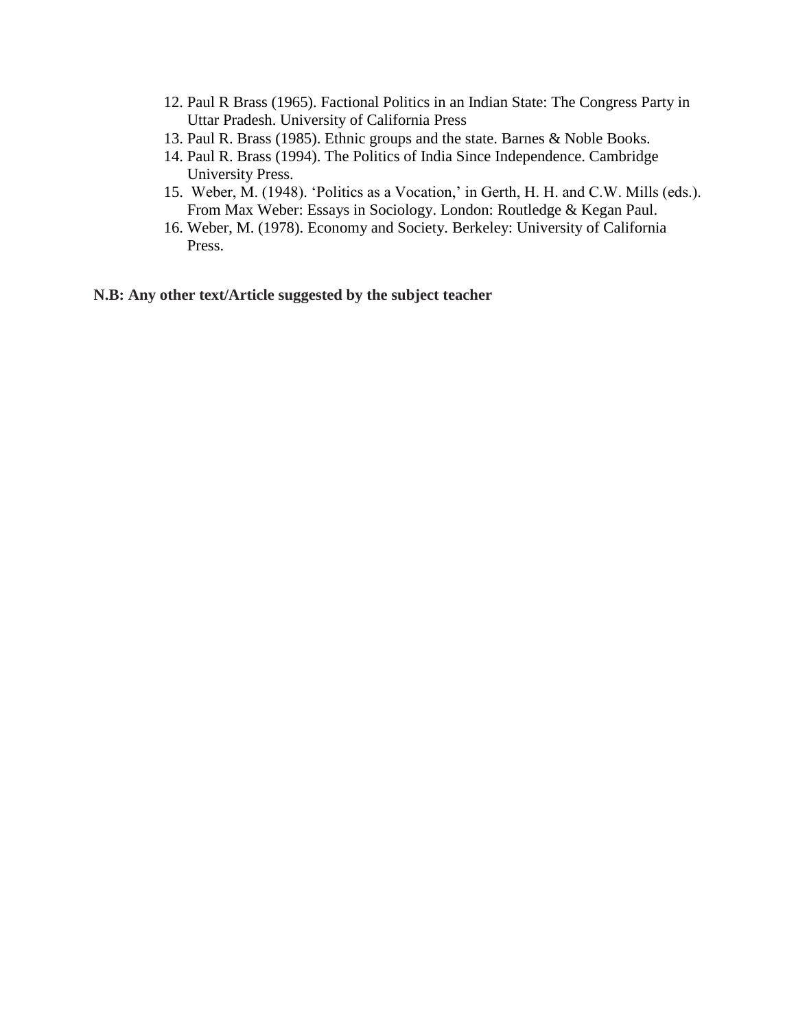12. Paul R Brass (1965). Factional Politics in an Indian State: The Congress Party in Uttar Pradesh. University of California Press
13. Paul R. Brass (1985). Ethnic groups and the state. Barnes & Noble Books.
14. Paul R. Brass (1994). The Politics of India Since Independence. Cambridge University Press.
15. Weber, M. (1948). 'Politics as a Vocation,' in Gerth, H. H. and C.W. Mills (eds.). From Max Weber: Essays in Sociology. London: Routledge & Kegan Paul.
16. Weber, M. (1978). Economy and Society. Berkeley: University of California Press.

**N.B: Any other text/Article suggested by the subject teacher**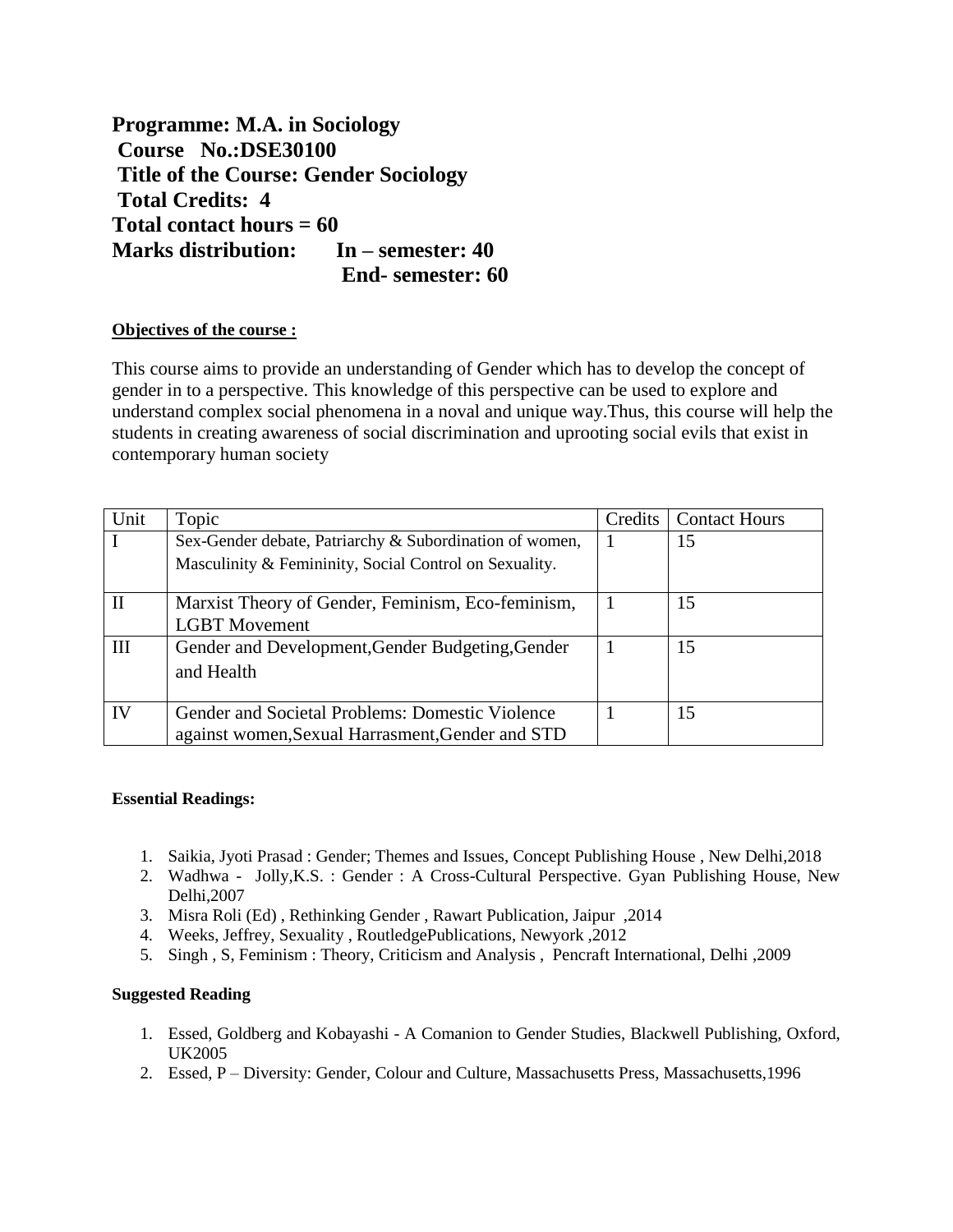**Programme: M.A. in Sociology**
**Course No.:DSE30100**
**Title of the Course: Gender Sociology**
**Total Credits: 4**
**Total contact hours = 60**
**Marks distribution: In – semester: 40**
**End- semester: 60**

**Objectives of the course :**

This course aims to provide an understanding of Gender which has to develop the concept of gender in to a perspective. This knowledge of this perspective can be used to explore and understand complex social phenomena in a noval and unique way.Thus, this course will help the students in creating awareness of social discrimination and uprooting social evils that exist in contemporary human society

| Unit | Topic | Credits | Contact Hours |
|---|---|---|---|
| I | Sex-Gender debate, Patriarchy & Subordination of women, Masculinity & Femininity, Social Control on Sexuality. | 1 | 15 |
| II | Marxist Theory of Gender, Feminism, Eco-feminism, LGBT Movement | 1 | 15 |
| III | Gender and Development,Gender Budgeting,Gender and Health | 1 | 15 |
| IV | Gender and Societal Problems: Domestic Violence against women,Sexual Harrasment,Gender and STD | 1 | 15 |

**Essential Readings:**

1. Saikia, Jyoti Prasad : Gender; Themes and Issues, Concept Publishing House , New Delhi,2018
2. Wadhwa - Jolly,K.S. : Gender : A Cross-Cultural Perspective. Gyan Publishing House, New Delhi,2007
3. Misra Roli (Ed) , Rethinking Gender , Rawart Publication, Jaipur ,2014
4. Weeks, Jeffrey, Sexuality , RoutledgePublications, Newyork ,2012
5. Singh , S, Feminism : Theory, Criticism and Analysis , Pencraft International, Delhi ,2009

**Suggested Reading**

1. Essed, Goldberg and Kobayashi - A Comanion to Gender Studies, Blackwell Publishing, Oxford, UK2005
2. Essed, P – Diversity: Gender, Colour and Culture, Massachusetts Press, Massachusetts,1996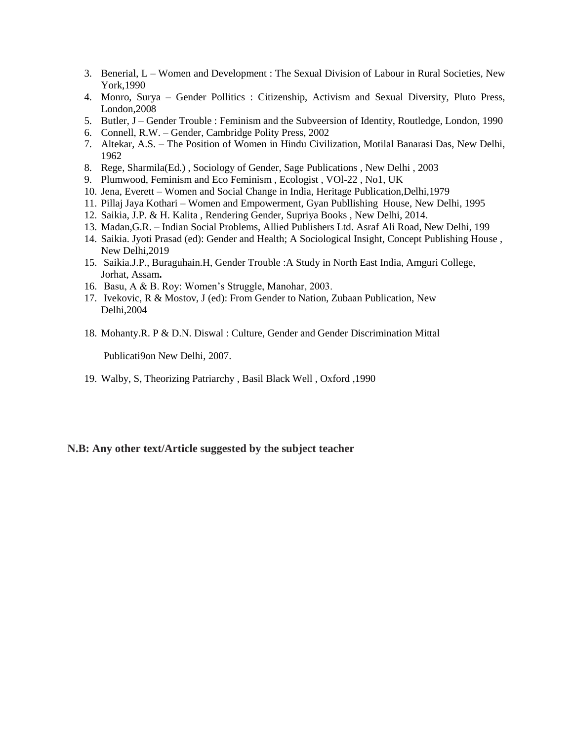3. Benerial, L – Women and Development : The Sexual Division of Labour in Rural Societies, New York,1990
4. Monro, Surya – Gender Pollitics : Citizenship, Activism and Sexual Diversity, Pluto Press, London,2008
5. Butler, J – Gender Trouble : Feminism and the Subveersion of Identity, Routledge, London, 1990
6. Connell, R.W. – Gender, Cambridge Polity Press, 2002
7. Altekar, A.S. – The Position of Women in Hindu Civilization, Motilal Banarasi Das, New Delhi, 1962
8. Rege, Sharmila(Ed.) , Sociology of Gender, Sage Publications , New Delhi , 2003
9. Plumwood, Feminism and Eco Feminism , Ecologist , VOl-22 , No1, UK
10. Jena, Everett – Women and Social Change in India, Heritage Publication,Delhi,1979
11. Pillaj Jaya Kothari – Women and Empowerment, Gyan Publlishing House, New Delhi, 1995
12. Saikia, J.P. & H. Kalita , Rendering Gender, Supriya Books , New Delhi, 2014.
13. Madan,G.R. – Indian Social Problems, Allied Publishers Ltd. Asraf Ali Road, New Delhi, 199
14. Saikia. Jyoti Prasad (ed): Gender and Health; A Sociological Insight, Concept Publishing House , New Delhi,2019
15. Saikia.J.P., Buraguhain.H, Gender Trouble :A Study in North East India, Amguri College, Jorhat, Assam**.**
16. Basu, A & B. Roy: Women's Struggle, Manohar, 2003.
17. Ivekovic, R & Mostov, J (ed): From Gender to Nation, Zubaan Publication, New Delhi,2004
18. Mohanty.R. P & D.N. Diswal : Culture, Gender and Gender Discrimination Mittal

    Publicati9on New Delhi, 2007.

19. Walby, S, Theorizing Patriarchy , Basil Black Well , Oxford ,1990

**N.B: Any other text/Article suggested by the subject teacher**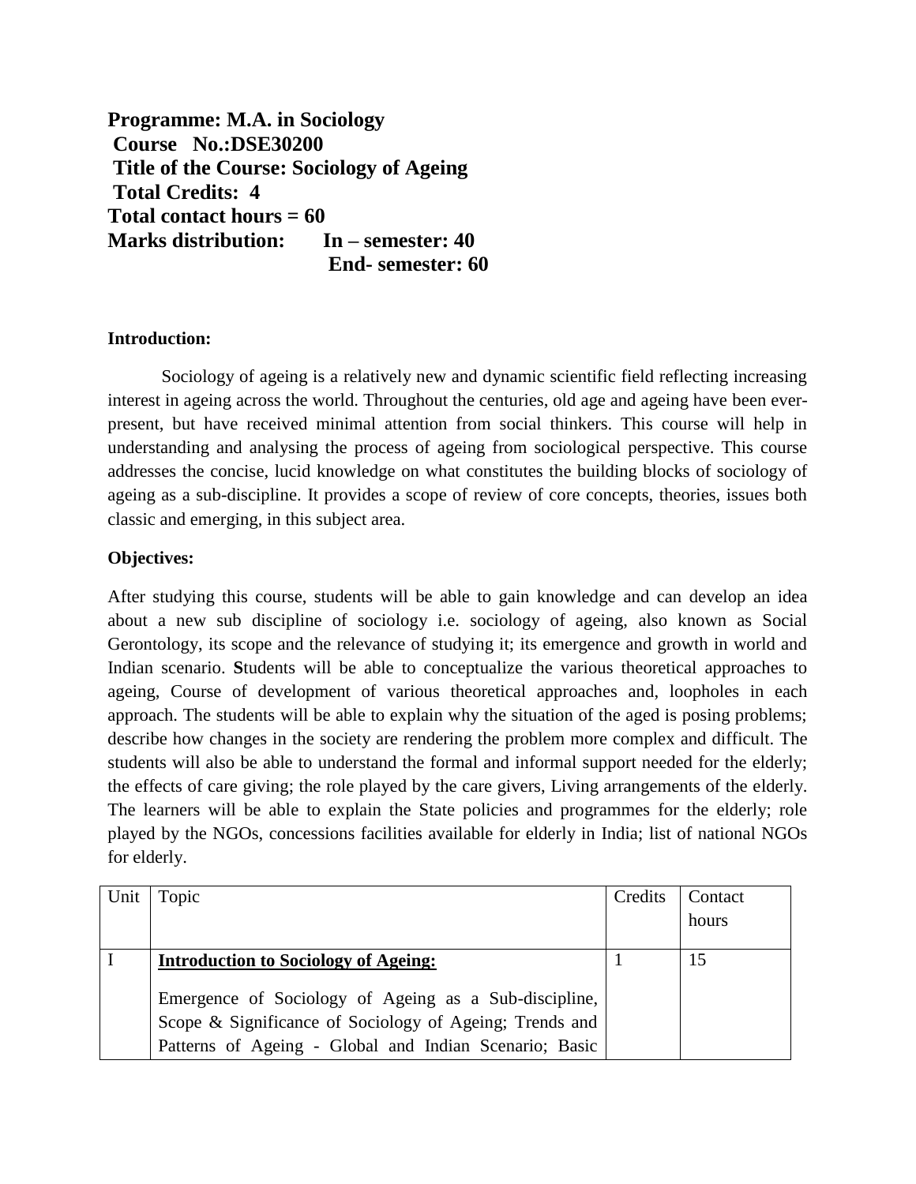**Programme: M.A. in Sociology**
**Course No.:DSE30200**
**Title of the Course: Sociology of Ageing**
**Total Credits: 4**
**Total contact hours = 60**
**Marks distribution: In – semester: 40**
**End- semester: 60**

**Introduction:**

Sociology of ageing is a relatively new and dynamic scientific field reflecting increasing interest in ageing across the world. Throughout the centuries, old age and ageing have been ever-present, but have received minimal attention from social thinkers. This course will help in understanding and analysing the process of ageing from sociological perspective. This course addresses the concise, lucid knowledge on what constitutes the building blocks of sociology of ageing as a sub-discipline. It provides a scope of review of core concepts, theories, issues both classic and emerging, in this subject area.

**Objectives:**

After studying this course, students will be able to gain knowledge and can develop an idea about a new sub discipline of sociology i.e. sociology of ageing, also known as Social Gerontology, its scope and the relevance of studying it; its emergence and growth in world and Indian scenario. **S**tudents will be able to conceptualize the various theoretical approaches to ageing, Course of development of various theoretical approaches and, loopholes in each approach. The students will be able to explain why the situation of the aged is posing problems; describe how changes in the society are rendering the problem more complex and difficult. The students will also be able to understand the formal and informal support needed for the elderly; the effects of care giving; the role played by the care givers, Living arrangements of the elderly. The learners will be able to explain the State policies and programmes for the elderly; role played by the NGOs, concessions facilities available for elderly in India; list of national NGOs for elderly.

| Unit | Topic | Credits | Contact hours |
|---|---|---|---|
| I | **Introduction to Sociology of Ageing:**<br><br>Emergence of Sociology of Ageing as a Sub-discipline, Scope & Significance of Sociology of Ageing; Trends and Patterns of Ageing - Global and Indian Scenario; Basic | 1 | 15 |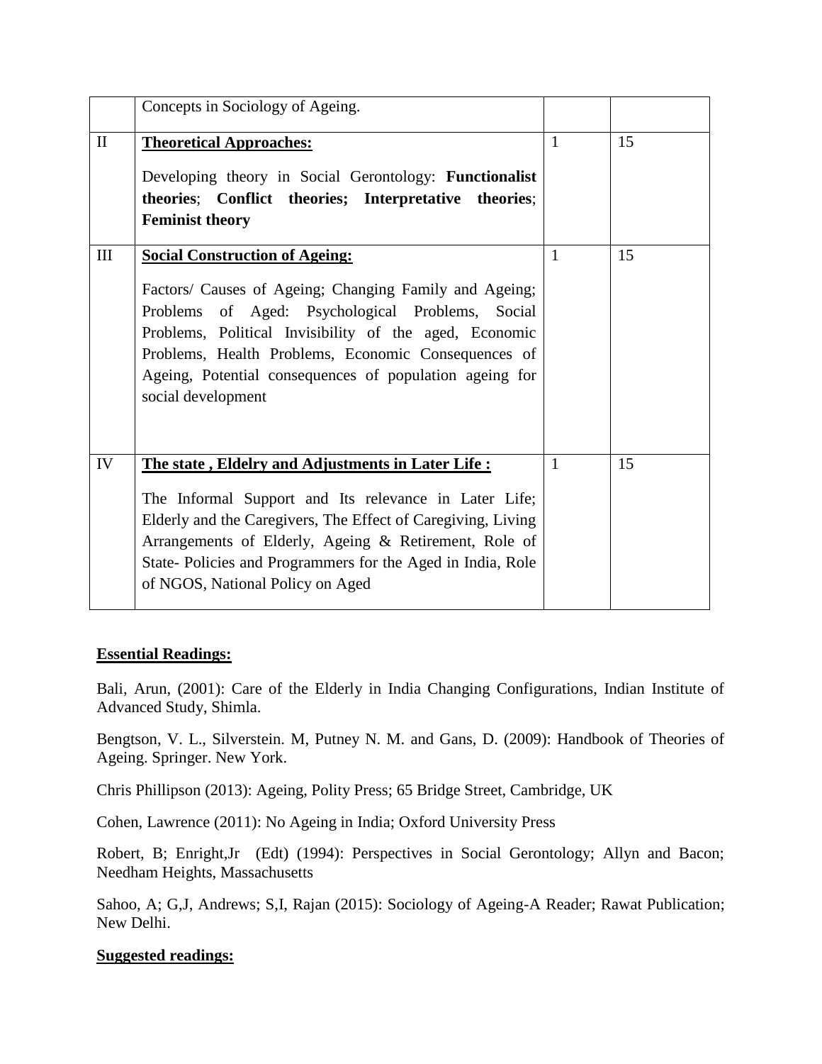| | | | |
|---|---|---|---|
| | Concepts in Sociology of Ageing. | | |
| II | **Theoretical Approaches:**<br><br>Developing theory in Social Gerontology: **Functionalist theories**; **Conflict theories; Interpretative theories**; **Feminist theory** | 1 | 15 |
| III | **Social Construction of Ageing:**<br><br>Factors/ Causes of Ageing; Changing Family and Ageing; Problems of Aged: Psychological Problems, Social Problems, Political Invisibility of the aged, Economic Problems, Health Problems, Economic Consequences of Ageing, Potential consequences of population ageing for social development | 1 | 15 |
| IV | **The state , Eldelry and Adjustments in Later Life :**<br><br>The Informal Support and Its relevance in Later Life; Elderly and the Caregivers, The Effect of Caregiving, Living Arrangements of Elderly, Ageing & Retirement, Role of State- Policies and Programmers for the Aged in India, Role of NGOS, National Policy on Aged | 1 | 15 |

**Essential Readings:**

Bali, Arun, (2001): Care of the Elderly in India Changing Configurations, Indian Institute of Advanced Study, Shimla.

Bengtson, V. L., Silverstein. M, Putney N. M. and Gans, D. (2009): Handbook of Theories of Ageing. Springer. New York.

Chris Phillipson (2013): Ageing, Polity Press; 65 Bridge Street, Cambridge, UK

Cohen, Lawrence (2011): No Ageing in India; Oxford University Press

Robert, B; Enright,Jr (Edt) (1994): Perspectives in Social Gerontology; Allyn and Bacon; Needham Heights, Massachusetts

Sahoo, A; G,J, Andrews; S,I, Rajan (2015): Sociology of Ageing-A Reader; Rawat Publication; New Delhi.

**Suggested readings:**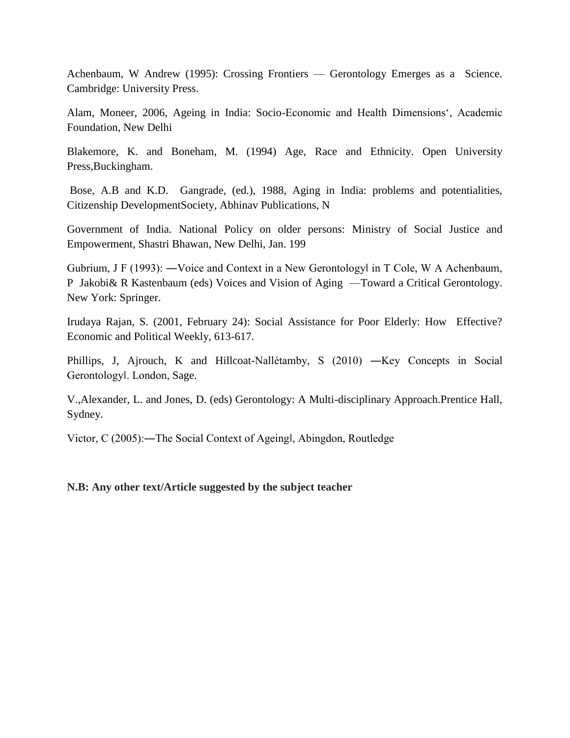Achenbaum, W Andrew (1995): Crossing Frontiers — Gerontology Emerges as a Science. Cambridge: University Press.

Alam, Moneer, 2006, Ageing in India: Socio-Economic and Health Dimensions‘, Academic Foundation, New Delhi

Blakemore, K. and Boneham, M. (1994) Age, Race and Ethnicity. Open University Press,Buckingham.

Bose, A.B and K.D. Gangrade, (ed.), 1988, Aging in India: problems and potentialities, Citizenship DevelopmentSociety, Abhinav Publications, N

Government of India. National Policy on older persons: Ministry of Social Justice and Empowerment, Shastri Bhawan, New Delhi, Jan. 199

Gubrium, J F (1993): ―Voice and Context in a New Gerontology‖ in T Cole, W A Achenbaum, P Jakobi& R Kastenbaum (eds) Voices and Vision of Aging —Toward a Critical Gerontology. New York: Springer.

Irudaya Rajan, S. (2001, February 24): Social Assistance for Poor Elderly: How Effective? Economic and Political Weekly, 613-617.

Phillips, J, Ajrouch, K and Hillcoat-Nallétamby, S (2010) ―Key Concepts in Social Gerontology‖. London, Sage.

V.,Alexander, L. and Jones, D. (eds) Gerontology: A Multi-disciplinary Approach.Prentice Hall, Sydney.

Victor, C (2005):―The Social Context of Ageing‖, Abingdon, Routledge

**N.B: Any other text/Article suggested by the subject teacher**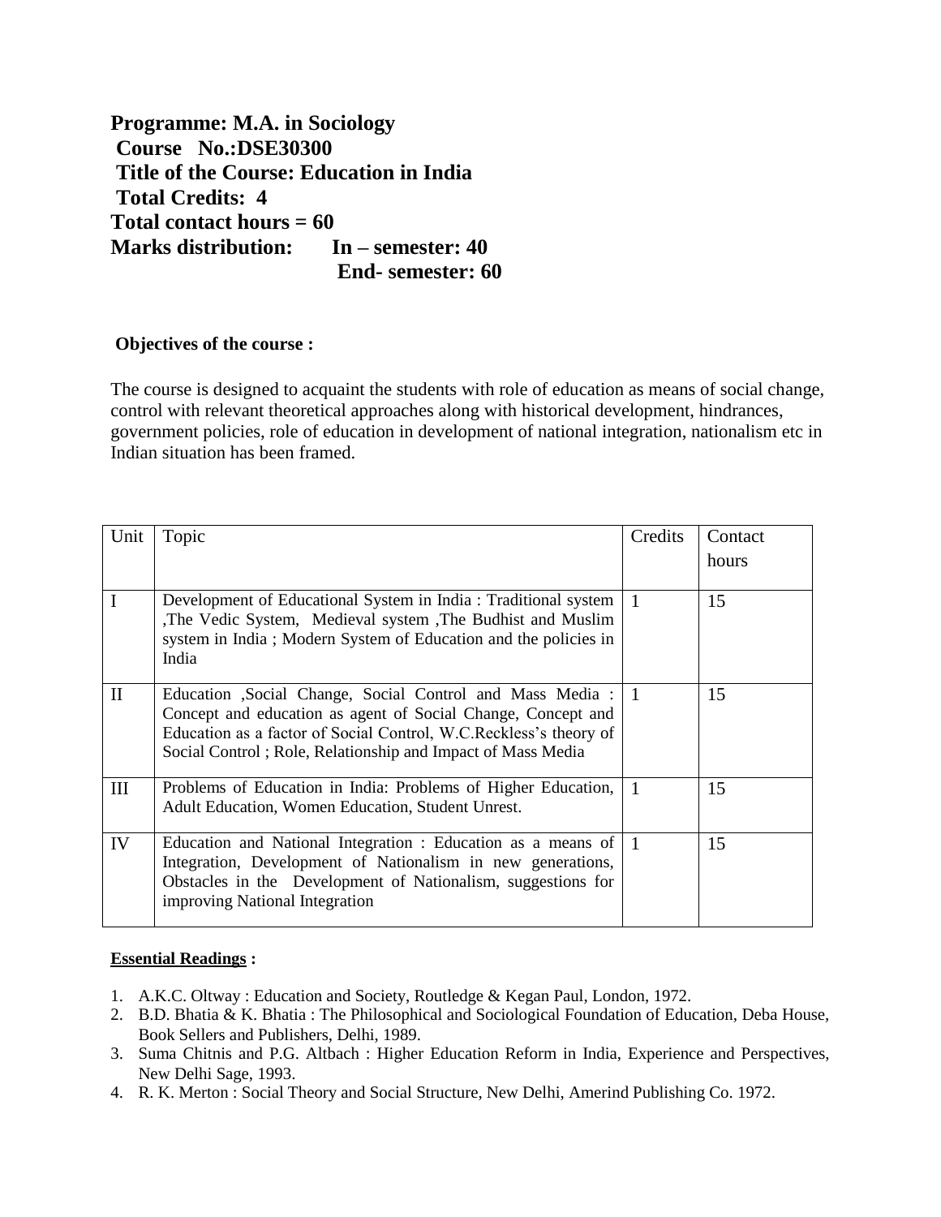**Programme: M.A. in Sociology**
**Course No.:DSE30300**
**Title of the Course: Education in India**
**Total Credits: 4**
**Total contact hours = 60**
**Marks distribution: In – semester: 40**
**End- semester: 60**

**Objectives of the course :**

The course is designed to acquaint the students with role of education as means of social change, control with relevant theoretical approaches along with historical development, hindrances, government policies, role of education in development of national integration, nationalism etc in Indian situation has been framed.

| Unit | Topic | Credits | Contact hours |
|---|---|---|---|
| I | Development of Educational System in India : Traditional system ,The Vedic System, Medieval system ,The Budhist and Muslim system in India ; Modern System of Education and the policies in India | 1 | 15 |
| II | Education ,Social Change, Social Control and Mass Media : Concept and education as agent of Social Change, Concept and Education as a factor of Social Control, W.C.Reckless's theory of Social Control ; Role, Relationship and Impact of Mass Media | 1 | 15 |
| III | Problems of Education in India: Problems of Higher Education, Adult Education, Women Education, Student Unrest. | 1 | 15 |
| IV | Education and National Integration : Education as a means of Integration, Development of Nationalism in new generations, Obstacles in the Development of Nationalism, suggestions for improving National Integration | 1 | 15 |

**Essential Readings :**

1. A.K.C. Oltway : Education and Society, Routledge & Kegan Paul, London, 1972.
2. B.D. Bhatia & K. Bhatia : The Philosophical and Sociological Foundation of Education, Deba House, Book Sellers and Publishers, Delhi, 1989.
3. Suma Chitnis and P.G. Altbach : Higher Education Reform in India, Experience and Perspectives, New Delhi Sage, 1993.
4. R. K. Merton : Social Theory and Social Structure, New Delhi, Amerind Publishing Co. 1972.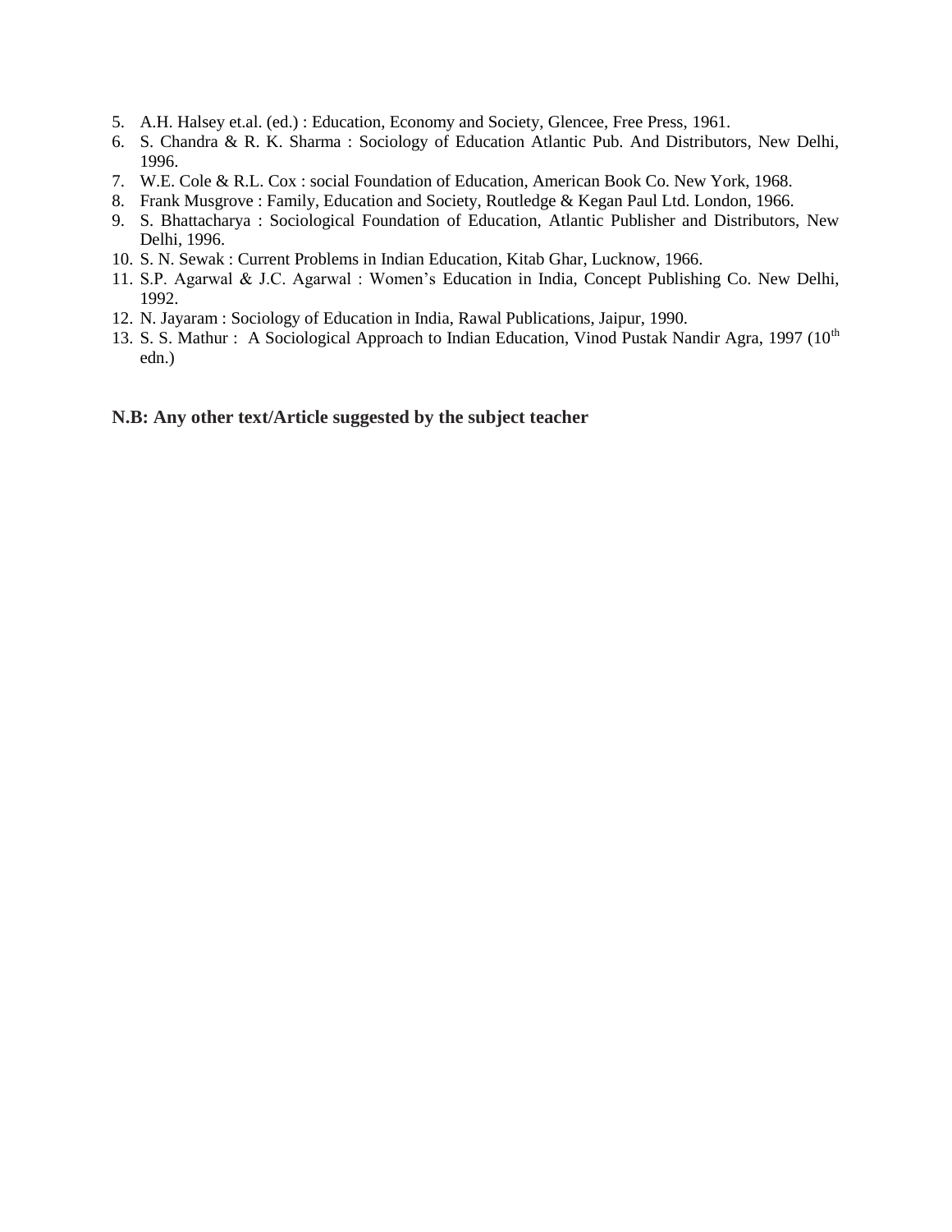5. A.H. Halsey et.al. (ed.) : Education, Economy and Society, Glencee, Free Press, 1961.
6. S. Chandra & R. K. Sharma : Sociology of Education Atlantic Pub. And Distributors, New Delhi, 1996.
7. W.E. Cole & R.L. Cox : social Foundation of Education, American Book Co. New York, 1968.
8. Frank Musgrove : Family, Education and Society, Routledge & Kegan Paul Ltd. London, 1966.
9. S. Bhattacharya : Sociological Foundation of Education, Atlantic Publisher and Distributors, New Delhi, 1996.
10. S. N. Sewak : Current Problems in Indian Education, Kitab Ghar, Lucknow, 1966.
11. S.P. Agarwal & J.C. Agarwal : Women's Education in India, Concept Publishing Co. New Delhi, 1992.
12. N. Jayaram : Sociology of Education in India, Rawal Publications, Jaipur, 1990.
13. S. S. Mathur : A Sociological Approach to Indian Education, Vinod Pustak Nandir Agra, 1997 (10th edn.)

**N.B: Any other text/Article suggested by the subject teacher**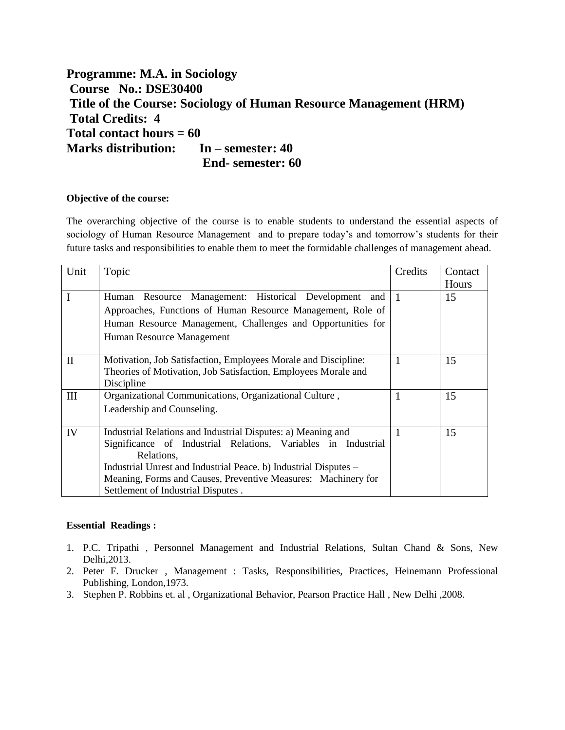**Programme: M.A. in Sociology**
**Course No.: DSE30400**
**Title of the Course: Sociology of Human Resource Management (HRM)**
**Total Credits: 4**
**Total contact hours = 60**
**Marks distribution: In – semester: 40**
**End- semester: 60**

**Objective of the course:**

The overarching objective of the course is to enable students to understand the essential aspects of sociology of Human Resource Management and to prepare today's and tomorrow's students for their future tasks and responsibilities to enable them to meet the formidable challenges of management ahead.

| Unit | Topic | Credits | Contact Hours |
|---|---|---|---|
| I | Human Resource Management: Historical Development and Approaches, Functions of Human Resource Management, Role of Human Resource Management, Challenges and Opportunities for Human Resource Management | 1 | 15 |
| II | Motivation, Job Satisfaction, Employees Morale and Discipline: Theories of Motivation, Job Satisfaction, Employees Morale and Discipline | 1 | 15 |
| III | Organizational Communications, Organizational Culture , Leadership and Counseling. | 1 | 15 |
| IV | Industrial Relations and Industrial Disputes: a) Meaning and Significance of Industrial Relations, Variables in Industrial Relations, Industrial Unrest and Industrial Peace. b) Industrial Disputes – Meaning, Forms and Causes, Preventive Measures: Machinery for Settlement of Industrial Disputes . | 1 | 15 |

**Essential Readings :**

1. P.C. Tripathi , Personnel Management and Industrial Relations, Sultan Chand & Sons, New Delhi,2013.
2. Peter F. Drucker , Management : Tasks, Responsibilities, Practices, Heinemann Professional Publishing, London,1973.
3. Stephen P. Robbins et. al , Organizational Behavior, Pearson Practice Hall , New Delhi ,2008.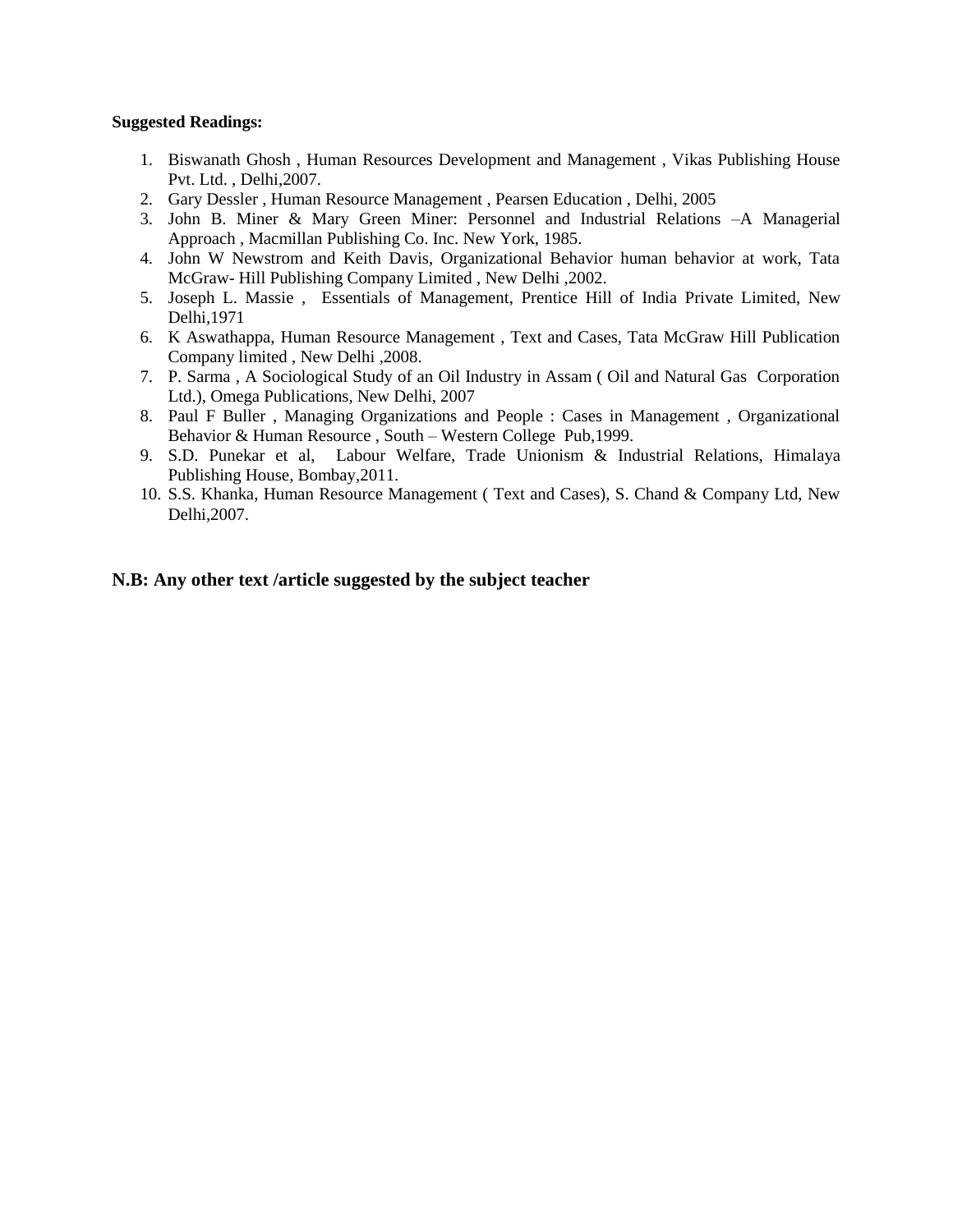**Suggested Readings:**

1. Biswanath Ghosh , Human Resources Development and Management , Vikas Publishing House Pvt. Ltd. , Delhi,2007.
2. Gary Dessler , Human Resource Management , Pearsen Education , Delhi, 2005
3. John B. Miner & Mary Green Miner: Personnel and Industrial Relations –A Managerial Approach , Macmillan Publishing Co. Inc. New York, 1985.
4. John W Newstrom and Keith Davis, Organizational Behavior human behavior at work, Tata McGraw- Hill Publishing Company Limited , New Delhi ,2002.
5. Joseph L. Massie , Essentials of Management, Prentice Hill of India Private Limited, New Delhi,1971
6. K Aswathappa, Human Resource Management , Text and Cases, Tata McGraw Hill Publication Company limited , New Delhi ,2008.
7. P. Sarma , A Sociological Study of an Oil Industry in Assam ( Oil and Natural Gas Corporation Ltd.), Omega Publications, New Delhi, 2007
8. Paul F Buller , Managing Organizations and People : Cases in Management , Organizational Behavior & Human Resource , South – Western College Pub,1999.
9. S.D. Punekar et al, Labour Welfare, Trade Unionism & Industrial Relations, Himalaya Publishing House, Bombay,2011.
10. S.S. Khanka, Human Resource Management ( Text and Cases), S. Chand & Company Ltd, New Delhi,2007.

**N.B: Any other text /article suggested by the subject teacher**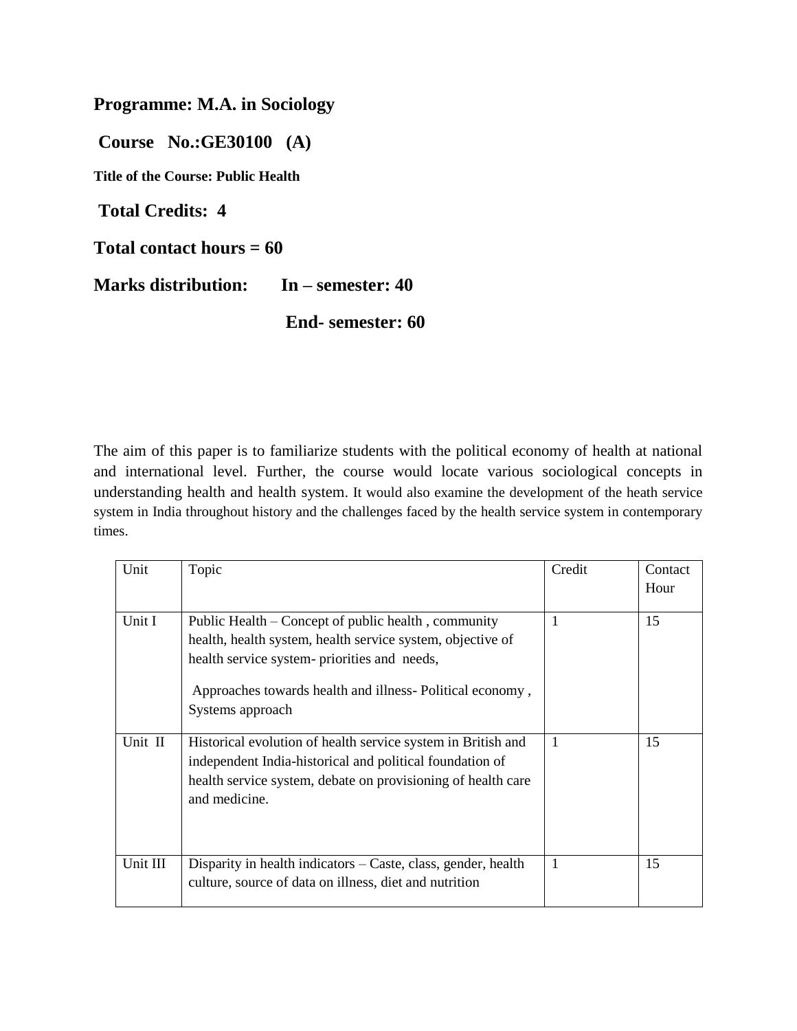**Programme: M.A. in Sociology**

**Course No.:GE30100 (A)**

**Title of the Course: Public Health**

**Total Credits: 4**

**Total contact hours = 60**

**Marks distribution: In – semester: 40**

**End- semester: 60**

The aim of this paper is to familiarize students with the political economy of health at national and international level. Further, the course would locate various sociological concepts in understanding health and health system. It would also examine the development of the heath service system in India throughout history and the challenges faced by the health service system in contemporary times.

| Unit | Topic | Credit | Contact Hour |
|---|---|---|---|
| Unit I | Public Health – Concept of public health , community health, health system, health service system, objective of health service system- priorities and needs,<br><br>Approaches towards health and illness- Political economy , Systems approach | 1 | 15 |
| Unit II | Historical evolution of health service system in British and independent India-historical and political foundation of health service system, debate on provisioning of health care and medicine. | 1 | 15 |
| Unit III | Disparity in health indicators – Caste, class, gender, health culture, source of data on illness, diet and nutrition | 1 | 15 |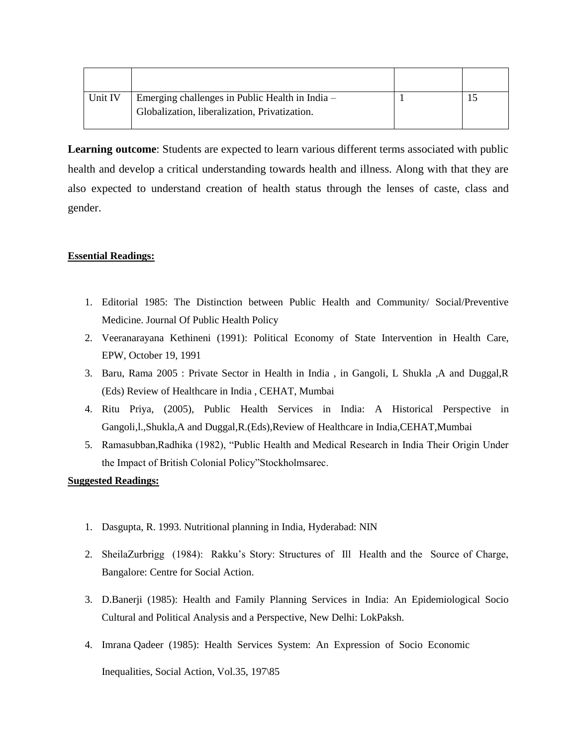| | | | |
|---|---|---|---|
| Unit IV | Emerging challenges in Public Health in India – Globalization, liberalization, Privatization. | 1 | 15 |

**Learning outcome**: Students are expected to learn various different terms associated with public health and develop a critical understanding towards health and illness. Along with that they are also expected to understand creation of health status through the lenses of caste, class and gender.

**Essential Readings:**

1. Editorial 1985: The Distinction between Public Health and Community/ Social/Preventive Medicine. Journal Of Public Health Policy
2. Veeranarayana Kethineni (1991): Political Economy of State Intervention in Health Care, EPW, October 19, 1991
3. Baru, Rama 2005 : Private Sector in Health in India , in Gangoli, L Shukla ,A and Duggal,R (Eds) Review of Healthcare in India , CEHAT, Mumbai
4. Ritu Priya, (2005), Public Health Services in India: A Historical Perspective in Gangoli,l.,Shukla,A and Duggal,R.(Eds),Review of Healthcare in India,CEHAT,Mumbai
5. Ramasubban,Radhika (1982), "Public Health and Medical Research in India Their Origin Under the Impact of British Colonial Policy"Stockholmsarec.

**Suggested Readings:**

1. Dasgupta, R. 1993. Nutritional planning in India, Hyderabad: NIN
2. SheilaZurbrigg (1984): Rakku's Story: Structures of Ill Health and the Source of Charge, Bangalore: Centre for Social Action.
3. D.Banerji (1985): Health and Family Planning Services in India: An Epidemiological Socio Cultural and Political Analysis and a Perspective, New Delhi: LokPaksh.
4. Imrana Qadeer (1985): Health Services System: An Expression of Socio Economic Inequalities, Social Action, Vol.35, 197\85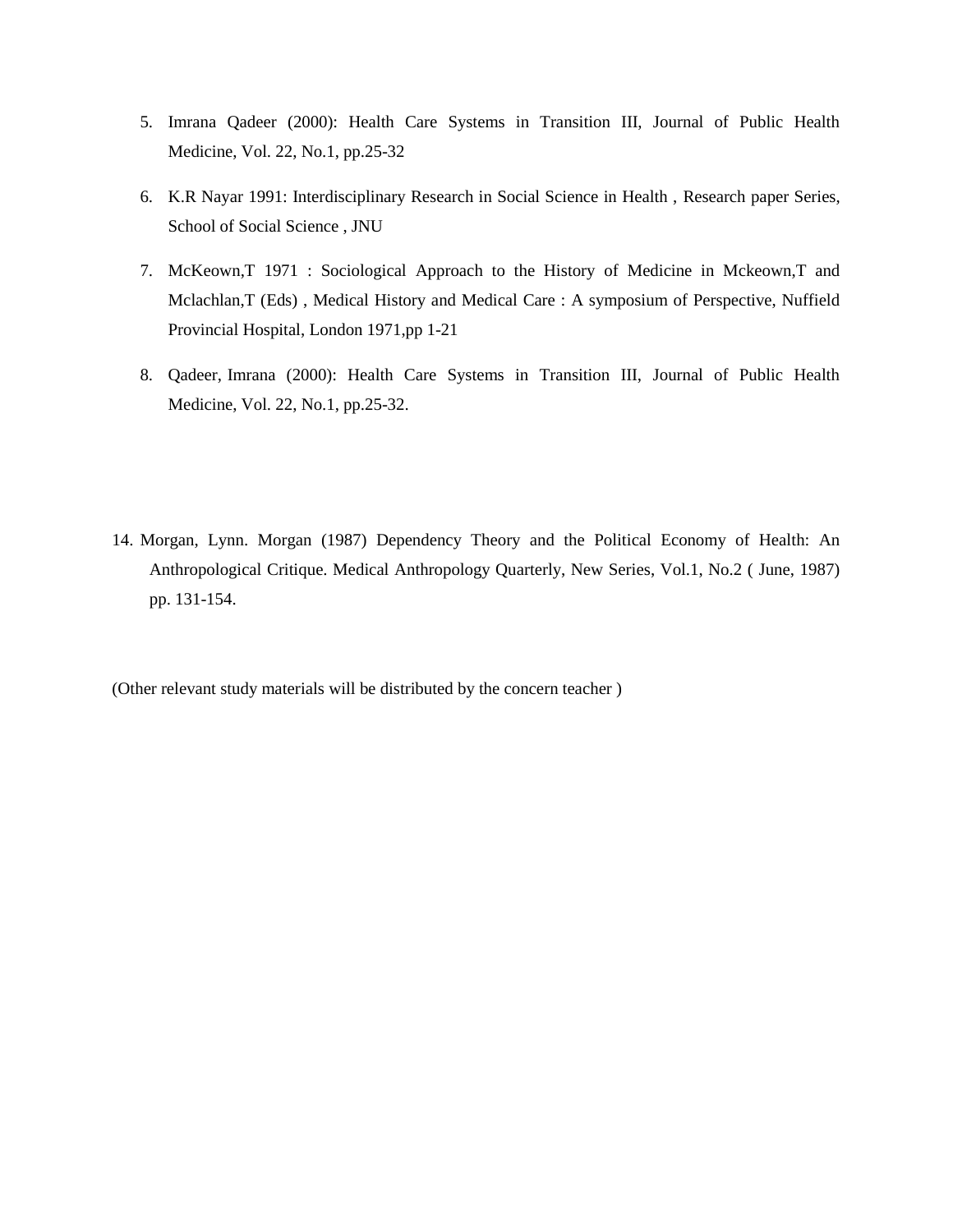5. Imrana Qadeer (2000): Health Care Systems in Transition III, Journal of Public Health Medicine, Vol. 22, No.1, pp.25-32

6. K.R Nayar 1991: Interdisciplinary Research in Social Science in Health , Research paper Series, School of Social Science , JNU

7. McKeown,T 1971 : Sociological Approach to the History of Medicine in Mckeown,T and Mclachlan,T (Eds) , Medical History and Medical Care : A symposium of Perspective, Nuffield Provincial Hospital, London 1971,pp 1-21

8. Qadeer, Imrana (2000): Health Care Systems in Transition III, Journal of Public Health Medicine, Vol. 22, No.1, pp.25-32.

14. Morgan, Lynn. Morgan (1987) Dependency Theory and the Political Economy of Health: An Anthropological Critique. Medical Anthropology Quarterly, New Series, Vol.1, No.2 ( June, 1987) pp. 131-154.

(Other relevant study materials will be distributed by the concern teacher )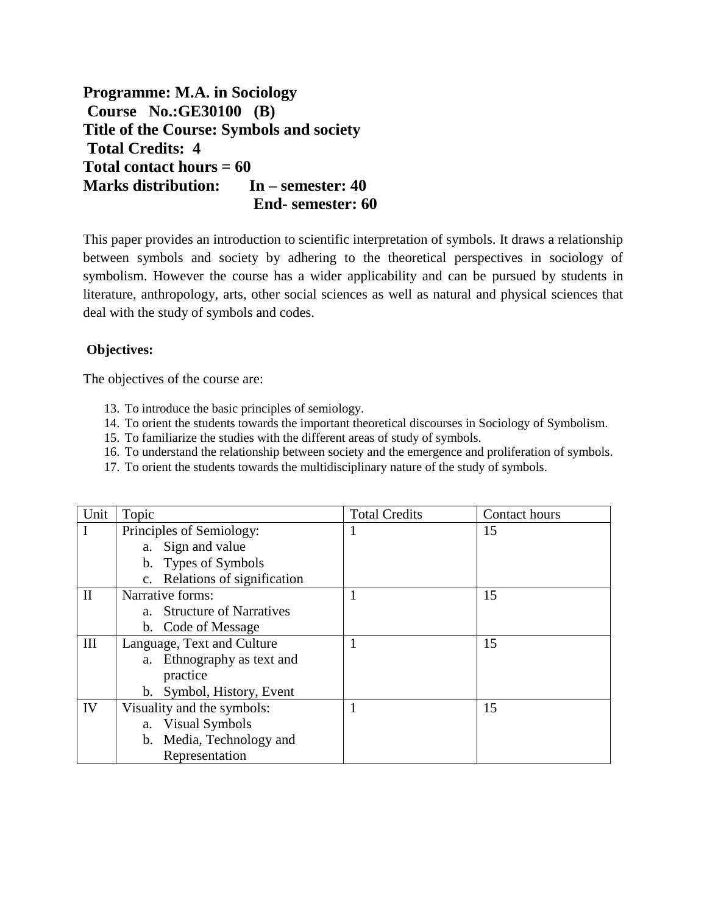**Programme: M.A. in Sociology**
**Course No.:GE30100 (B)**
**Title of the Course: Symbols and society**
**Total Credits: 4**
**Total contact hours = 60**
**Marks distribution: In – semester: 40**
**End- semester: 60**

This paper provides an introduction to scientific interpretation of symbols. It draws a relationship between symbols and society by adhering to the theoretical perspectives in sociology of symbolism. However the course has a wider applicability and can be pursued by students in literature, anthropology, arts, other social sciences as well as natural and physical sciences that deal with the study of symbols and codes.

**Objectives:**

The objectives of the course are:

13. To introduce the basic principles of semiology.
14. To orient the students towards the important theoretical discourses in Sociology of Symbolism.
15. To familiarize the studies with the different areas of study of symbols.
16. To understand the relationship between society and the emergence and proliferation of symbols.
17. To orient the students towards the multidisciplinary nature of the study of symbols.

| Unit | Topic | Total Credits | Contact hours |
|---|---|---|---|
| I | Principles of Semiology:<br>a. Sign and value<br>b. Types of Symbols<br>c. Relations of signification | 1 | 15 |
| II | Narrative forms:<br>a. Structure of Narratives<br>b. Code of Message | 1 | 15 |
| III | Language, Text and Culture<br>a. Ethnography as text and practice<br>b. Symbol, History, Event | 1 | 15 |
| IV | Visuality and the symbols:<br>a. Visual Symbols<br>b. Media, Technology and Representation | 1 | 15 |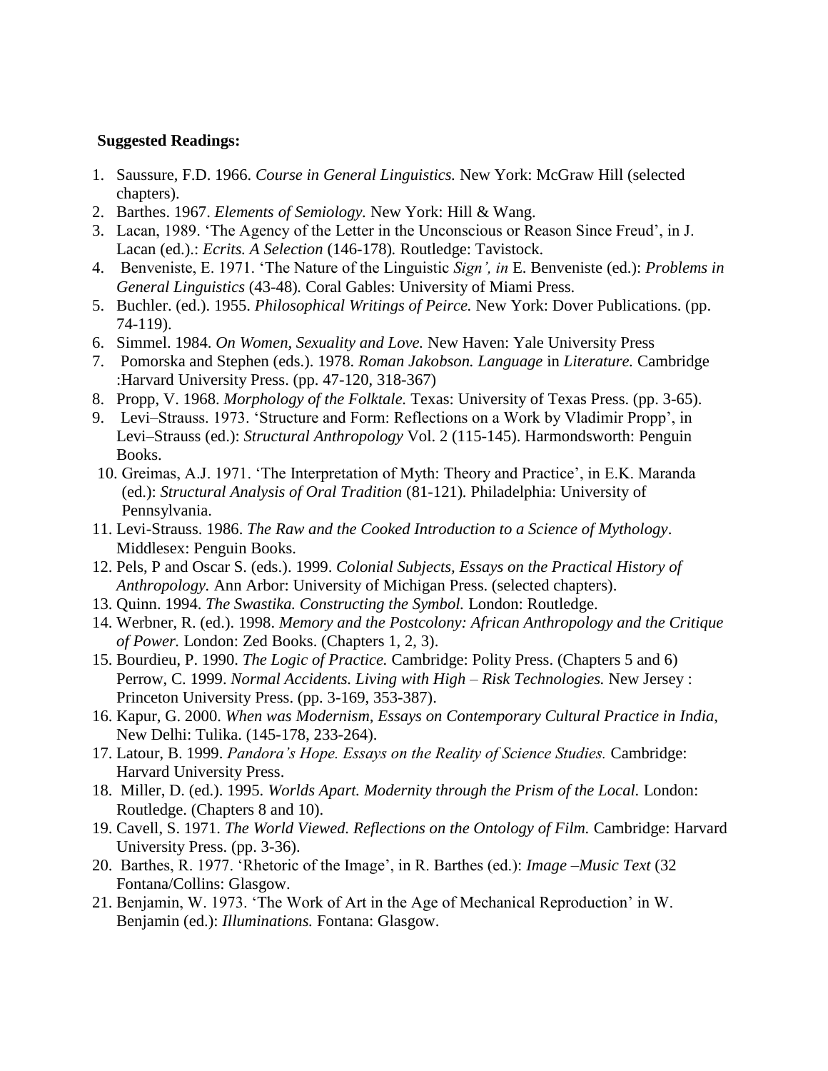**Suggested Readings:**

1. Saussure, F.D. 1966. *Course in General Linguistics.* New York: McGraw Hill (selected chapters).
2. Barthes. 1967. *Elements of Semiology.* New York: Hill & Wang.
3. Lacan, 1989. 'The Agency of the Letter in the Unconscious or Reason Since Freud', in J. Lacan (ed.).: *Ecrits. A Selection* (146-178)*.* Routledge: Tavistock.
4. Benveniste, E. 1971. 'The Nature of the Linguistic *Sign', in* E. Benveniste (ed.): *Problems in General Linguistics* (43-48)*.* Coral Gables: University of Miami Press.
5. Buchler. (ed.). 1955. *Philosophical Writings of Peirce.* New York: Dover Publications. (pp. 74-119).
6. Simmel. 1984. *On Women, Sexuality and Love.* New Haven: Yale University Press
7. Pomorska and Stephen (eds.). 1978. *Roman Jakobson. Language* in *Literature.* Cambridge :Harvard University Press. (pp. 47-120, 318-367)
8. Propp, V. 1968. *Morphology of the Folktale.* Texas: University of Texas Press. (pp. 3-65).
9. Levi–Strauss. 1973. 'Structure and Form: Reflections on a Work by Vladimir Propp', in Levi–Strauss (ed.): *Structural Anthropology* Vol. 2 (115-145). Harmondsworth: Penguin Books.
10. Greimas, A.J. 1971. 'The Interpretation of Myth: Theory and Practice', in E.K. Maranda (ed.): *Structural Analysis of Oral Tradition* (81-121)*.* Philadelphia: University of Pennsylvania.
11. Levi-Strauss. 1986. *The Raw and the Cooked Introduction to a Science of Mythology*. Middlesex: Penguin Books.
12. Pels, P and Oscar S. (eds.). 1999. *Colonial Subjects, Essays on the Practical History of Anthropology.* Ann Arbor: University of Michigan Press. (selected chapters).
13. Quinn. 1994. *The Swastika. Constructing the Symbol.* London: Routledge.
14. Werbner, R. (ed.). 1998. *Memory and the Postcolony: African Anthropology and the Critique of Power.* London: Zed Books. (Chapters 1, 2, 3).
15. Bourdieu, P. 1990. *The Logic of Practice.* Cambridge: Polity Press. (Chapters 5 and 6) Perrow, C. 1999. *Normal Accidents. Living with High – Risk Technologies.* New Jersey : Princeton University Press. (pp. 3-169, 353-387).
16. Kapur, G. 2000. *When was Modernism, Essays on Contemporary Cultural Practice in India*, New Delhi: Tulika. (145-178, 233-264).
17. Latour, B. 1999. *Pandora's Hope. Essays on the Reality of Science Studies.* Cambridge: Harvard University Press.
18. Miller, D. (ed.). 1995. *Worlds Apart. Modernity through the Prism of the Local.* London: Routledge. (Chapters 8 and 10).
19. Cavell, S. 1971. *The World Viewed. Reflections on the Ontology of Film.* Cambridge: Harvard University Press. (pp. 3-36).
20. Barthes, R. 1977. 'Rhetoric of the Image', in R. Barthes (ed.): *Image –Music Text* (32 Fontana/Collins: Glasgow.
21. Benjamin, W. 1973. 'The Work of Art in the Age of Mechanical Reproduction' in W. Benjamin (ed.): *Illuminations.* Fontana: Glasgow.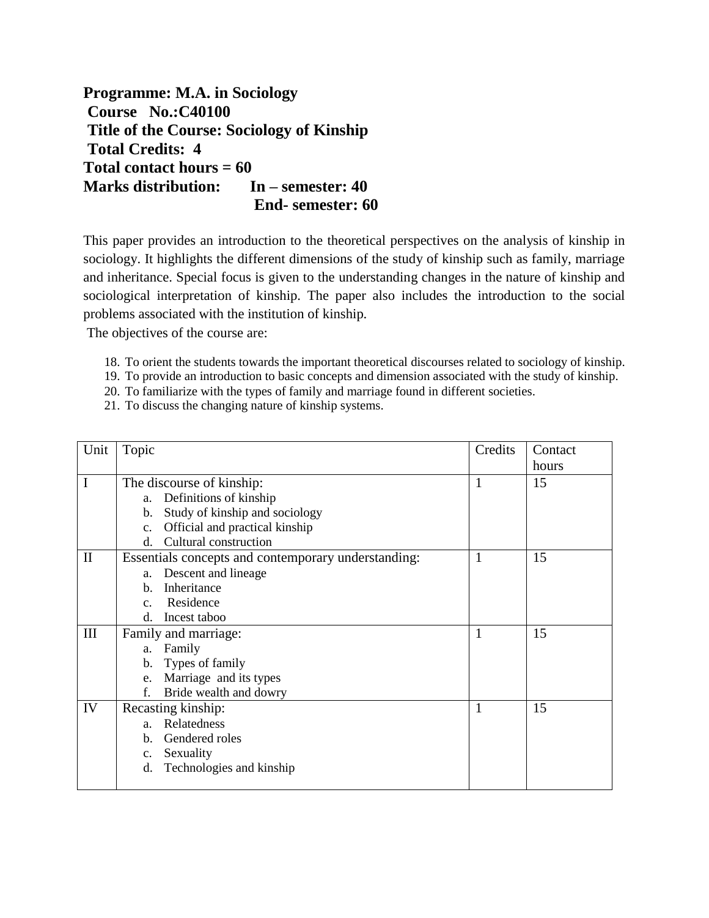**Programme: M.A. in Sociology**
**Course No.:C40100**
**Title of the Course: Sociology of Kinship**
**Total Credits: 4**
**Total contact hours = 60**
**Marks distribution: In – semester: 40**
**End- semester: 60**

This paper provides an introduction to the theoretical perspectives on the analysis of kinship in sociology. It highlights the different dimensions of the study of kinship such as family, marriage and inheritance. Special focus is given to the understanding changes in the nature of kinship and sociological interpretation of kinship. The paper also includes the introduction to the social problems associated with the institution of kinship.

The objectives of the course are:

18. To orient the students towards the important theoretical discourses related to sociology of kinship.
19. To provide an introduction to basic concepts and dimension associated with the study of kinship.
20. To familiarize with the types of family and marriage found in different societies.
21. To discuss the changing nature of kinship systems.

| Unit | Topic | Credits | Contact hours |
|---|---|---|---|
| I | The discourse of kinship:<br>a. Definitions of kinship<br>b. Study of kinship and sociology<br>c. Official and practical kinship<br>d. Cultural construction | 1 | 15 |
| II | Essentials concepts and contemporary understanding:<br>a. Descent and lineage<br>b. Inheritance<br>c. Residence<br>d. Incest taboo | 1 | 15 |
| III | Family and marriage:<br>a. Family<br>b. Types of family<br>e. Marriage and its types<br>f. Bride wealth and dowry | 1 | 15 |
| IV | Recasting kinship:<br>a. Relatedness<br>b. Gendered roles<br>c. Sexuality<br>d. Technologies and kinship | 1 | 15 |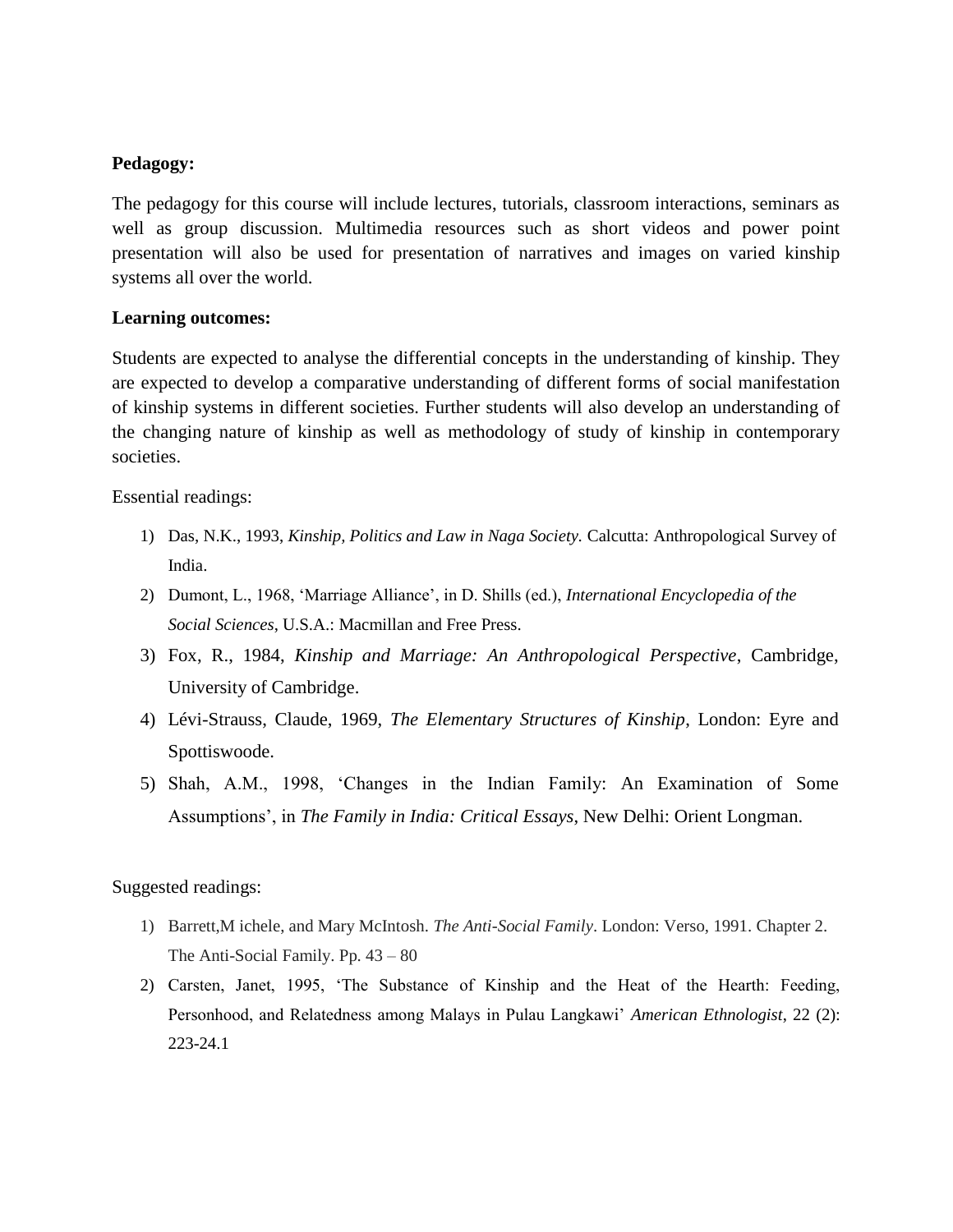**Pedagogy:**

The pedagogy for this course will include lectures, tutorials, classroom interactions, seminars as well as group discussion. Multimedia resources such as short videos and power point presentation will also be used for presentation of narratives and images on varied kinship systems all over the world.

**Learning outcomes:**

Students are expected to analyse the differential concepts in the understanding of kinship. They are expected to develop a comparative understanding of different forms of social manifestation of kinship systems in different societies. Further students will also develop an understanding of the changing nature of kinship as well as methodology of study of kinship in contemporary societies.

Essential readings:

1) Das, N.K., 1993, *Kinship, Politics and Law in Naga Society.* Calcutta: Anthropological Survey of India.
2) Dumont, L., 1968, 'Marriage Alliance', in D. Shills (ed.), *International Encyclopedia of the Social Sciences*, U.S.A.: Macmillan and Free Press.
3) Fox, R., 1984, *Kinship and Marriage: An Anthropological Perspective*, Cambridge, University of Cambridge.
4) Lévi-Strauss, Claude, 1969, *The Elementary Structures of Kinship*, London: Eyre and Spottiswoode.
5) Shah, A.M., 1998, 'Changes in the Indian Family: An Examination of Some Assumptions', in *The Family in India: Critical Essays*, New Delhi: Orient Longman.

Suggested readings:

1) Barrett,M ichele, and Mary McIntosh. *The Anti-Social Family*. London: Verso, 1991. Chapter 2. The Anti-Social Family. Pp. 43 – 80
2) Carsten, Janet, 1995, 'The Substance of Kinship and the Heat of the Hearth: Feeding, Personhood, and Relatedness among Malays in Pulau Langkawi' *American Ethnologist*, 22 (2): 223-24.1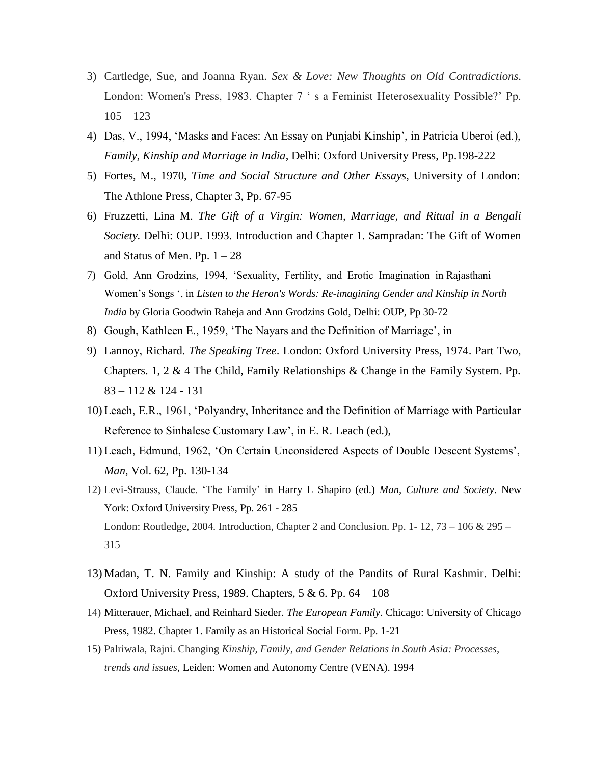3) Cartledge, Sue, and Joanna Ryan. *Sex & Love: New Thoughts on Old Contradictions*. London: Women's Press, 1983. Chapter 7 ' s a Feminist Heterosexuality Possible?' Pp. 105 – 123

4) Das, V., 1994, 'Masks and Faces: An Essay on Punjabi Kinship', in Patricia Uberoi (ed.), *Family, Kinship and Marriage in India*, Delhi: Oxford University Press, Pp.198-222

5) Fortes, M., 1970, *Time and Social Structure and Other Essays*, University of London: The Athlone Press, Chapter 3, Pp. 67-95

6) Fruzzetti, Lina M. *The Gift of a Virgin: Women, Marriage, and Ritual in a Bengali Society*. Delhi: OUP. 1993. Introduction and Chapter 1. Sampradan: The Gift of Women and Status of Men. Pp. 1 – 28

7) Gold, Ann Grodzins, 1994, 'Sexuality, Fertility, and Erotic Imagination in Rajasthani Women's Songs ', in *Listen to the Heron's Words: Re-imagining Gender and Kinship in North India* by Gloria Goodwin Raheja and Ann Grodzins Gold, Delhi: OUP, Pp 30-72

8) Gough, Kathleen E., 1959, 'The Nayars and the Definition of Marriage', in

9) Lannoy, Richard. *The Speaking Tree*. London: Oxford University Press, 1974. Part Two, Chapters. 1, 2 & 4 The Child, Family Relationships & Change in the Family System. Pp. 83 – 112 & 124 - 131

10) Leach, E.R., 1961, 'Polyandry, Inheritance and the Definition of Marriage with Particular Reference to Sinhalese Customary Law', in E. R. Leach (ed.),

11) Leach, Edmund, 1962, 'On Certain Unconsidered Aspects of Double Descent Systems', *Man*, Vol. 62, Pp. 130-134

12) Levi-Strauss, Claude. 'The Family' in Harry L Shapiro (ed.) *Man, Culture and Society*. New York: Oxford University Press, Pp. 261 - 285
London: Routledge, 2004. Introduction, Chapter 2 and Conclusion. Pp. 1- 12, 73 – 106 & 295 – 315

13) Madan, T. N. Family and Kinship: A study of the Pandits of Rural Kashmir. Delhi: Oxford University Press, 1989. Chapters, 5 & 6. Pp. 64 – 108

14) Mitterauer, Michael, and Reinhard Sieder. *The European Family*. Chicago: University of Chicago Press, 1982. Chapter 1. Family as an Historical Social Form. Pp. 1-21

15) Palriwala, Rajni. Changing *Kinship, Family, and Gender Relations in South Asia: Processes, trends and issues*, Leiden: Women and Autonomy Centre (VENA). 1994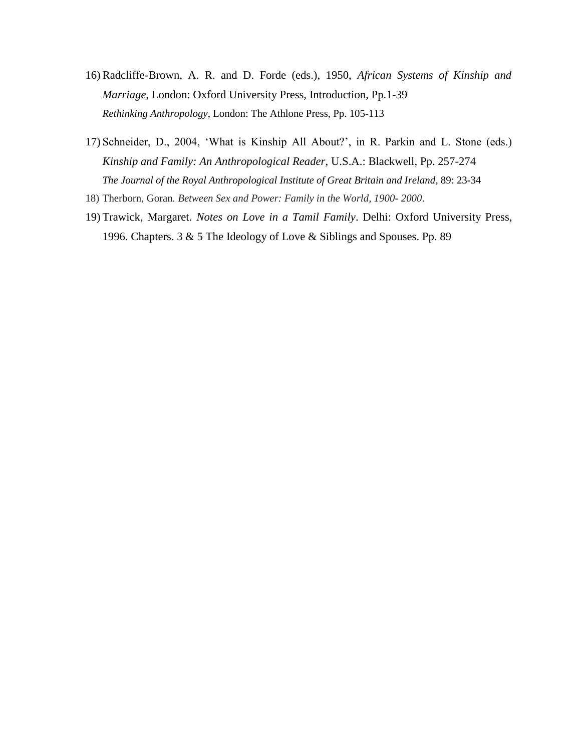16) Radcliffe-Brown, A. R. and D. Forde (eds.), 1950, *African Systems of Kinship and Marriage*, London: Oxford University Press, Introduction, Pp.1-39
    *Rethinking Anthropology*, London: The Athlone Press, Pp. 105-113

17) Schneider, D., 2004, 'What is Kinship All About?', in R. Parkin and L. Stone (eds.) *Kinship and Family: An Anthropological Reader*, U.S.A.: Blackwell, Pp. 257-274
    *The Journal of the Royal Anthropological Institute of Great Britain and Ireland*, 89: 23-34

18) Therborn, Goran. *Between Sex and Power: Family in the World, 1900- 2000*.

19) Trawick, Margaret. *Notes on Love in a Tamil Family*. Delhi: Oxford University Press, 1996. Chapters. 3 & 5 The Ideology of Love & Siblings and Spouses. Pp. 89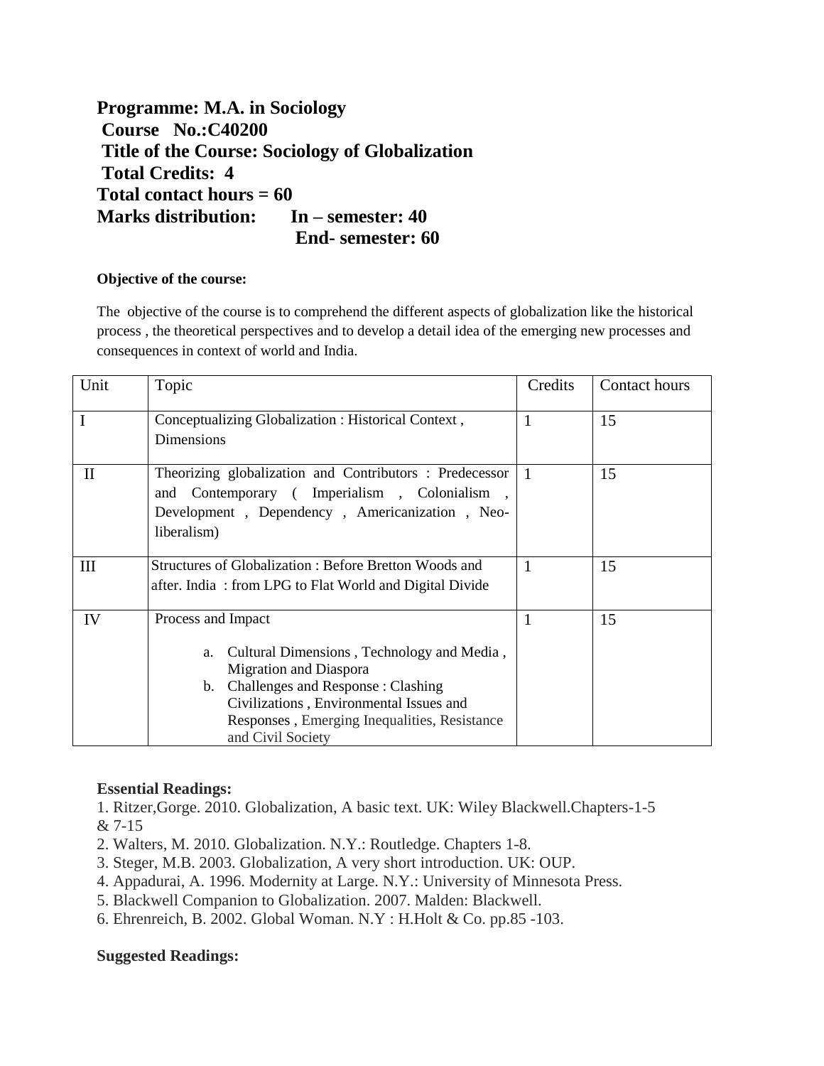**Programme: M.A. in Sociology**
**Course No.:C40200**
**Title of the Course: Sociology of Globalization**
**Total Credits: 4**
**Total contact hours = 60**
**Marks distribution: In – semester: 40**
**End- semester: 60**

**Objective of the course:**

The objective of the course is to comprehend the different aspects of globalization like the historical process , the theoretical perspectives and to develop a detail idea of the emerging new processes and consequences in context of world and India.

| Unit | Topic | Credits | Contact hours |
|---|---|---|---|
| I | Conceptualizing Globalization : Historical Context , Dimensions | 1 | 15 |
| II | Theorizing globalization and Contributors : Predecessor and Contemporary ( Imperialism , Colonialism , Development , Dependency , Americanization , Neo-liberalism) | 1 | 15 |
| III | Structures of Globalization : Before Bretton Woods and after. India : from LPG to Flat World and Digital Divide | 1 | 15 |
| IV | Process and Impact<br>a. Cultural Dimensions , Technology and Media , Migration and Diaspora<br>b. Challenges and Response : Clashing Civilizations , Environmental Issues and Responses , Emerging Inequalities, Resistance and Civil Society | 1 | 15 |

**Essential Readings:**

1. Ritzer,Gorge. 2010. Globalization, A basic text. UK: Wiley Blackwell.Chapters-1-5 & 7-15
2. Walters, M. 2010. Globalization. N.Y.: Routledge. Chapters 1-8.
3. Steger, M.B. 2003. Globalization, A very short introduction. UK: OUP.
4. Appadurai, A. 1996. Modernity at Large. N.Y.: University of Minnesota Press.
5. Blackwell Companion to Globalization. 2007. Malden: Blackwell.
6. Ehrenreich, B. 2002. Global Woman. N.Y : H.Holt & Co. pp.85 -103.

**Suggested Readings:**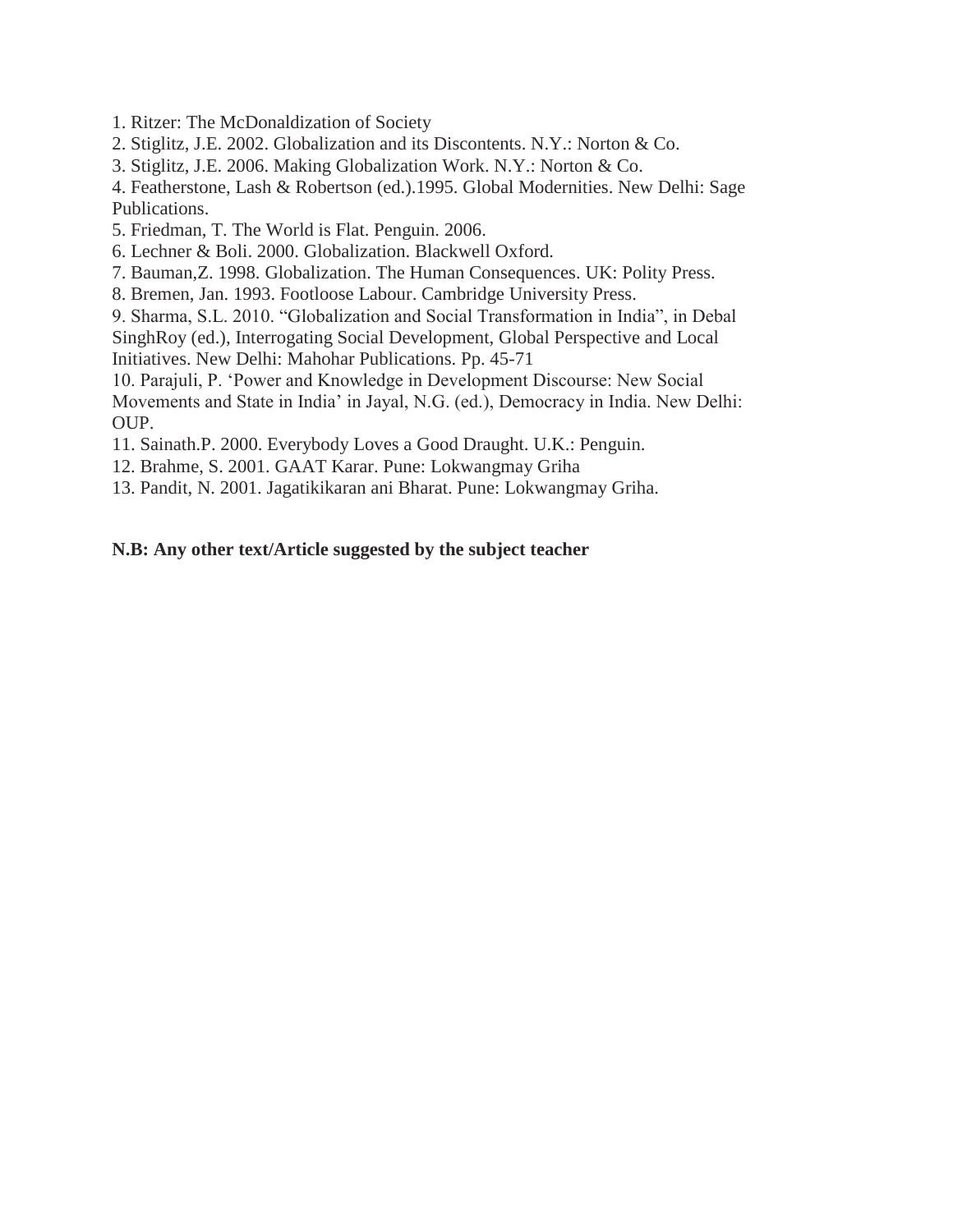1. Ritzer: The McDonaldization of Society
2. Stiglitz, J.E. 2002. Globalization and its Discontents. N.Y.: Norton & Co.
3. Stiglitz, J.E. 2006. Making Globalization Work. N.Y.: Norton & Co.
4. Featherstone, Lash & Robertson (ed.).1995. Global Modernities. New Delhi: Sage Publications.
5. Friedman, T. The World is Flat. Penguin. 2006.
6. Lechner & Boli. 2000. Globalization. Blackwell Oxford.
7. Bauman,Z. 1998. Globalization. The Human Consequences. UK: Polity Press.
8. Bremen, Jan. 1993. Footloose Labour. Cambridge University Press.
9. Sharma, S.L. 2010. "Globalization and Social Transformation in India", in Debal SinghRoy (ed.), Interrogating Social Development, Global Perspective and Local Initiatives. New Delhi: Mahohar Publications. Pp. 45-71
10. Parajuli, P. 'Power and Knowledge in Development Discourse: New Social Movements and State in India' in Jayal, N.G. (ed.), Democracy in India. New Delhi: OUP.
11. Sainath.P. 2000. Everybody Loves a Good Draught. U.K.: Penguin.
12. Brahme, S. 2001. GAAT Karar. Pune: Lokwangmay Griha
13. Pandit, N. 2001. Jagatikikaran ani Bharat. Pune: Lokwangmay Griha.

**N.B: Any other text/Article suggested by the subject teacher**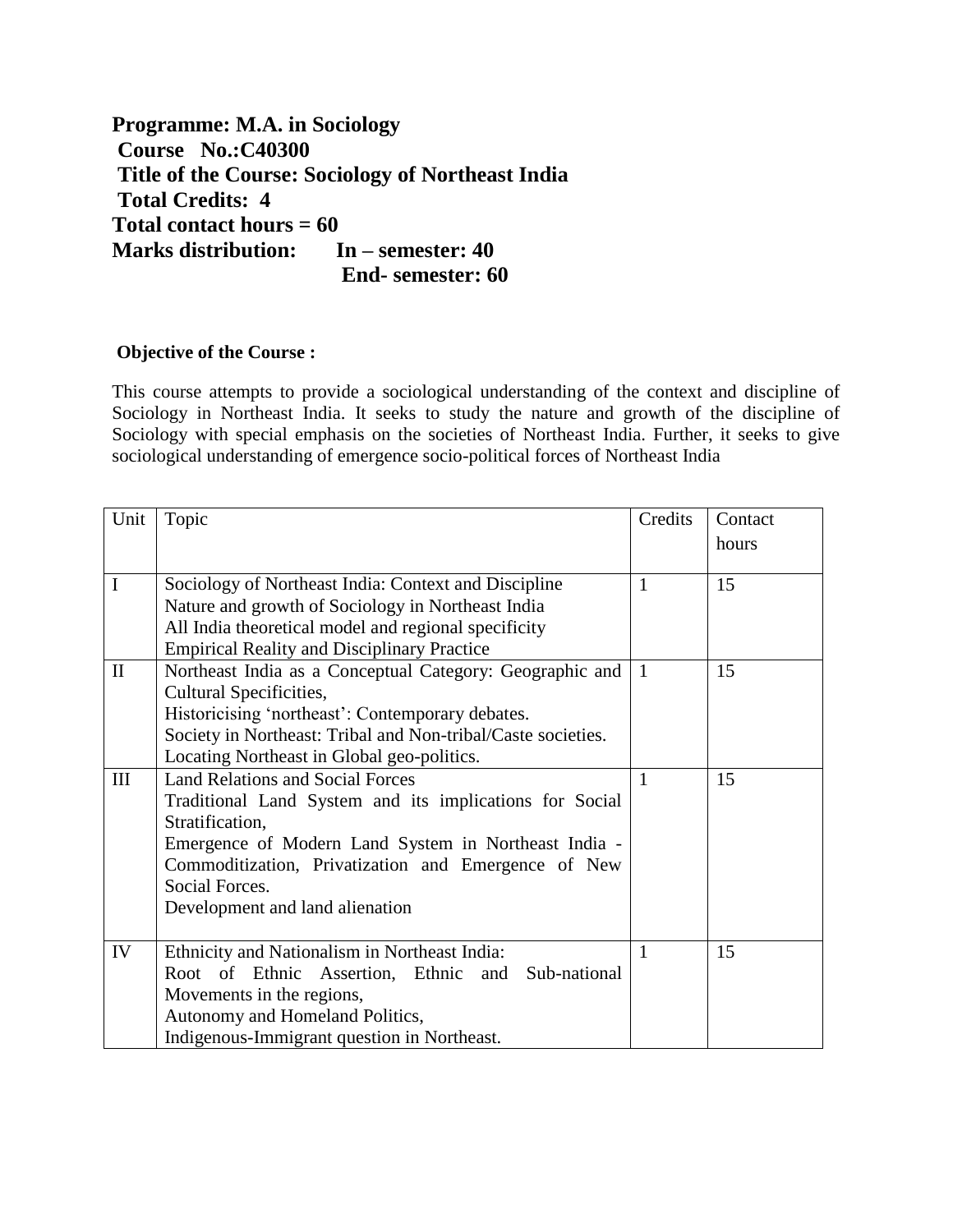**Programme: M.A. in Sociology**
**Course No.:C40300**
**Title of the Course: Sociology of Northeast India**
**Total Credits: 4**
**Total contact hours = 60**
**Marks distribution: In – semester: 40**
**End- semester: 60**

**Objective of the Course :**

This course attempts to provide a sociological understanding of the context and discipline of Sociology in Northeast India. It seeks to study the nature and growth of the discipline of Sociology with special emphasis on the societies of Northeast India. Further, it seeks to give sociological understanding of emergence socio-political forces of Northeast India

| Unit | Topic | Credits | Contact hours |
|---|---|---|---|
| I | Sociology of Northeast India: Context and Discipline<br>Nature and growth of Sociology in Northeast India<br>All India theoretical model and regional specificity<br>Empirical Reality and Disciplinary Practice | 1 | 15 |
| II | Northeast India as a Conceptual Category: Geographic and Cultural Specificities,<br>Historicising 'northeast': Contemporary debates.<br>Society in Northeast: Tribal and Non-tribal/Caste societies.<br>Locating Northeast in Global geo-politics. | 1 | 15 |
| III | Land Relations and Social Forces<br>Traditional Land System and its implications for Social Stratification,<br>Emergence of Modern Land System in Northeast India - Commoditization, Privatization and Emergence of New Social Forces.<br>Development and land alienation | 1 | 15 |
| IV | Ethnicity and Nationalism in Northeast India:<br>Root of Ethnic Assertion, Ethnic and Sub-national Movements in the regions,<br>Autonomy and Homeland Politics,<br>Indigenous-Immigrant question in Northeast. | 1 | 15 |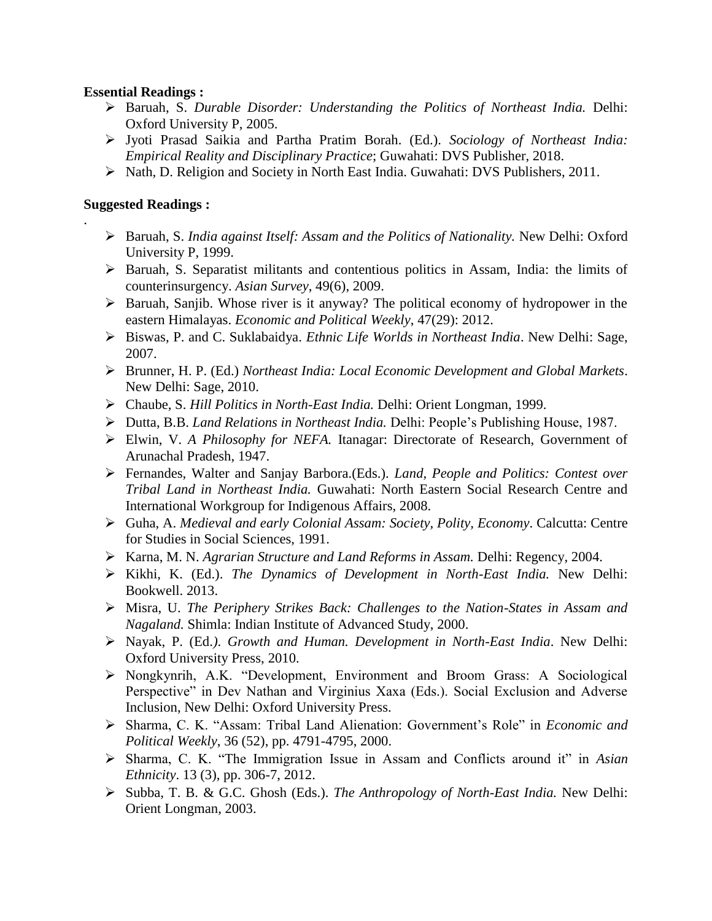**Essential Readings :**

- Baruah, S. *Durable Disorder: Understanding the Politics of Northeast India.* Delhi: Oxford University P, 2005.
- Jyoti Prasad Saikia and Partha Pratim Borah. (Ed.). *Sociology of Northeast India: Empirical Reality and Disciplinary Practice*; Guwahati: DVS Publisher, 2018.
- Nath, D. Religion and Society in North East India. Guwahati: DVS Publishers, 2011.

**Suggested Readings :**

.

- Baruah, S. *India against Itself: Assam and the Politics of Nationality.* New Delhi: Oxford University P, 1999.
- Baruah, S. Separatist militants and contentious politics in Assam, India: the limits of counterinsurgency. *Asian Survey*, 49(6), 2009.
- Baruah, Sanjib. Whose river is it anyway? The political economy of hydropower in the eastern Himalayas. *Economic and Political Weekly*, 47(29): 2012.
- Biswas, P. and C. Suklabaidya. *Ethnic Life Worlds in Northeast India*. New Delhi: Sage, 2007.
- Brunner, H. P. (Ed.) *Northeast India: Local Economic Development and Global Markets*. New Delhi: Sage, 2010.
- Chaube, S. *Hill Politics in North-East India.* Delhi: Orient Longman, 1999.
- Dutta, B.B. *Land Relations in Northeast India.* Delhi: People's Publishing House, 1987.
- Elwin, V. *A Philosophy for NEFA.* Itanagar: Directorate of Research, Government of Arunachal Pradesh, 1947.
- Fernandes, Walter and Sanjay Barbora.(Eds.). *Land, People and Politics: Contest over Tribal Land in Northeast India.* Guwahati: North Eastern Social Research Centre and International Workgroup for Indigenous Affairs, 2008.
- Guha, A. *Medieval and early Colonial Assam: Society, Polity, Economy*. Calcutta: Centre for Studies in Social Sciences, 1991.
- Karna, M. N. *Agrarian Structure and Land Reforms in Assam.* Delhi: Regency, 2004.
- Kikhi, K. (Ed.). *The Dynamics of Development in North-East India.* New Delhi: Bookwell. 2013.
- Misra, U. *The Periphery Strikes Back: Challenges to the Nation-States in Assam and Nagaland.* Shimla: Indian Institute of Advanced Study, 2000.
- Nayak, P. (Ed.*). Growth and Human. Development in North-East India*. New Delhi: Oxford University Press, 2010.
- Nongkynrih, A.K. "Development, Environment and Broom Grass: A Sociological Perspective" in Dev Nathan and Virginius Xaxa (Eds.). Social Exclusion and Adverse Inclusion, New Delhi: Oxford University Press.
- Sharma, C. K. "Assam: Tribal Land Alienation: Government's Role" in *Economic and Political Weekly*, 36 (52), pp. 4791-4795, 2000.
- Sharma, C. K. "The Immigration Issue in Assam and Conflicts around it" in *Asian Ethnicity*. 13 (3), pp. 306-7, 2012.
- Subba, T. B. & G.C. Ghosh (Eds.). *The Anthropology of North-East India.* New Delhi: Orient Longman, 2003.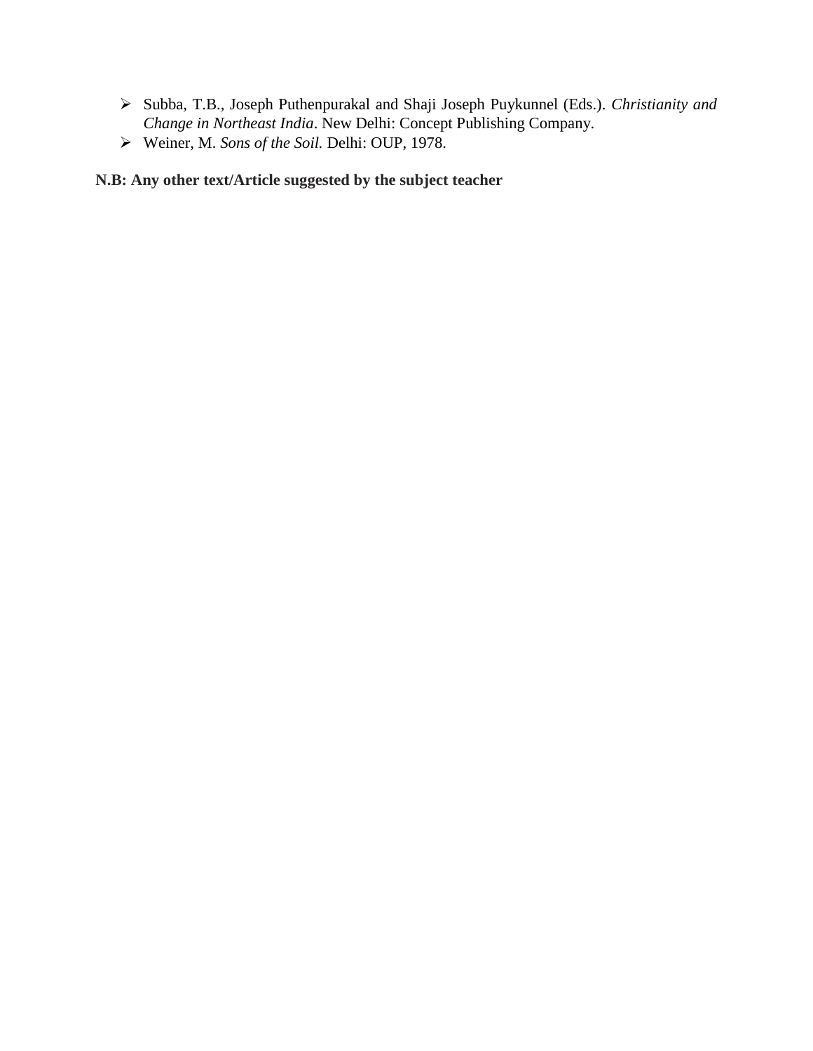- Subba, T.B., Joseph Puthenpurakal and Shaji Joseph Puykunnel (Eds.). *Christianity and Change in Northeast India*. New Delhi: Concept Publishing Company.
- Weiner, M. *Sons of the Soil.* Delhi: OUP, 1978.

**N.B: Any other text/Article suggested by the subject teacher**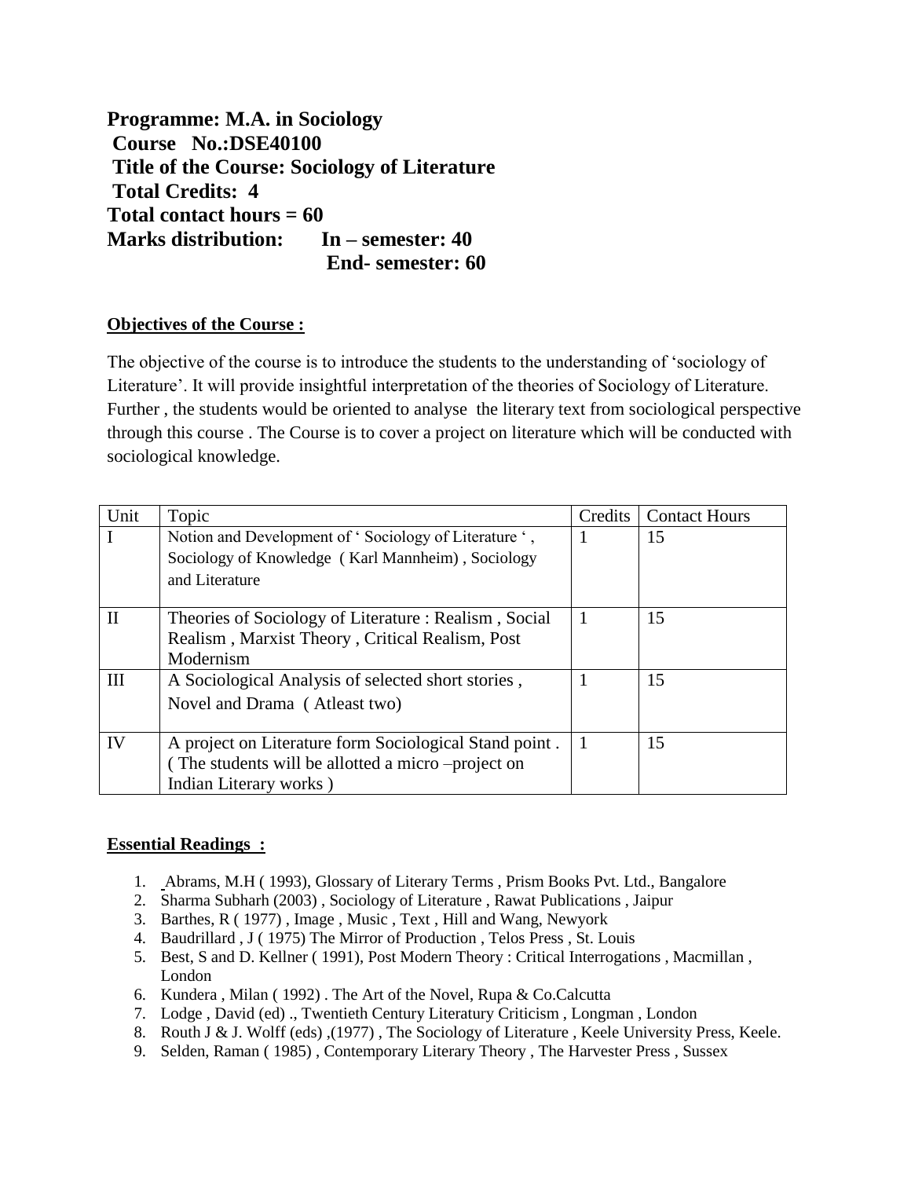**Programme: M.A. in Sociology**
**Course No.:DSE40100**
**Title of the Course: Sociology of Literature**
**Total Credits: 4**
**Total contact hours = 60**
**Marks distribution: In – semester: 40**
**End- semester: 60**

**Objectives of the Course :**

The objective of the course is to introduce the students to the understanding of 'sociology of Literature'. It will provide insightful interpretation of the theories of Sociology of Literature. Further , the students would be oriented to analyse the literary text from sociological perspective through this course . The Course is to cover a project on literature which will be conducted with sociological knowledge.

| Unit | Topic | Credits | Contact Hours |
|---|---|---|---|
| I | Notion and Development of ' Sociology of Literature ' , Sociology of Knowledge ( Karl Mannheim) , Sociology and Literature | 1 | 15 |
| II | Theories of Sociology of Literature : Realism , Social Realism , Marxist Theory , Critical Realism, Post Modernism | 1 | 15 |
| III | A Sociological Analysis of selected short stories , Novel and Drama ( Atleast two) | 1 | 15 |
| IV | A project on Literature form Sociological Stand point . ( The students will be allotted a micro –project on Indian Literary works ) | 1 | 15 |

**Essential Readings :**

1. Abrams, M.H ( 1993), Glossary of Literary Terms , Prism Books Pvt. Ltd., Bangalore
2. Sharma Subharh (2003) , Sociology of Literature , Rawat Publications , Jaipur
3. Barthes, R ( 1977) , Image , Music , Text , Hill and Wang, Newyork
4. Baudrillard , J ( 1975) The Mirror of Production , Telos Press , St. Louis
5. Best, S and D. Kellner ( 1991), Post Modern Theory : Critical Interrogations , Macmillan , London
6. Kundera , Milan ( 1992) . The Art of the Novel, Rupa & Co.Calcutta
7. Lodge , David (ed) ., Twentieth Century Literatury Criticism , Longman , London
8. Routh J & J. Wolff (eds) ,(1977) , The Sociology of Literature , Keele University Press, Keele.
9. Selden, Raman ( 1985) , Contemporary Literary Theory , The Harvester Press , Sussex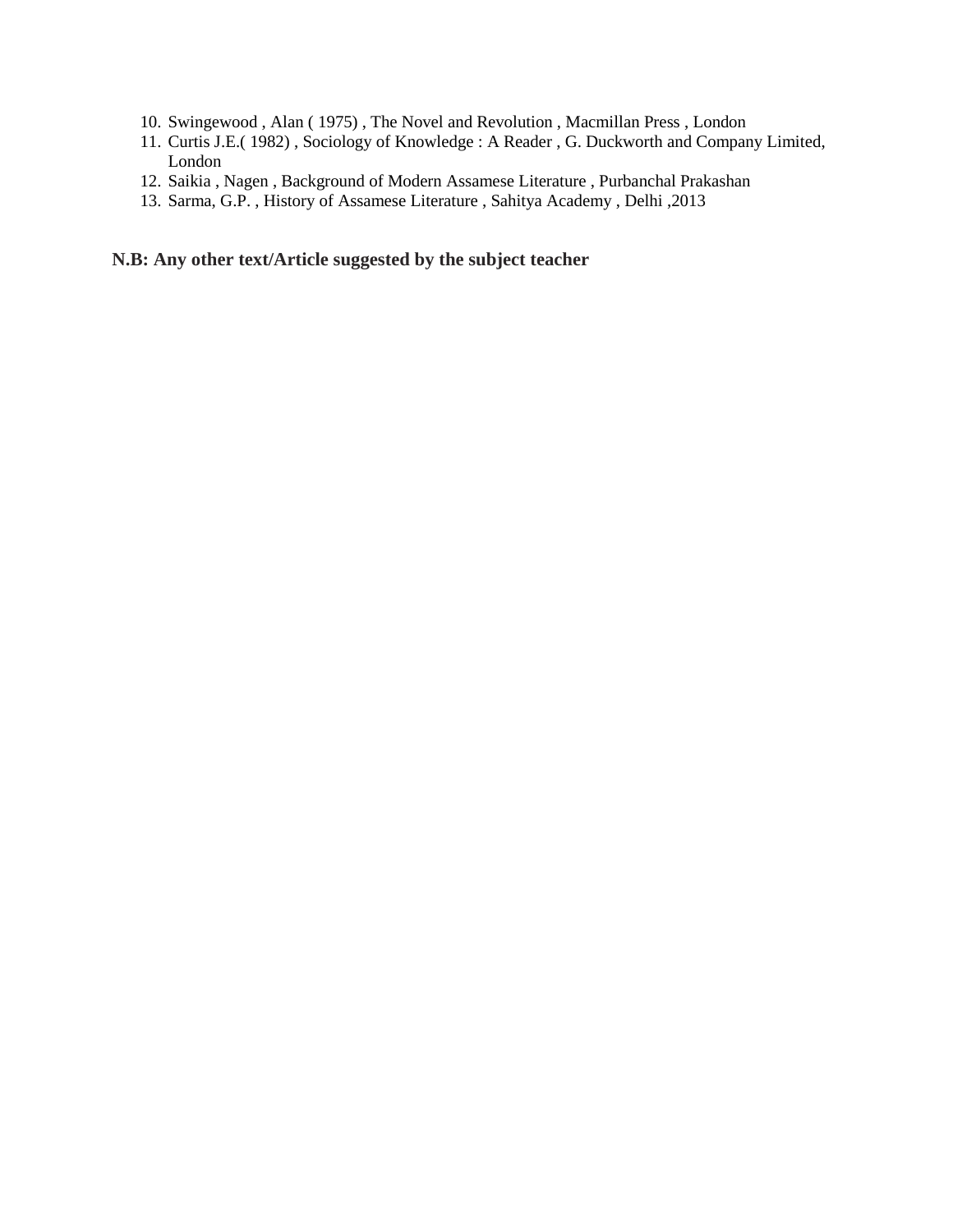10. Swingewood , Alan ( 1975) , The Novel and Revolution , Macmillan Press , London
11. Curtis J.E.( 1982) , Sociology of Knowledge : A Reader , G. Duckworth and Company Limited, London
12. Saikia , Nagen , Background of Modern Assamese Literature , Purbanchal Prakashan
13. Sarma, G.P. , History of Assamese Literature , Sahitya Academy , Delhi ,2013

**N.B: Any other text/Article suggested by the subject teacher**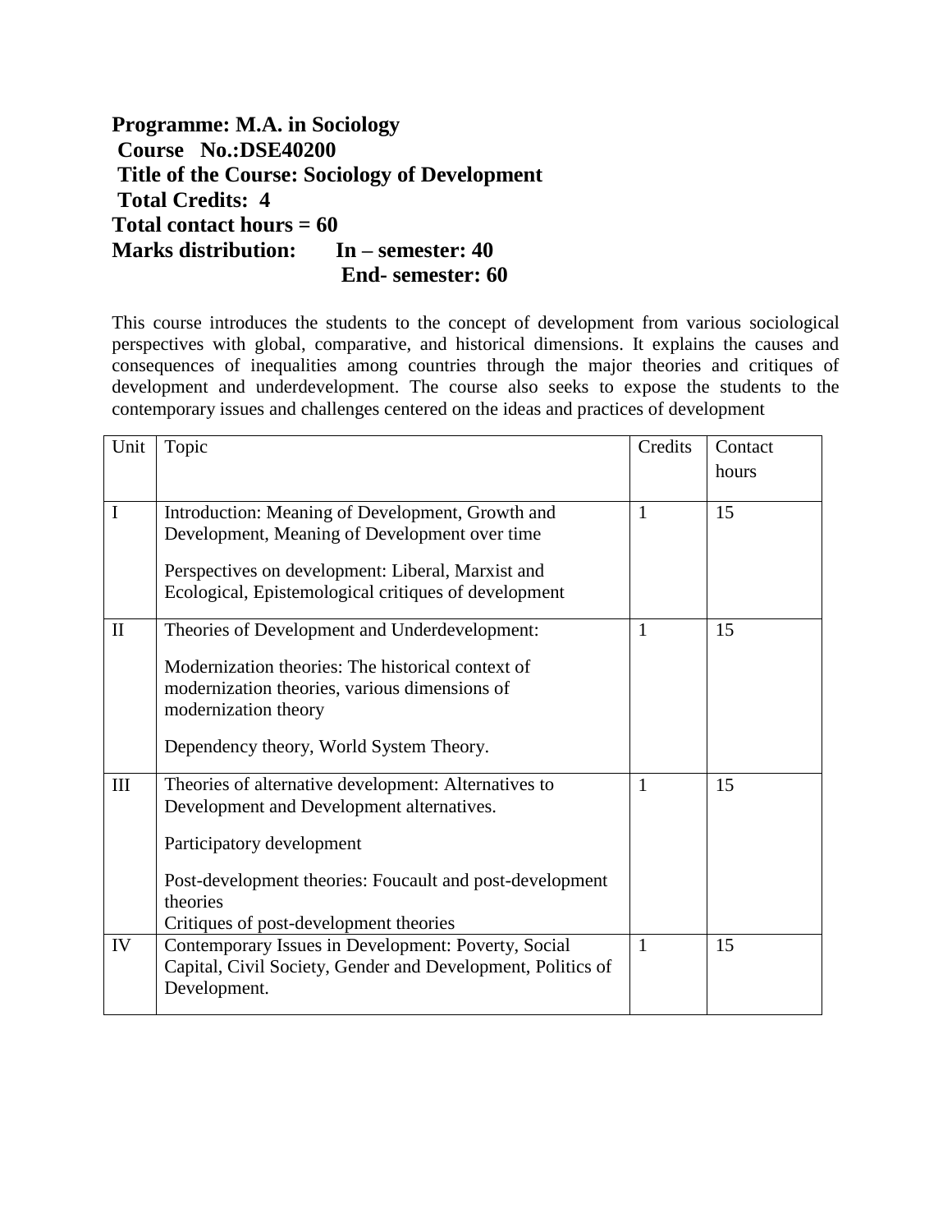**Programme: M.A. in Sociology**
**Course No.:DSE40200**
**Title of the Course: Sociology of Development**
**Total Credits: 4**
**Total contact hours = 60**
**Marks distribution: In – semester: 40**
**End- semester: 60**

This course introduces the students to the concept of development from various sociological perspectives with global, comparative, and historical dimensions. It explains the causes and consequences of inequalities among countries through the major theories and critiques of development and underdevelopment. The course also seeks to expose the students to the contemporary issues and challenges centered on the ideas and practices of development

| Unit | Topic | Credits | Contact hours |
|---|---|---|---|
| I | Introduction: Meaning of Development, Growth and Development, Meaning of Development over time<br><br>Perspectives on development: Liberal, Marxist and Ecological, Epistemological critiques of development | 1 | 15 |
| II | Theories of Development and Underdevelopment:<br><br>Modernization theories: The historical context of modernization theories, various dimensions of modernization theory<br><br>Dependency theory, World System Theory. | 1 | 15 |
| III | Theories of alternative development: Alternatives to Development and Development alternatives.<br><br>Participatory development<br><br>Post-development theories: Foucault and post-development theories<br>Critiques of post-development theories | 1 | 15 |
| IV | Contemporary Issues in Development: Poverty, Social Capital, Civil Society, Gender and Development, Politics of Development. | 1 | 15 |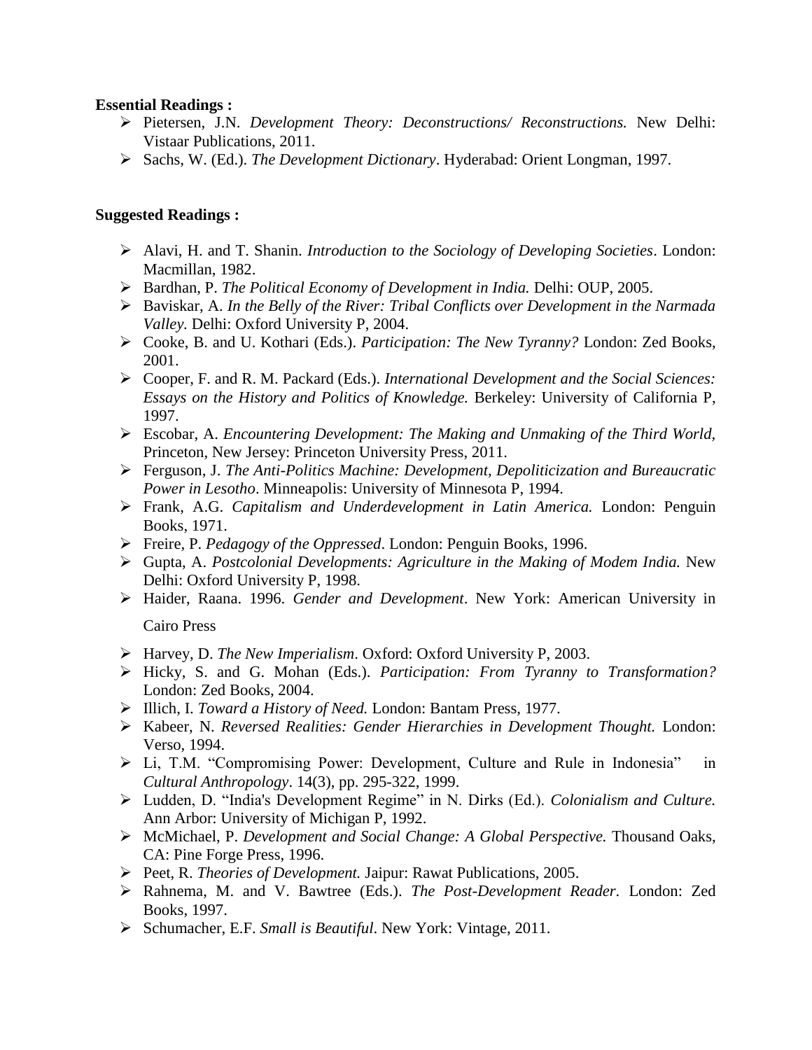**Essential Readings :**

- Pietersen, J.N. *Development Theory: Deconstructions/ Reconstructions.* New Delhi: Vistaar Publications, 2011.
- Sachs, W. (Ed.). *The Development Dictionary*. Hyderabad: Orient Longman, 1997.

**Suggested Readings :**

- Alavi, H. and T. Shanin. *Introduction to the Sociology of Developing Societies*. London: Macmillan, 1982.
- Bardhan, P. *The Political Economy of Development in India.* Delhi: OUP, 2005.
- Baviskar, A. *In the Belly of the River: Tribal Conflicts over Development in the Narmada Valley.* Delhi: Oxford University P, 2004.
- Cooke, B. and U. Kothari (Eds.). *Participation: The New Tyranny?* London: Zed Books, 2001.
- Cooper, F. and R. M. Packard (Eds.). *International Development and the Social Sciences: Essays on the History and Politics of Knowledge.* Berkeley: University of California P, 1997.
- Escobar, A. *Encountering Development: The Making and Unmaking of the Third World,* Princeton, New Jersey: Princeton University Press, 2011.
- Ferguson, J. *The Anti-Politics Machine: Development, Depoliticization and Bureaucratic Power in Lesotho*. Minneapolis: University of Minnesota P, 1994.
- Frank, A.G. *Capitalism and Underdevelopment in Latin America.* London: Penguin Books, 1971.
- Freire, P. *Pedagogy of the Oppressed*. London: Penguin Books, 1996.
- Gupta, A. *Postcolonial Developments: Agriculture in the Making of Modem India.* New Delhi: Oxford University P, 1998.
- Haider, Raana. 1996. *Gender and Development*. New York: American University in Cairo Press
- Harvey, D. *The New Imperialism*. Oxford: Oxford University P, 2003.
- Hicky, S. and G. Mohan (Eds.). *Participation: From Tyranny to Transformation?* London: Zed Books, 2004.
- Illich, I. *Toward a History of Need.* London: Bantam Press, 1977.
- Kabeer, N. *Reversed Realities: Gender Hierarchies in Development Thought.* London: Verso, 1994.
- Li, T.M. "Compromising Power: Development, Culture and Rule in Indonesia" in *Cultural Anthropology*. 14(3), pp. 295-322, 1999.
- Ludden, D. "India's Development Regime" in N. Dirks (Ed.). *Colonialism and Culture.* Ann Arbor: University of Michigan P, 1992.
- McMichael, P. *Development and Social Change: A Global Perspective.* Thousand Oaks, CA: Pine Forge Press, 1996.
- Peet, R. *Theories of Development.* Jaipur: Rawat Publications, 2005.
- Rahnema, M. and V. Bawtree (Eds.). *The Post-Development Reader*. London: Zed Books, 1997.
- Schumacher, E.F. *Small is Beautiful*. New York: Vintage, 2011.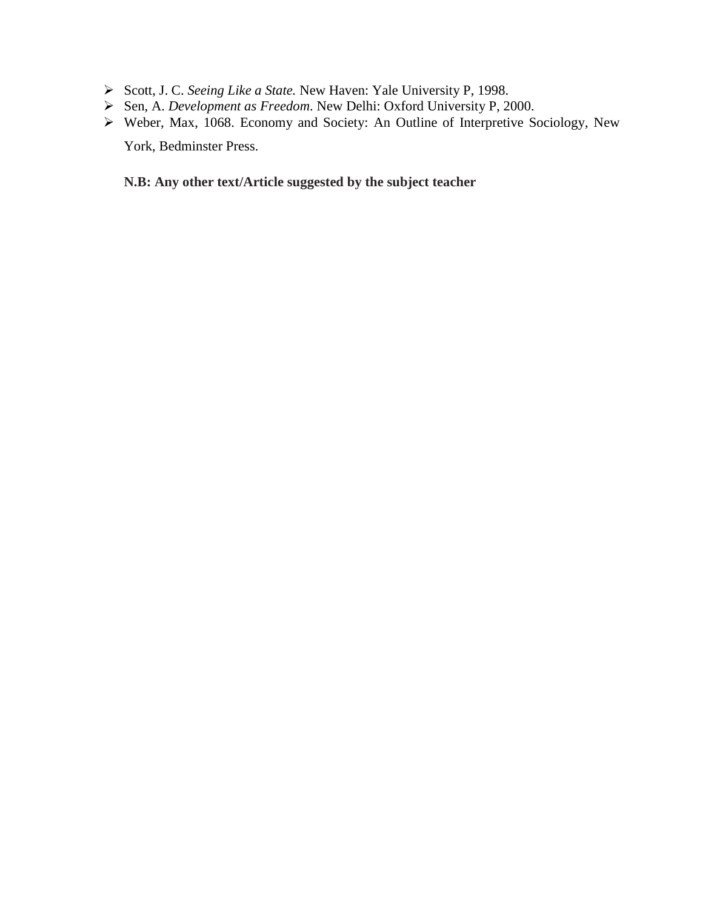- Scott, J. C. *Seeing Like a State.* New Haven: Yale University P, 1998.
- Sen, A. *Development as Freedom*. New Delhi: Oxford University P, 2000.
- Weber, Max, 1068. Economy and Society: An Outline of Interpretive Sociology, New York, Bedminster Press.

**N.B: Any other text/Article suggested by the subject teacher**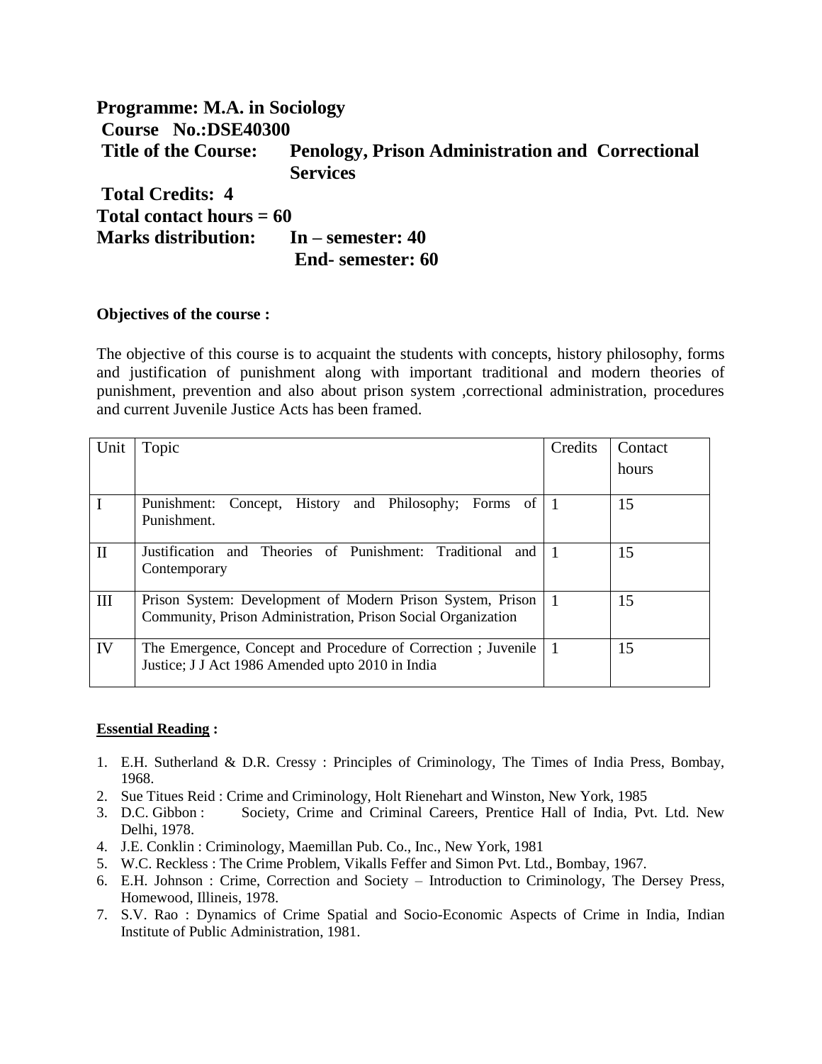**Programme: M.A. in Sociology**
**Course No.:DSE40300**
**Title of the Course: Penology, Prison Administration and Correctional Services**
**Total Credits: 4**
**Total contact hours = 60**
**Marks distribution: In – semester: 40**
**End- semester: 60**

**Objectives of the course :**

The objective of this course is to acquaint the students with concepts, history philosophy, forms and justification of punishment along with important traditional and modern theories of punishment, prevention and also about prison system ,correctional administration, procedures and current Juvenile Justice Acts has been framed.

| Unit | Topic | Credits | Contact hours |
|---|---|---|---|
| I | Punishment: Concept, History and Philosophy; Forms of Punishment. | 1 | 15 |
| II | Justification and Theories of Punishment: Traditional and Contemporary | 1 | 15 |
| III | Prison System: Development of Modern Prison System, Prison Community, Prison Administration, Prison Social Organization | 1 | 15 |
| IV | The Emergence, Concept and Procedure of Correction ; Juvenile Justice; J J Act 1986 Amended upto 2010 in India | 1 | 15 |

**Essential Reading :**

1. E.H. Sutherland & D.R. Cressy : Principles of Criminology, The Times of India Press, Bombay, 1968.
2. Sue Titues Reid : Crime and Criminology, Holt Rienehart and Winston, New York, 1985
3. D.C. Gibbon : Society, Crime and Criminal Careers, Prentice Hall of India, Pvt. Ltd. New Delhi, 1978.
4. J.E. Conklin : Criminology, Maemillan Pub. Co., Inc., New York, 1981
5. W.C. Reckless : The Crime Problem, Vikalls Feffer and Simon Pvt. Ltd., Bombay, 1967.
6. E.H. Johnson : Crime, Correction and Society – Introduction to Criminology, The Dersey Press, Homewood, Illineis, 1978.
7. S.V. Rao : Dynamics of Crime Spatial and Socio-Economic Aspects of Crime in India, Indian Institute of Public Administration, 1981.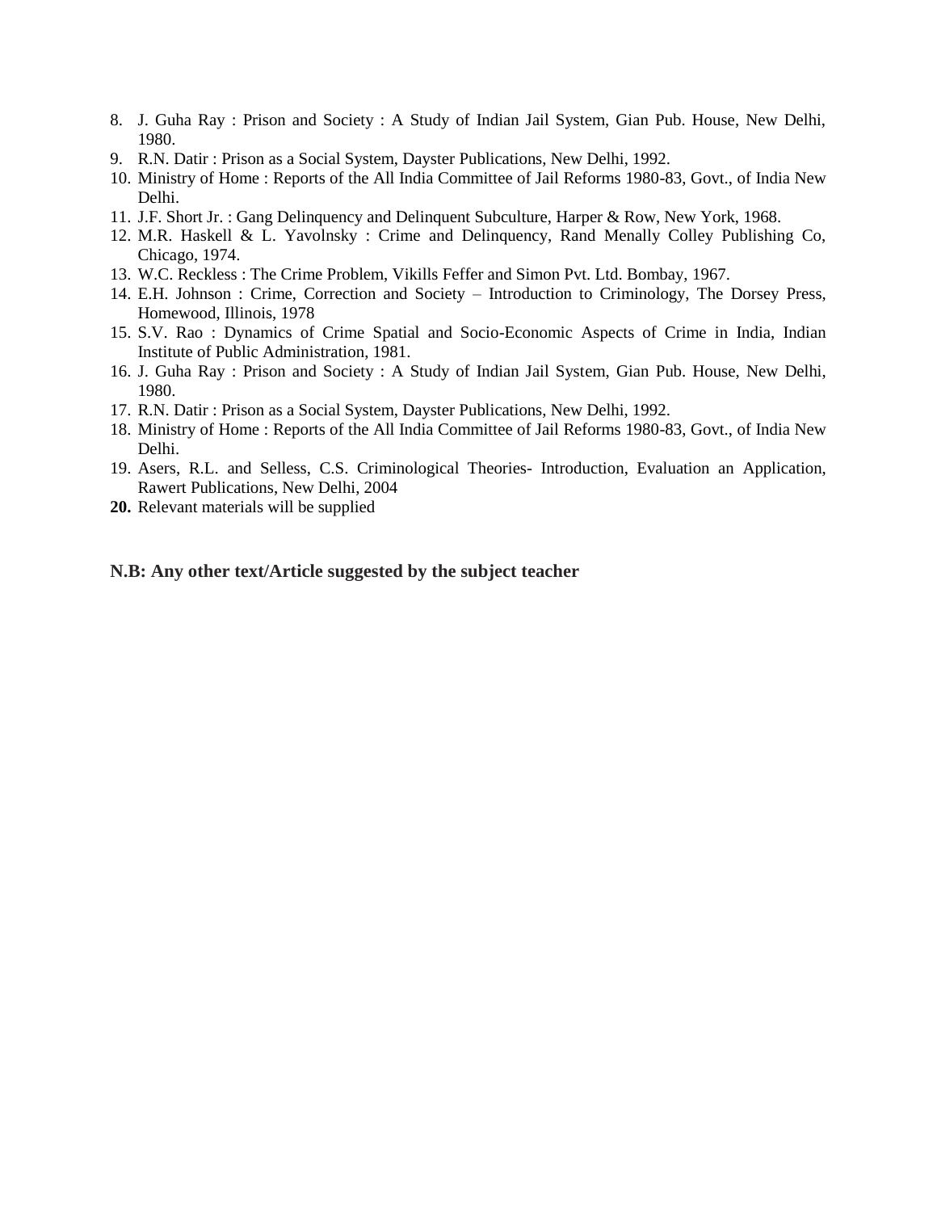8. J. Guha Ray : Prison and Society : A Study of Indian Jail System, Gian Pub. House, New Delhi, 1980.
9. R.N. Datir : Prison as a Social System, Dayster Publications, New Delhi, 1992.
10. Ministry of Home : Reports of the All India Committee of Jail Reforms 1980-83, Govt., of India New Delhi.
11. J.F. Short Jr. : Gang Delinquency and Delinquent Subculture, Harper & Row, New York, 1968.
12. M.R. Haskell & L. Yavolnsky : Crime and Delinquency, Rand Menally Colley Publishing Co, Chicago, 1974.
13. W.C. Reckless : The Crime Problem, Vikills Feffer and Simon Pvt. Ltd. Bombay, 1967.
14. E.H. Johnson : Crime, Correction and Society – Introduction to Criminology, The Dorsey Press, Homewood, Illinois, 1978
15. S.V. Rao : Dynamics of Crime Spatial and Socio-Economic Aspects of Crime in India, Indian Institute of Public Administration, 1981.
16. J. Guha Ray : Prison and Society : A Study of Indian Jail System, Gian Pub. House, New Delhi, 1980.
17. R.N. Datir : Prison as a Social System, Dayster Publications, New Delhi, 1992.
18. Ministry of Home : Reports of the All India Committee of Jail Reforms 1980-83, Govt., of India New Delhi.
19. Asers, R.L. and Selless, C.S. Criminological Theories- Introduction, Evaluation an Application, Rawert Publications, New Delhi, 2004
20. Relevant materials will be supplied

**N.B: Any other text/Article suggested by the subject teacher**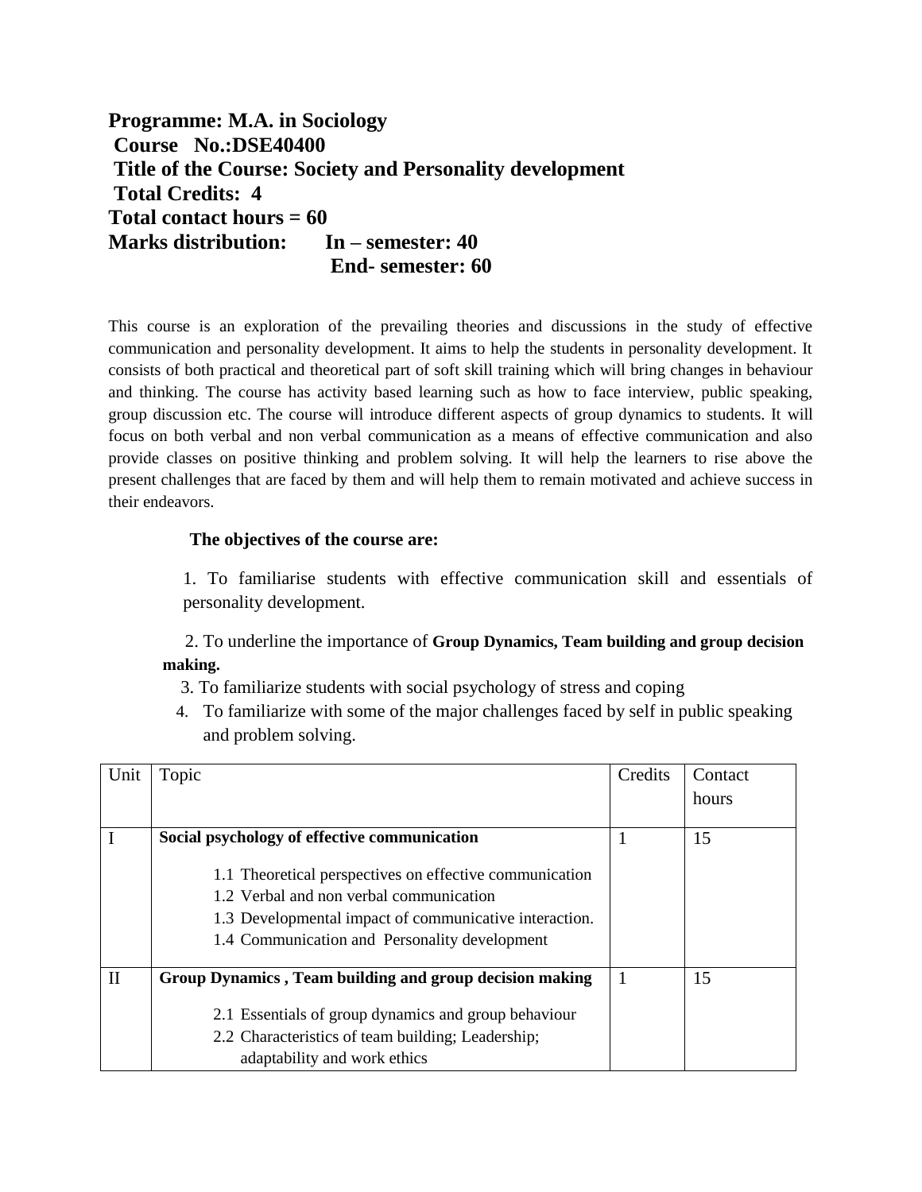**Programme: M.A. in Sociology**
**Course No.:DSE40400**
**Title of the Course: Society and Personality development**
**Total Credits: 4**
**Total contact hours = 60**
**Marks distribution: In – semester: 40**
**End- semester: 60**

This course is an exploration of the prevailing theories and discussions in the study of effective communication and personality development. It aims to help the students in personality development. It consists of both practical and theoretical part of soft skill training which will bring changes in behaviour and thinking. The course has activity based learning such as how to face interview, public speaking, group discussion etc. The course will introduce different aspects of group dynamics to students. It will focus on both verbal and non verbal communication as a means of effective communication and also provide classes on positive thinking and problem solving. It will help the learners to rise above the present challenges that are faced by them and will help them to remain motivated and achieve success in their endeavors.

**The objectives of the course are:**

1. To familiarise students with effective communication skill and essentials of personality development.
2. To underline the importance of **Group Dynamics, Team building and group decision making.**
3. To familiarize students with social psychology of stress and coping
4. To familiarize with some of the major challenges faced by self in public speaking and problem solving.

| Unit | Topic | Credits | Contact hours |
|---|---|---|---|
| I | **Social psychology of effective communication**<br>1.1 Theoretical perspectives on effective communication<br>1.2 Verbal and non verbal communication<br>1.3 Developmental impact of communicative interaction.<br>1.4 Communication and Personality development | 1 | 15 |
| II | **Group Dynamics , Team building and group decision making**<br>2.1 Essentials of group dynamics and group behaviour<br>2.2 Characteristics of team building; Leadership; adaptability and work ethics | 1 | 15 |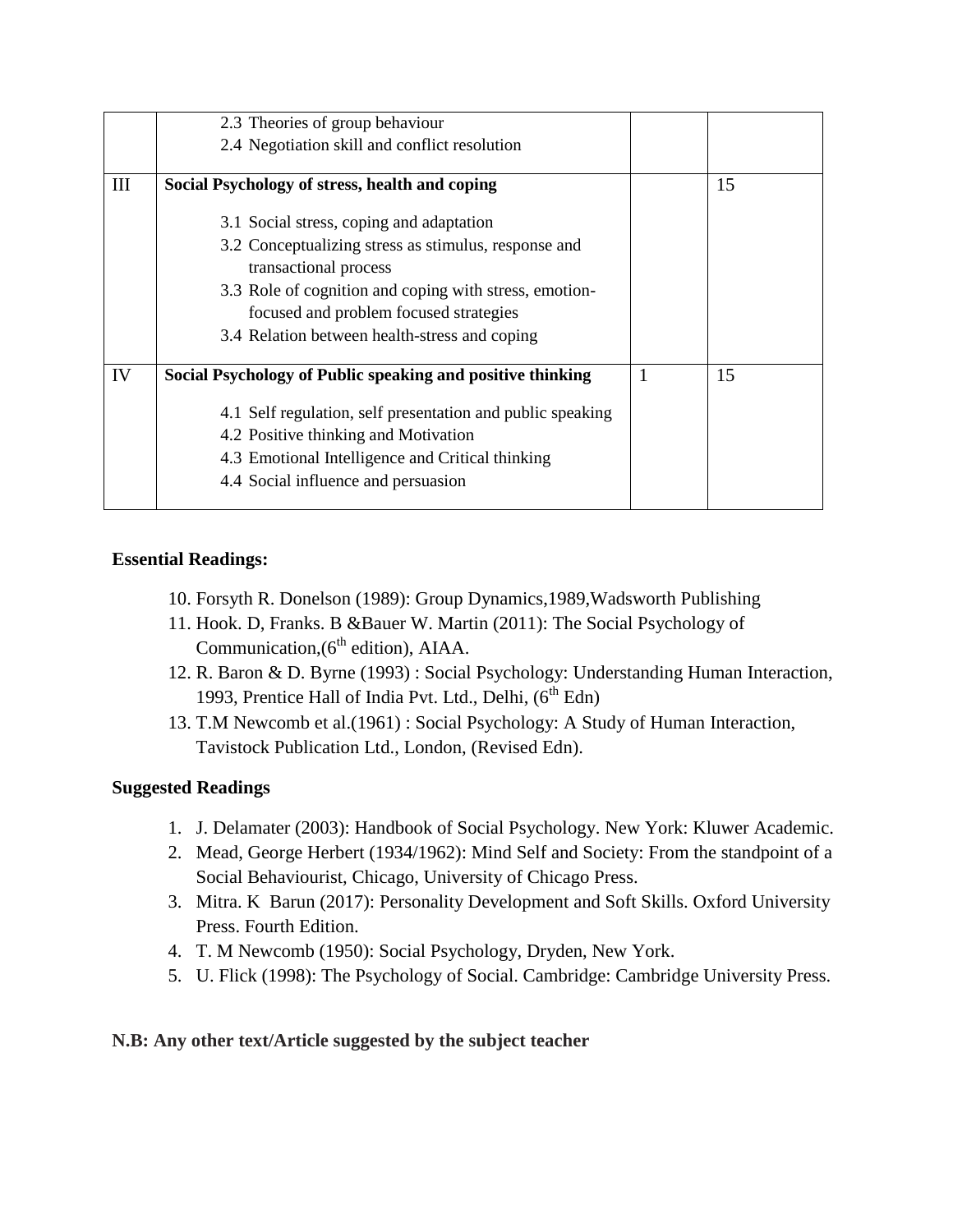| | | | |
|---|---|---|---|
| | 2.3 Theories of group behaviour<br>2.4 Negotiation skill and conflict resolution | | |
| III | **Social Psychology of stress, health and coping**<br><br>3.1 Social stress, coping and adaptation<br>3.2 Conceptualizing stress as stimulus, response and transactional process<br>3.3 Role of cognition and coping with stress, emotion-focused and problem focused strategies<br>3.4 Relation between health-stress and coping | | 15 |
| IV | **Social Psychology of Public speaking and positive thinking**<br><br>4.1 Self regulation, self presentation and public speaking<br>4.2 Positive thinking and Motivation<br>4.3 Emotional Intelligence and Critical thinking<br>4.4 Social influence and persuasion | 1 | 15 |

**Essential Readings:**

10. Forsyth R. Donelson (1989): Group Dynamics,1989,Wadsworth Publishing
11. Hook. D, Franks. B &Bauer W. Martin (2011): The Social Psychology of Communication,(6th edition), AIAA.
12. R. Baron & D. Byrne (1993) : Social Psychology: Understanding Human Interaction, 1993, Prentice Hall of India Pvt. Ltd., Delhi, (6th Edn)
13. T.M Newcomb et al.(1961) : Social Psychology: A Study of Human Interaction, Tavistock Publication Ltd., London, (Revised Edn).

**Suggested Readings**

1. J. Delamater (2003): Handbook of Social Psychology. New York: Kluwer Academic.
2. Mead, George Herbert (1934/1962): Mind Self and Society: From the standpoint of a Social Behaviourist, Chicago, University of Chicago Press.
3. Mitra. K Barun (2017): Personality Development and Soft Skills. Oxford University Press. Fourth Edition.
4. T. M Newcomb (1950): Social Psychology, Dryden, New York.
5. U. Flick (1998): The Psychology of Social. Cambridge: Cambridge University Press.

**N.B: Any other text/Article suggested by the subject teacher**